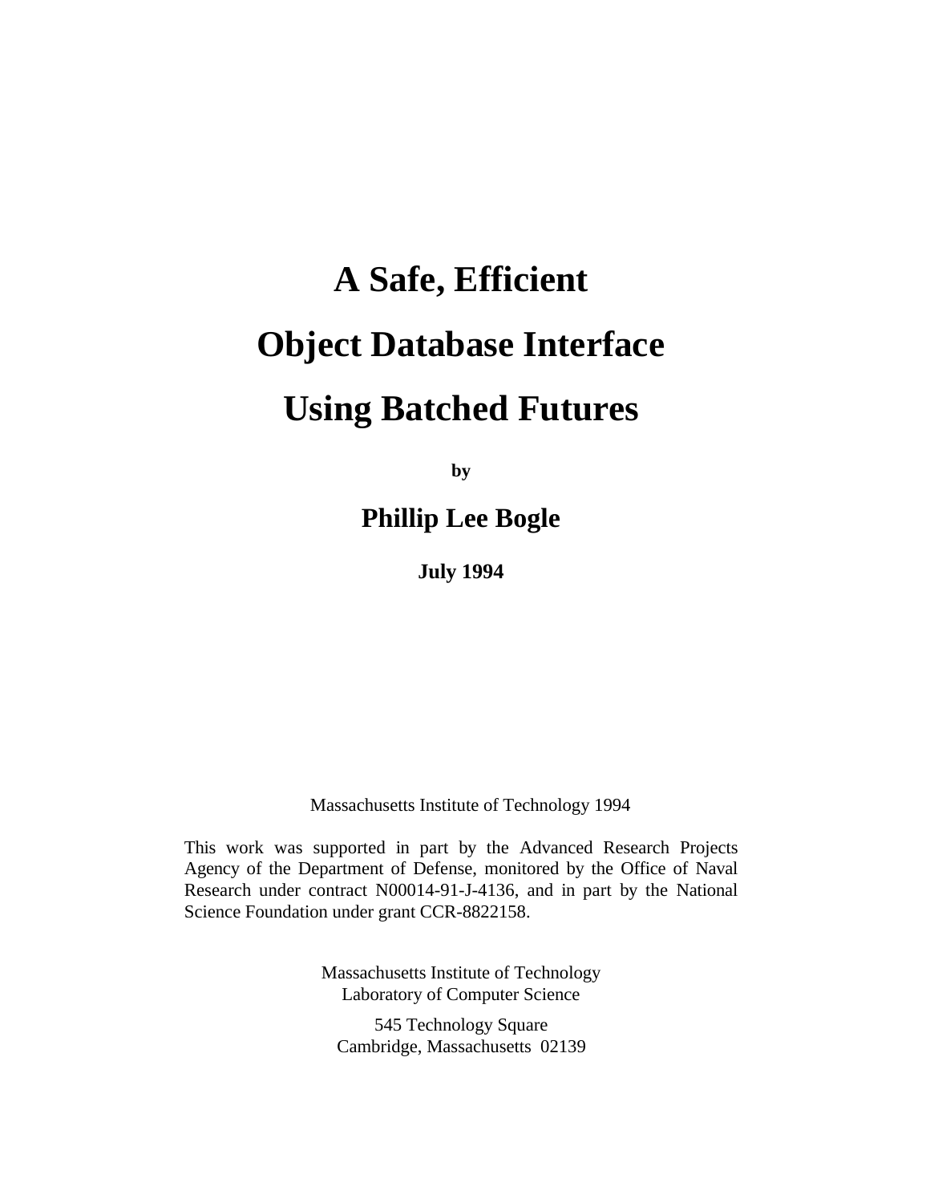# A Safe, Efficient Object Database Interface Using Batched Futures

**by**

## Phillip Lee Bogle

**July 1994**

Massachusetts Institute of Technology 1994

This work was supported in part by the Advanced Research Projects Agency of the Department of Defense, monitored by the Office of Naval Research under contract N00014-91-J-4136, and in part by the National Science Foundation under grant CCR-8822158.

Massachusetts Institute of Technology
Laboratory of Computer Science

545 Technology Square
Cambridge, Massachusetts 02139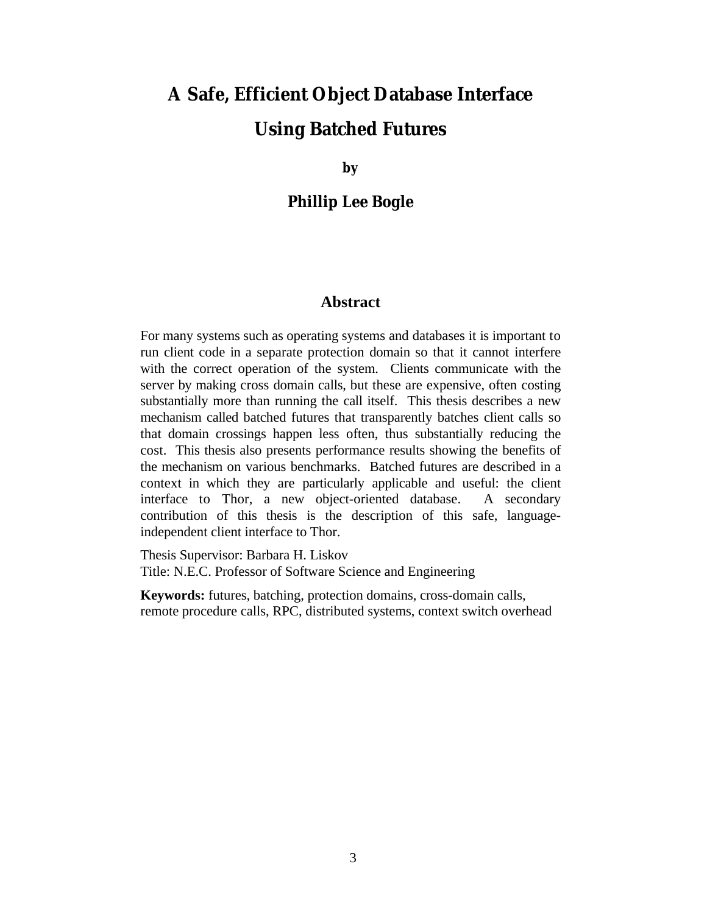# A Safe, Efficient Object Database Interface Using Batched Futures

**by**

**Phillip Lee Bogle**

## Abstract

For many systems such as operating systems and databases it is important to run client code in a separate protection domain so that it cannot interfere with the correct operation of the system. Clients communicate with the server by making cross domain calls, but these are expensive, often costing substantially more than running the call itself. This thesis describes a new mechanism called batched futures that transparently batches client calls so that domain crossings happen less often, thus substantially reducing the cost. This thesis also presents performance results showing the benefits of the mechanism on various benchmarks. Batched futures are described in a context in which they are particularly applicable and useful: the client interface to Thor, a new object-oriented database. A secondary contribution of this thesis is the description of this safe, language-independent client interface to Thor.

Thesis Supervisor: Barbara H. Liskov
Title: N.E.C. Professor of Software Science and Engineering

**Keywords:** futures, batching, protection domains, cross-domain calls, remote procedure calls, RPC, distributed systems, context switch overhead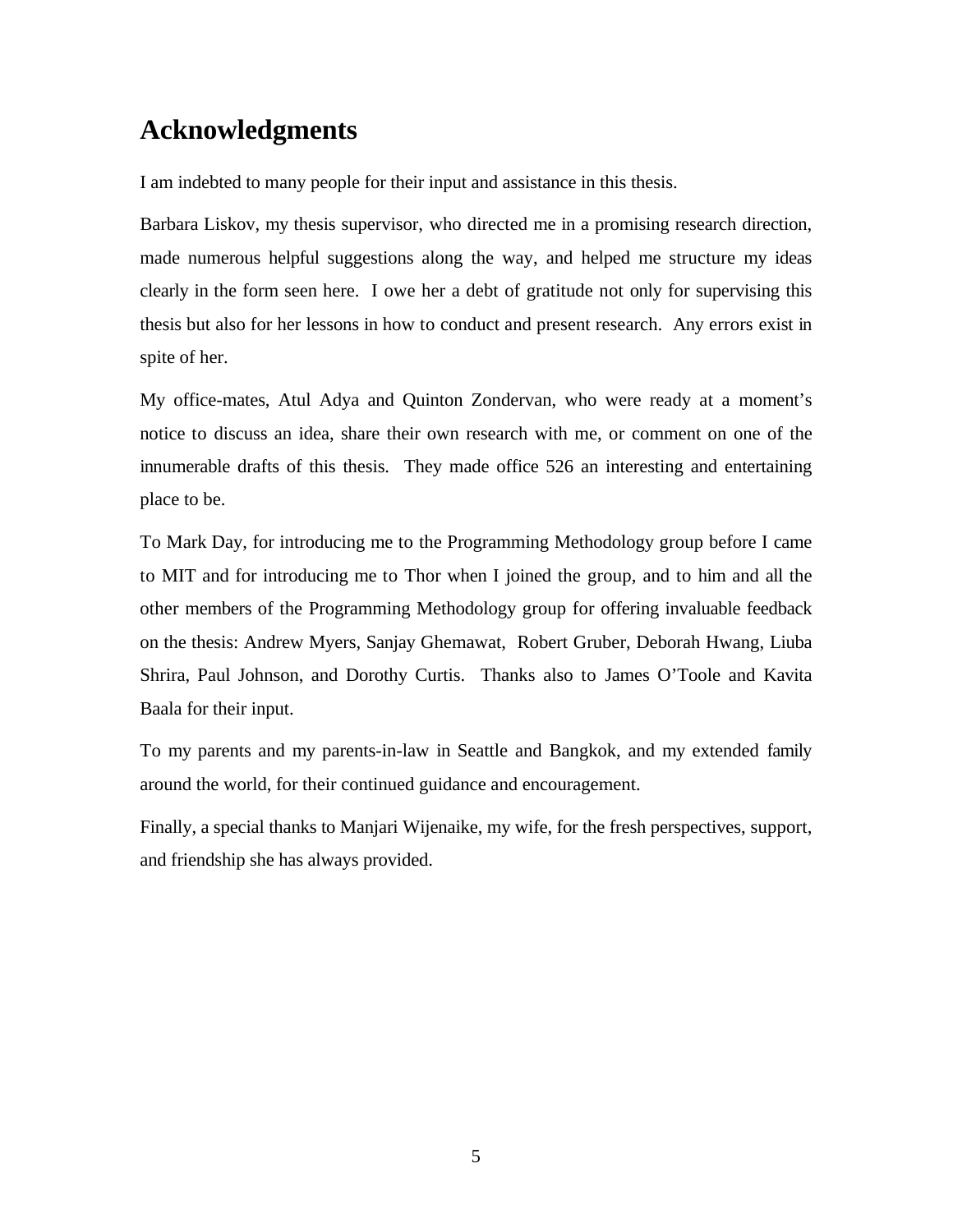# Acknowledgments

I am indebted to many people for their input and assistance in this thesis.

Barbara Liskov, my thesis supervisor, who directed me in a promising research direction, made numerous helpful suggestions along the way, and helped me structure my ideas clearly in the form seen here. I owe her a debt of gratitude not only for supervising this thesis but also for her lessons in how to conduct and present research. Any errors exist in spite of her.

My office-mates, Atul Adya and Quinton Zondervan, who were ready at a moment's notice to discuss an idea, share their own research with me, or comment on one of the innumerable drafts of this thesis. They made office 526 an interesting and entertaining place to be.

To Mark Day, for introducing me to the Programming Methodology group before I came to MIT and for introducing me to Thor when I joined the group, and to him and all the other members of the Programming Methodology group for offering invaluable feedback on the thesis: Andrew Myers, Sanjay Ghemawat, Robert Gruber, Deborah Hwang, Liuba Shrira, Paul Johnson, and Dorothy Curtis. Thanks also to James O'Toole and Kavita Baala for their input.

To my parents and my parents-in-law in Seattle and Bangkok, and my extended family around the world, for their continued guidance and encouragement.

Finally, a special thanks to Manjari Wijenaike, my wife, for the fresh perspectives, support, and friendship she has always provided.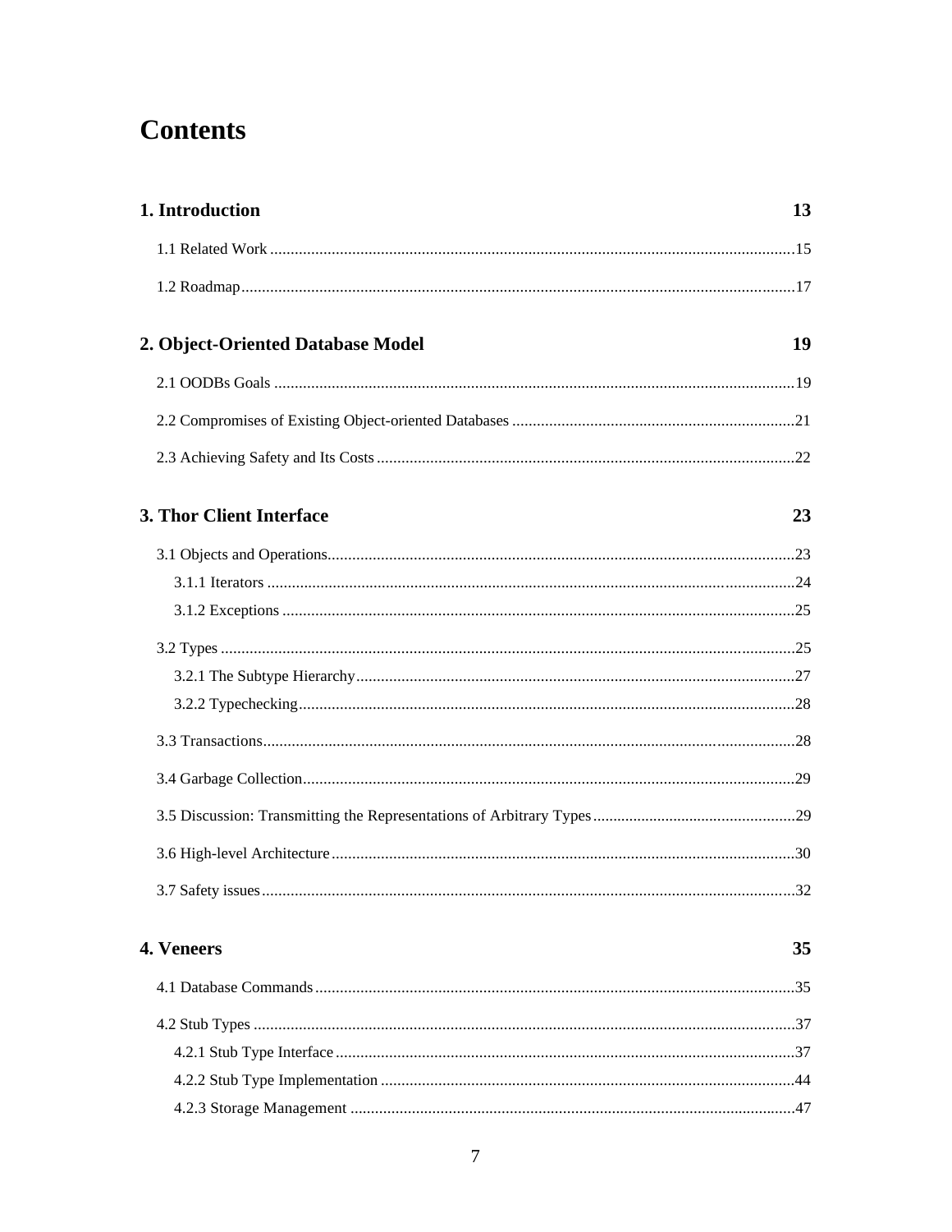# Contents

**1. Introduction** **13**

1.1 Related Work ....15

1.2 Roadmap ....17

**2. Object-Oriented Database Model** **19**

2.1 OODBs Goals ....19

2.2 Compromises of Existing Object-oriented Databases ....21

2.3 Achieving Safety and Its Costs ....22

**3. Thor Client Interface** **23**

3.1 Objects and Operations ....23

3.1.1 Iterators ....24

3.1.2 Exceptions ....25

3.2 Types ....25

3.2.1 The Subtype Hierarchy ....27

3.2.2 Typechecking ....28

3.3 Transactions ....28

3.4 Garbage Collection ....29

3.5 Discussion: Transmitting the Representations of Arbitrary Types ....29

3.6 High-level Architecture ....30

3.7 Safety issues ....32

**4. Veneers** **35**

4.1 Database Commands ....35

4.2 Stub Types ....37

4.2.1 Stub Type Interface ....37

4.2.2 Stub Type Implementation ....44

4.2.3 Storage Management ....47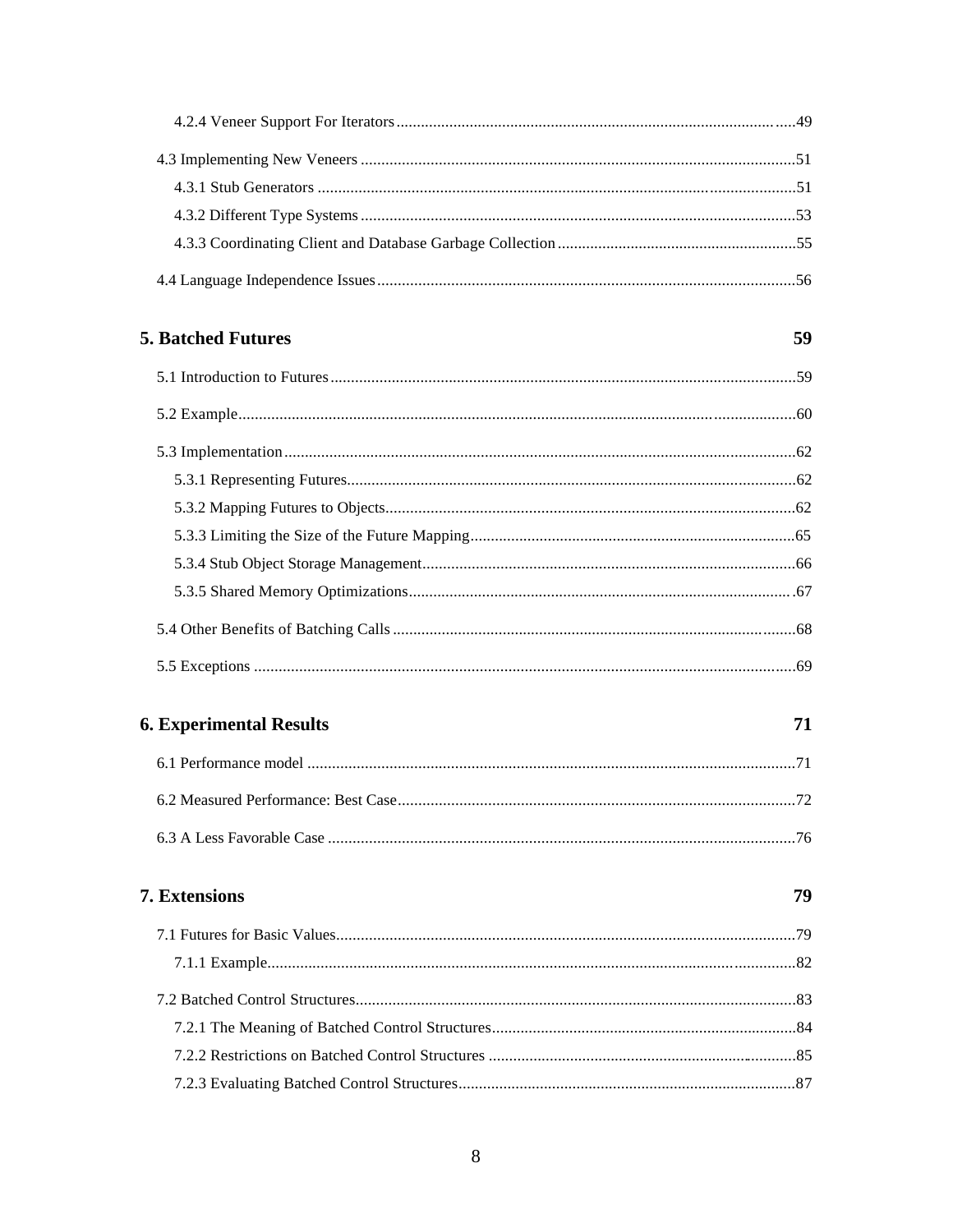4.2.4 Veneer Support For Iterators ..................................................................................................49

4.3 Implementing New Veneers ..........................................................................................................51

4.3.1 Stub Generators ......................................................................................................................51

4.3.2 Different Type Systems ...........................................................................................................53

4.3.3 Coordinating Client and Database Garbage Collection ...........................................................55

4.4 Language Independence Issues ......................................................................................................56

**5. Batched Futures** **59**

5.1 Introduction to Futures .................................................................................................................59

5.2 Example........................................................................................................................................60

5.3 Implementation .............................................................................................................................62

5.3.1 Representing Futures..............................................................................................................62

5.3.2 Mapping Futures to Objects....................................................................................................62

5.3.3 Limiting the Size of the Future Mapping................................................................................65

5.3.4 Stub Object Storage Management...........................................................................................66

5.3.5 Shared Memory Optimizations..............................................................................................67

5.4 Other Benefits of Batching Calls ...................................................................................................68

5.5 Exceptions ....................................................................................................................................69

**6. Experimental Results** **71**

6.1 Performance model .......................................................................................................................71

6.2 Measured Performance: Best Case.................................................................................................72

6.3 A Less Favorable Case ..................................................................................................................76

**7. Extensions** **79**

7.1 Futures for Basic Values................................................................................................................79

7.1.1 Example.................................................................................................................................82

7.2 Batched Control Structures............................................................................................................83

7.2.1 The Meaning of Batched Control Structures...........................................................................84

7.2.2 Restrictions on Batched Control Structures ............................................................................85

7.2.3 Evaluating Batched Control Structures...................................................................................87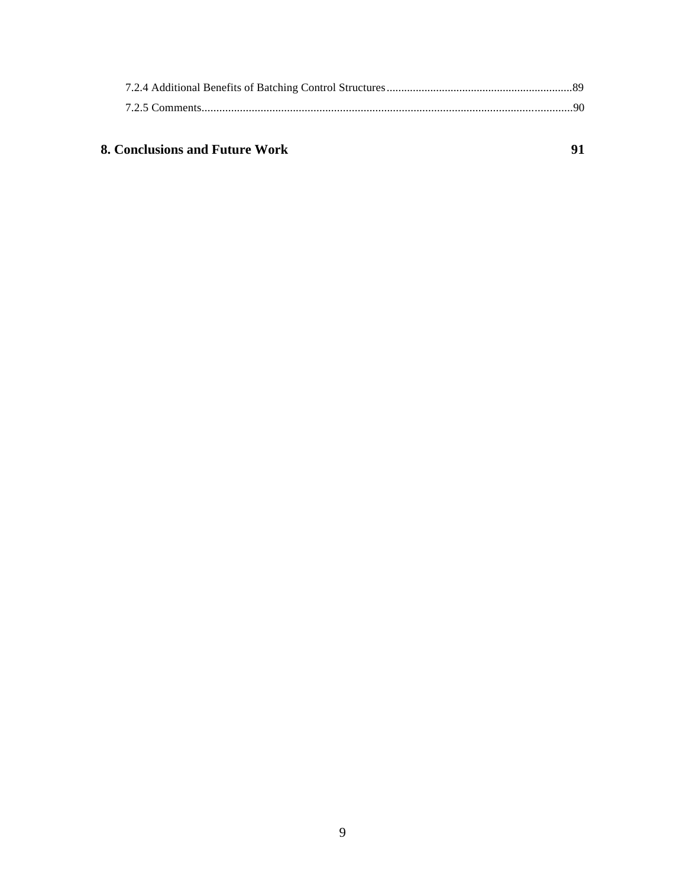7.2.4 Additional Benefits of Batching Control Structures................................................................89

7.2.5 Comments...............................................................................................................................90

**8. Conclusions and Future Work 91**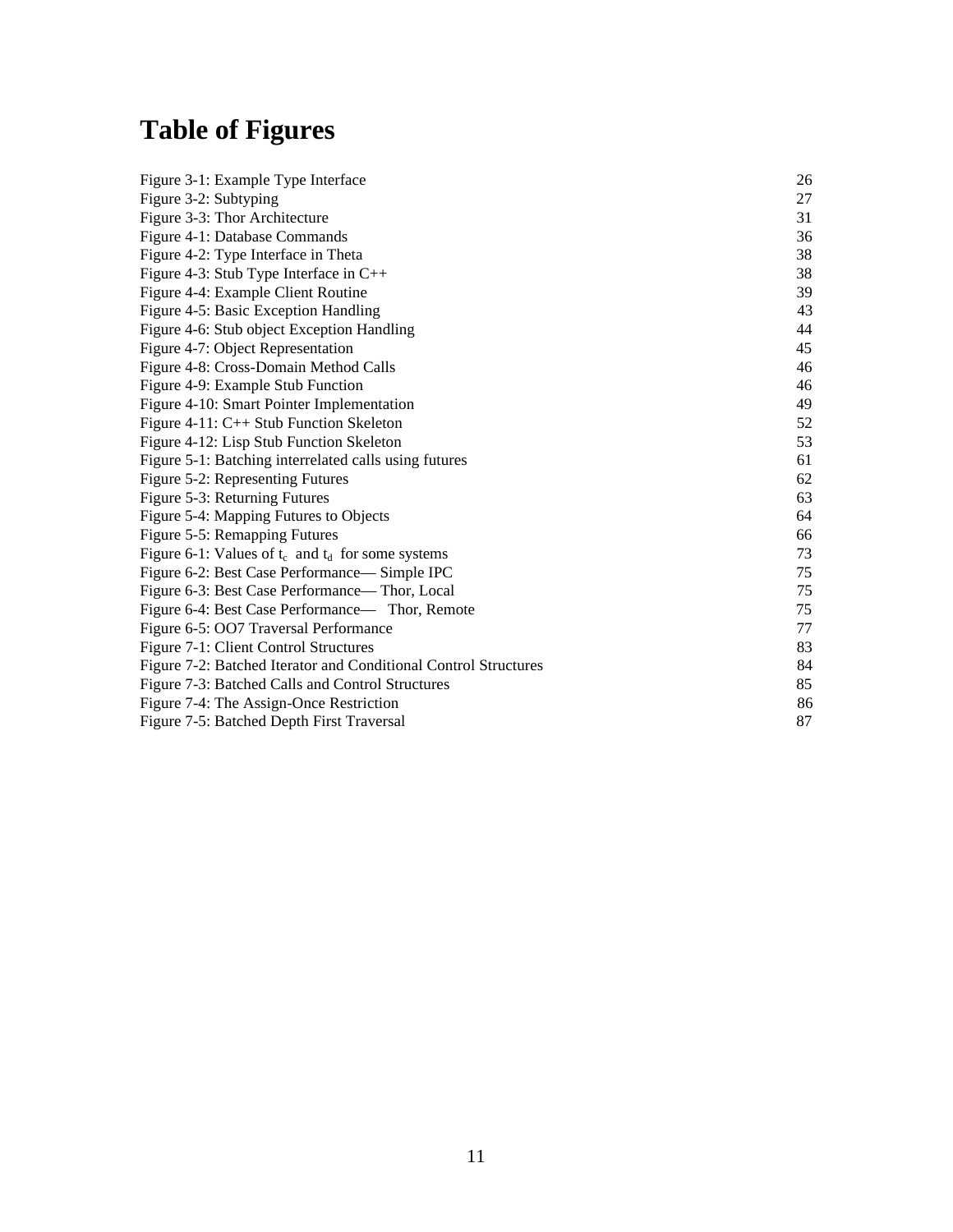# Table of Figures

| | |
|---|---|
| Figure 3-1: Example Type Interface | 26 |
| Figure 3-2: Subtyping | 27 |
| Figure 3-3: Thor Architecture | 31 |
| Figure 4-1: Database Commands | 36 |
| Figure 4-2: Type Interface in Theta | 38 |
| Figure 4-3: Stub Type Interface in C++ | 38 |
| Figure 4-4: Example Client Routine | 39 |
| Figure 4-5: Basic Exception Handling | 43 |
| Figure 4-6: Stub object Exception Handling | 44 |
| Figure 4-7: Object Representation | 45 |
| Figure 4-8: Cross-Domain Method Calls | 46 |
| Figure 4-9: Example Stub Function | 46 |
| Figure 4-10: Smart Pointer Implementation | 49 |
| Figure 4-11: C++ Stub Function Skeleton | 52 |
| Figure 4-12: Lisp Stub Function Skeleton | 53 |
| Figure 5-1: Batching interrelated calls using futures | 61 |
| Figure 5-2: Representing Futures | 62 |
| Figure 5-3: Returning Futures | 63 |
| Figure 5-4: Mapping Futures to Objects | 64 |
| Figure 5-5: Remapping Futures | 66 |
| Figure 6-1: Values of $t_c$ and $t_d$ for some systems | 73 |
| Figure 6-2: Best Case Performance— Simple IPC | 75 |
| Figure 6-3: Best Case Performance— Thor, Local | 75 |
| Figure 6-4: Best Case Performance— Thor, Remote | 75 |
| Figure 6-5: OO7 Traversal Performance | 77 |
| Figure 7-1: Client Control Structures | 83 |
| Figure 7-2: Batched Iterator and Conditional Control Structures | 84 |
| Figure 7-3: Batched Calls and Control Structures | 85 |
| Figure 7-4: The Assign-Once Restriction | 86 |
| Figure 7-5: Batched Depth First Traversal | 87 |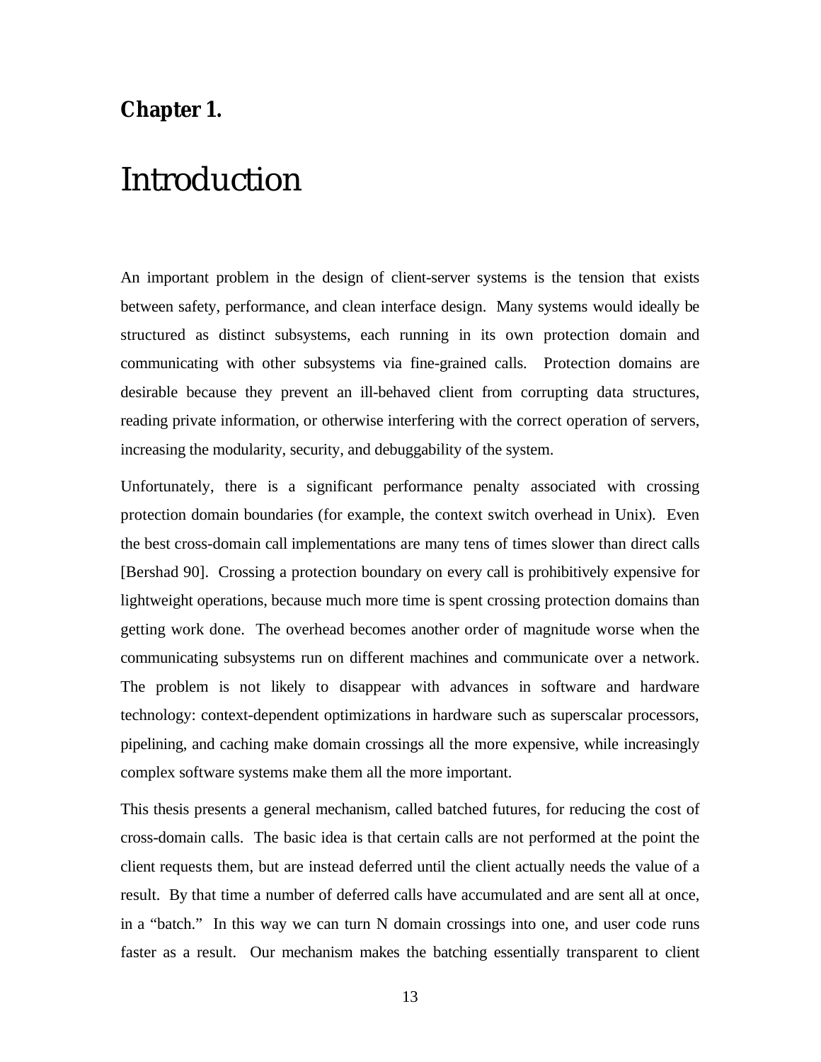**Chapter 1.**

# Introduction

An important problem in the design of client-server systems is the tension that exists between safety, performance, and clean interface design. Many systems would ideally be structured as distinct subsystems, each running in its own protection domain and communicating with other subsystems via fine-grained calls. Protection domains are desirable because they prevent an ill-behaved client from corrupting data structures, reading private information, or otherwise interfering with the correct operation of servers, increasing the modularity, security, and debuggability of the system.

Unfortunately, there is a significant performance penalty associated with crossing protection domain boundaries (for example, the context switch overhead in Unix). Even the best cross-domain call implementations are many tens of times slower than direct calls [Bershad 90]. Crossing a protection boundary on every call is prohibitively expensive for lightweight operations, because much more time is spent crossing protection domains than getting work done. The overhead becomes another order of magnitude worse when the communicating subsystems run on different machines and communicate over a network. The problem is not likely to disappear with advances in software and hardware technology: context-dependent optimizations in hardware such as superscalar processors, pipelining, and caching make domain crossings all the more expensive, while increasingly complex software systems make them all the more important.

This thesis presents a general mechanism, called batched futures, for reducing the cost of cross-domain calls. The basic idea is that certain calls are not performed at the point the client requests them, but are instead deferred until the client actually needs the value of a result. By that time a number of deferred calls have accumulated and are sent all at once, in a "batch." In this way we can turn N domain crossings into one, and user code runs faster as a result. Our mechanism makes the batching essentially transparent to client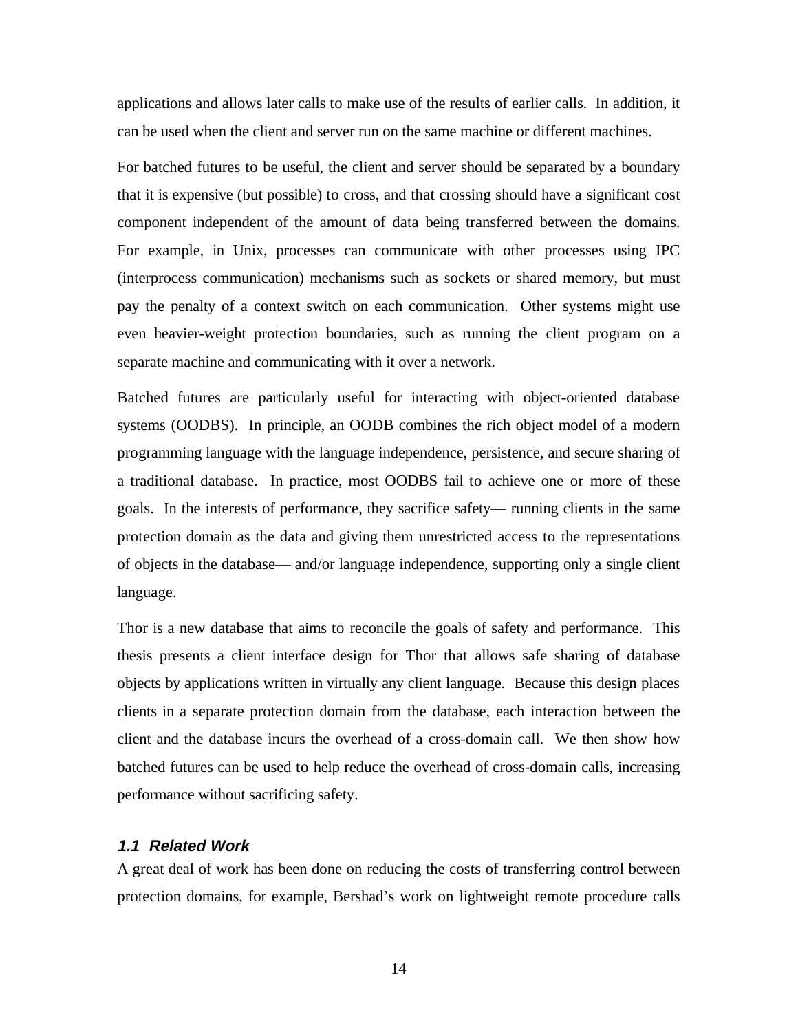applications and allows later calls to make use of the results of earlier calls. In addition, it can be used when the client and server run on the same machine or different machines.

For batched futures to be useful, the client and server should be separated by a boundary that it is expensive (but possible) to cross, and that crossing should have a significant cost component independent of the amount of data being transferred between the domains. For example, in Unix, processes can communicate with other processes using IPC (interprocess communication) mechanisms such as sockets or shared memory, but must pay the penalty of a context switch on each communication. Other systems might use even heavier-weight protection boundaries, such as running the client program on a separate machine and communicating with it over a network.

Batched futures are particularly useful for interacting with object-oriented database systems (OODBS). In principle, an OODB combines the rich object model of a modern programming language with the language independence, persistence, and secure sharing of a traditional database. In practice, most OODBS fail to achieve one or more of these goals. In the interests of performance, they sacrifice safety— running clients in the same protection domain as the data and giving them unrestricted access to the representations of objects in the database— and/or language independence, supporting only a single client language.

Thor is a new database that aims to reconcile the goals of safety and performance. This thesis presents a client interface design for Thor that allows safe sharing of database objects by applications written in virtually any client language. Because this design places clients in a separate protection domain from the database, each interaction between the client and the database incurs the overhead of a cross-domain call. We then show how batched futures can be used to help reduce the overhead of cross-domain calls, increasing performance without sacrificing safety.

### 1.1 Related Work

A great deal of work has been done on reducing the costs of transferring control between protection domains, for example, Bershad's work on lightweight remote procedure calls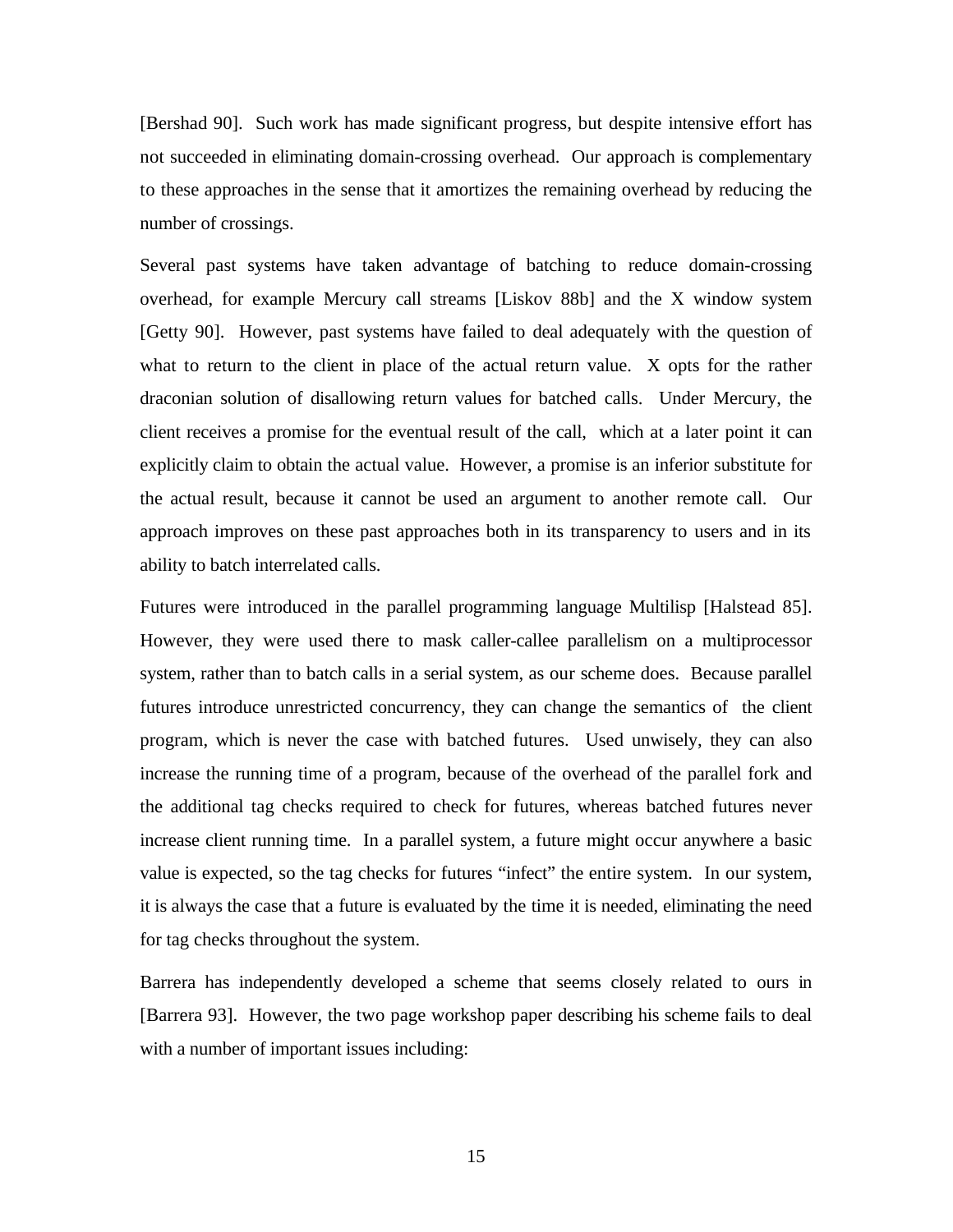[Bershad 90]. Such work has made significant progress, but despite intensive effort has not succeeded in eliminating domain-crossing overhead. Our approach is complementary to these approaches in the sense that it amortizes the remaining overhead by reducing the number of crossings.

Several past systems have taken advantage of batching to reduce domain-crossing overhead, for example Mercury call streams [Liskov 88b] and the X window system [Getty 90]. However, past systems have failed to deal adequately with the question of what to return to the client in place of the actual return value. X opts for the rather draconian solution of disallowing return values for batched calls. Under Mercury, the client receives a promise for the eventual result of the call, which at a later point it can explicitly claim to obtain the actual value. However, a promise is an inferior substitute for the actual result, because it cannot be used an argument to another remote call. Our approach improves on these past approaches both in its transparency to users and in its ability to batch interrelated calls.

Futures were introduced in the parallel programming language Multilisp [Halstead 85]. However, they were used there to mask caller-callee parallelism on a multiprocessor system, rather than to batch calls in a serial system, as our scheme does. Because parallel futures introduce unrestricted concurrency, they can change the semantics of the client program, which is never the case with batched futures. Used unwisely, they can also increase the running time of a program, because of the overhead of the parallel fork and the additional tag checks required to check for futures, whereas batched futures never increase client running time. In a parallel system, a future might occur anywhere a basic value is expected, so the tag checks for futures "infect" the entire system. In our system, it is always the case that a future is evaluated by the time it is needed, eliminating the need for tag checks throughout the system.

Barrera has independently developed a scheme that seems closely related to ours in [Barrera 93]. However, the two page workshop paper describing his scheme fails to deal with a number of important issues including: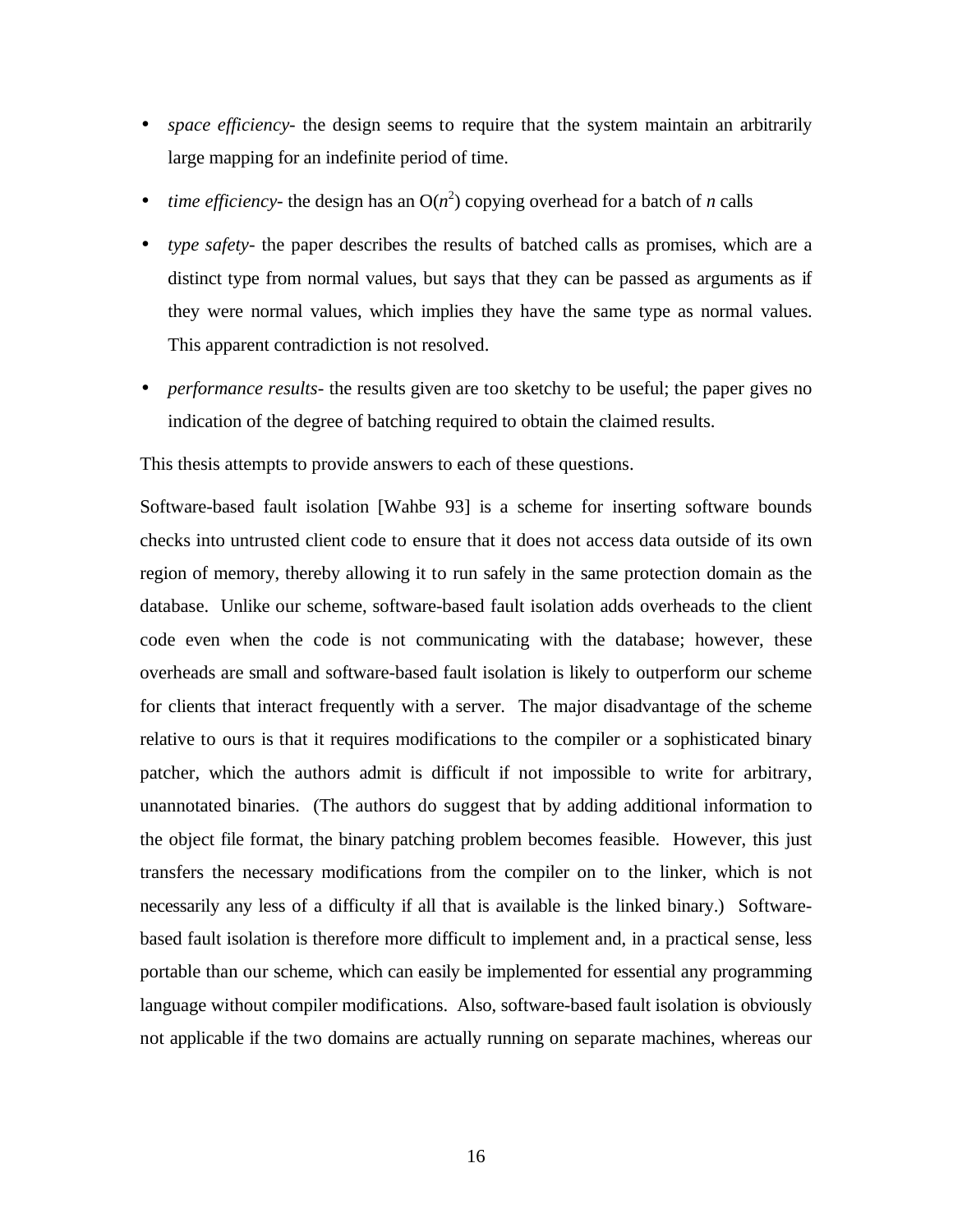- *space efficiency*- the design seems to require that the system maintain an arbitrarily large mapping for an indefinite period of time.
- *time efficiency*- the design has an $O(n^2)$ copying overhead for a batch of $n$ calls
- *type safety*- the paper describes the results of batched calls as promises, which are a distinct type from normal values, but says that they can be passed as arguments as if they were normal values, which implies they have the same type as normal values. This apparent contradiction is not resolved.
- *performance results*- the results given are too sketchy to be useful; the paper gives no indication of the degree of batching required to obtain the claimed results.

This thesis attempts to provide answers to each of these questions.

Software-based fault isolation [Wahbe 93] is a scheme for inserting software bounds checks into untrusted client code to ensure that it does not access data outside of its own region of memory, thereby allowing it to run safely in the same protection domain as the database. Unlike our scheme, software-based fault isolation adds overheads to the client code even when the code is not communicating with the database; however, these overheads are small and software-based fault isolation is likely to outperform our scheme for clients that interact frequently with a server. The major disadvantage of the scheme relative to ours is that it requires modifications to the compiler or a sophisticated binary patcher, which the authors admit is difficult if not impossible to write for arbitrary, unannotated binaries. (The authors do suggest that by adding additional information to the object file format, the binary patching problem becomes feasible. However, this just transfers the necessary modifications from the compiler on to the linker, which is not necessarily any less of a difficulty if all that is available is the linked binary.) Software-based fault isolation is therefore more difficult to implement and, in a practical sense, less portable than our scheme, which can easily be implemented for essential any programming language without compiler modifications. Also, software-based fault isolation is obviously not applicable if the two domains are actually running on separate machines, whereas our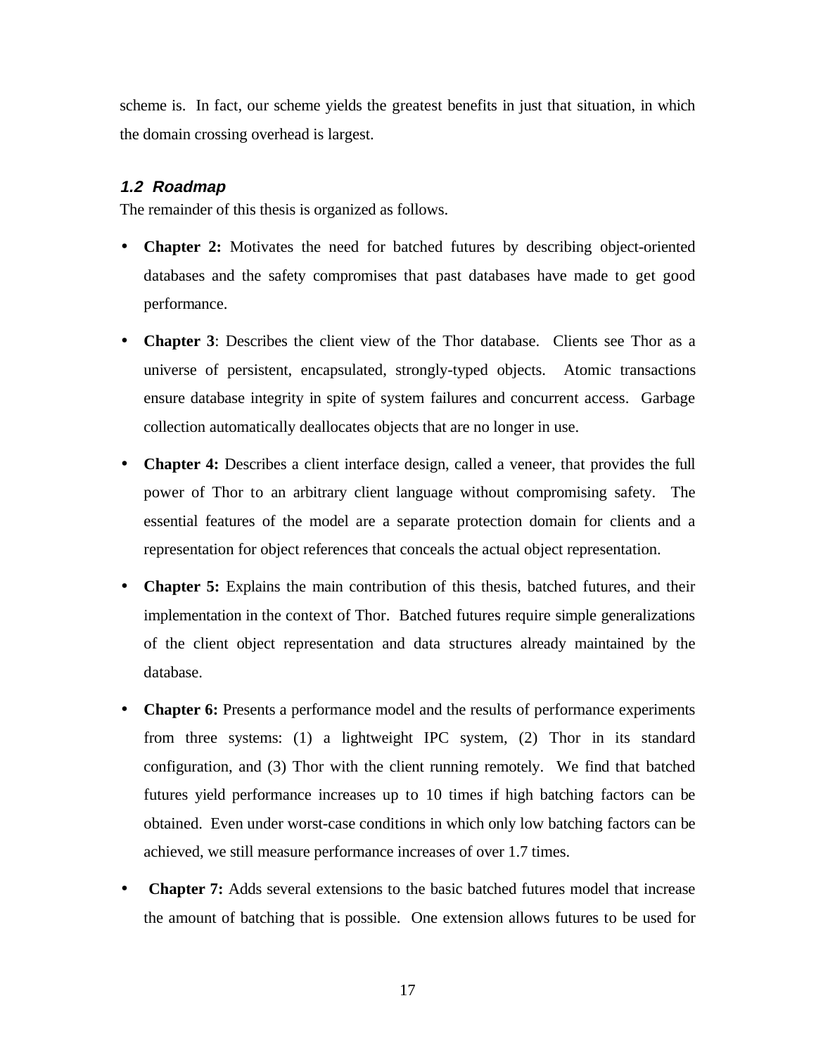scheme is. In fact, our scheme yields the greatest benefits in just that situation, in which the domain crossing overhead is largest.

### *1.2 Roadmap*

The remainder of this thesis is organized as follows.

- **Chapter 2:** Motivates the need for batched futures by describing object-oriented databases and the safety compromises that past databases have made to get good performance.

- **Chapter 3**: Describes the client view of the Thor database. Clients see Thor as a universe of persistent, encapsulated, strongly-typed objects. Atomic transactions ensure database integrity in spite of system failures and concurrent access. Garbage collection automatically deallocates objects that are no longer in use.

- **Chapter 4:** Describes a client interface design, called a veneer, that provides the full power of Thor to an arbitrary client language without compromising safety. The essential features of the model are a separate protection domain for clients and a representation for object references that conceals the actual object representation.

- **Chapter 5:** Explains the main contribution of this thesis, batched futures, and their implementation in the context of Thor. Batched futures require simple generalizations of the client object representation and data structures already maintained by the database.

- **Chapter 6:** Presents a performance model and the results of performance experiments from three systems: (1) a lightweight IPC system, (2) Thor in its standard configuration, and (3) Thor with the client running remotely. We find that batched futures yield performance increases up to 10 times if high batching factors can be obtained. Even under worst-case conditions in which only low batching factors can be achieved, we still measure performance increases of over 1.7 times.

- **Chapter 7:** Adds several extensions to the basic batched futures model that increase the amount of batching that is possible. One extension allows futures to be used for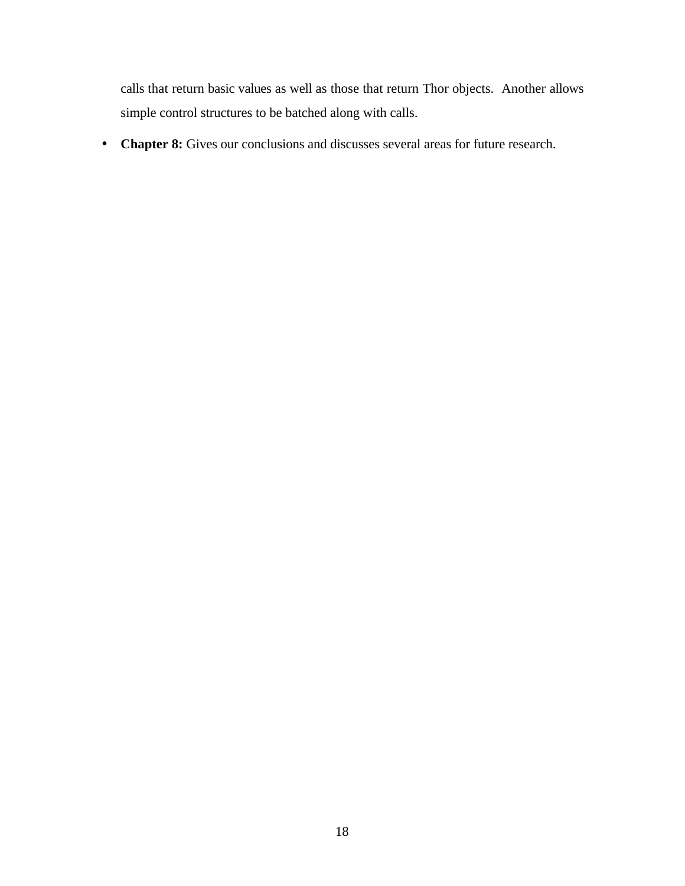calls that return basic values as well as those that return Thor objects.  Another allows simple control structures to be batched along with calls.

- **Chapter 8:** Gives our conclusions and discusses several areas for future research.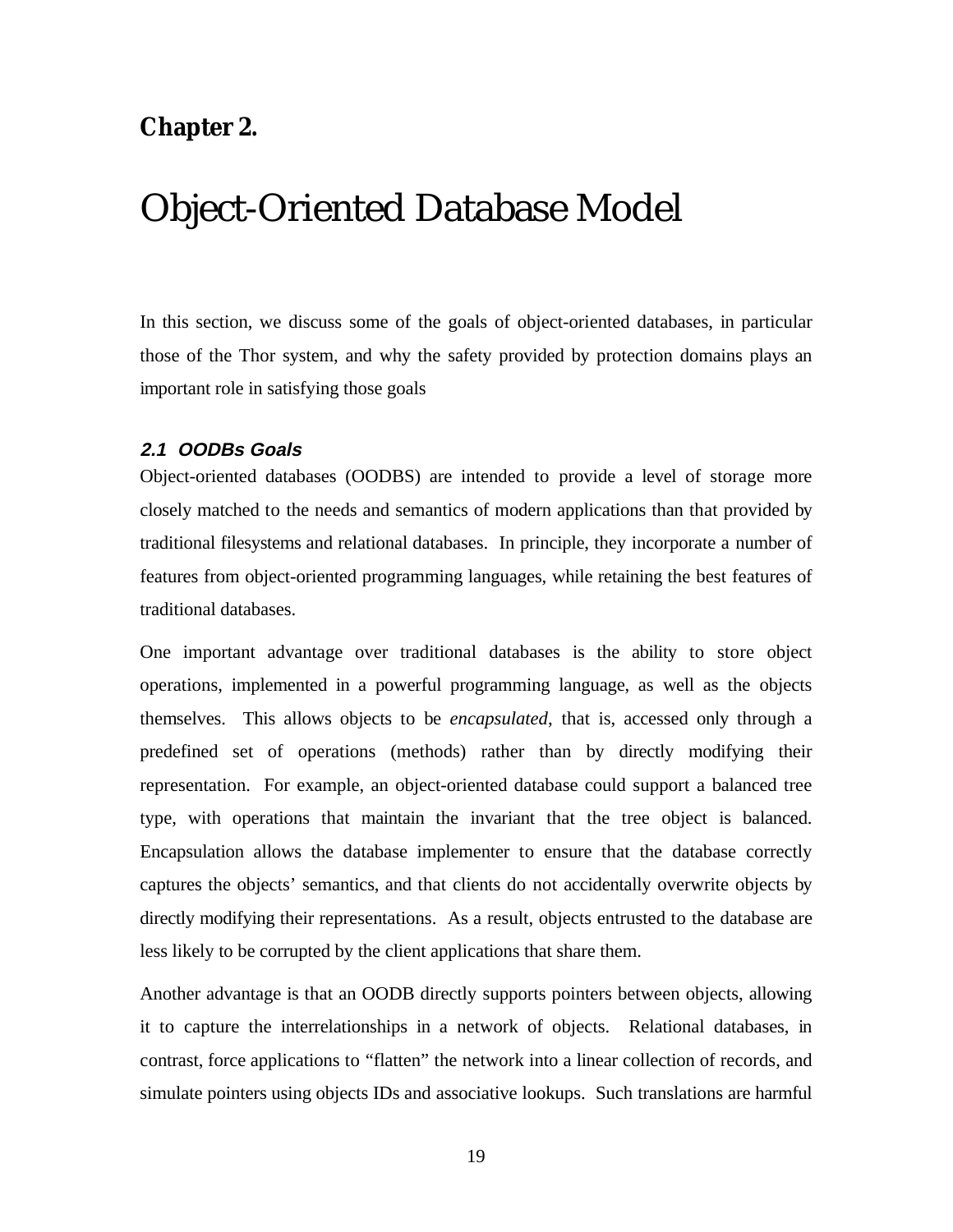**Chapter 2.**

# Object-Oriented Database Model

In this section, we discuss some of the goals of object-oriented databases, in particular those of the Thor system, and why the safety provided by protection domains plays an important role in satisfying those goals

## 2.1 OODBs Goals

Object-oriented databases (OODBS) are intended to provide a level of storage more closely matched to the needs and semantics of modern applications than that provided by traditional filesystems and relational databases. In principle, they incorporate a number of features from object-oriented programming languages, while retaining the best features of traditional databases.

One important advantage over traditional databases is the ability to store object operations, implemented in a powerful programming language, as well as the objects themselves. This allows objects to be *encapsulated*, that is, accessed only through a predefined set of operations (methods) rather than by directly modifying their representation. For example, an object-oriented database could support a balanced tree type, with operations that maintain the invariant that the tree object is balanced. Encapsulation allows the database implementer to ensure that the database correctly captures the objects' semantics, and that clients do not accidentally overwrite objects by directly modifying their representations. As a result, objects entrusted to the database are less likely to be corrupted by the client applications that share them.

Another advantage is that an OODB directly supports pointers between objects, allowing it to capture the interrelationships in a network of objects. Relational databases, in contrast, force applications to "flatten" the network into a linear collection of records, and simulate pointers using objects IDs and associative lookups. Such translations are harmful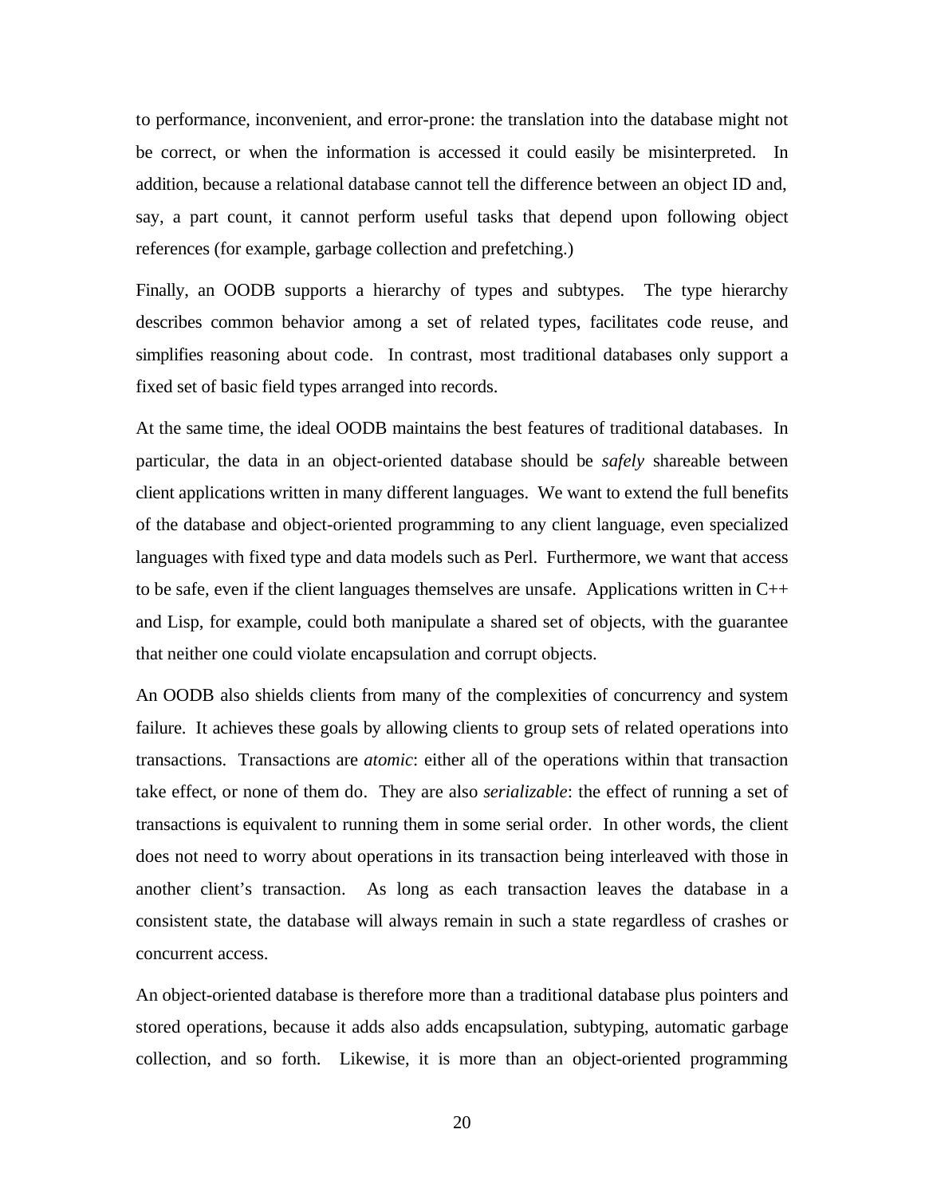to performance, inconvenient, and error-prone: the translation into the database might not be correct, or when the information is accessed it could easily be misinterpreted. In addition, because a relational database cannot tell the difference between an object ID and, say, a part count, it cannot perform useful tasks that depend upon following object references (for example, garbage collection and prefetching.)

Finally, an OODB supports a hierarchy of types and subtypes. The type hierarchy describes common behavior among a set of related types, facilitates code reuse, and simplifies reasoning about code. In contrast, most traditional databases only support a fixed set of basic field types arranged into records.

At the same time, the ideal OODB maintains the best features of traditional databases. In particular, the data in an object-oriented database should be *safely* shareable between client applications written in many different languages. We want to extend the full benefits of the database and object-oriented programming to any client language, even specialized languages with fixed type and data models such as Perl. Furthermore, we want that access to be safe, even if the client languages themselves are unsafe. Applications written in C++ and Lisp, for example, could both manipulate a shared set of objects, with the guarantee that neither one could violate encapsulation and corrupt objects.

An OODB also shields clients from many of the complexities of concurrency and system failure. It achieves these goals by allowing clients to group sets of related operations into transactions. Transactions are *atomic*: either all of the operations within that transaction take effect, or none of them do. They are also *serializable*: the effect of running a set of transactions is equivalent to running them in some serial order. In other words, the client does not need to worry about operations in its transaction being interleaved with those in another client's transaction. As long as each transaction leaves the database in a consistent state, the database will always remain in such a state regardless of crashes or concurrent access.

An object-oriented database is therefore more than a traditional database plus pointers and stored operations, because it adds also adds encapsulation, subtyping, automatic garbage collection, and so forth. Likewise, it is more than an object-oriented programming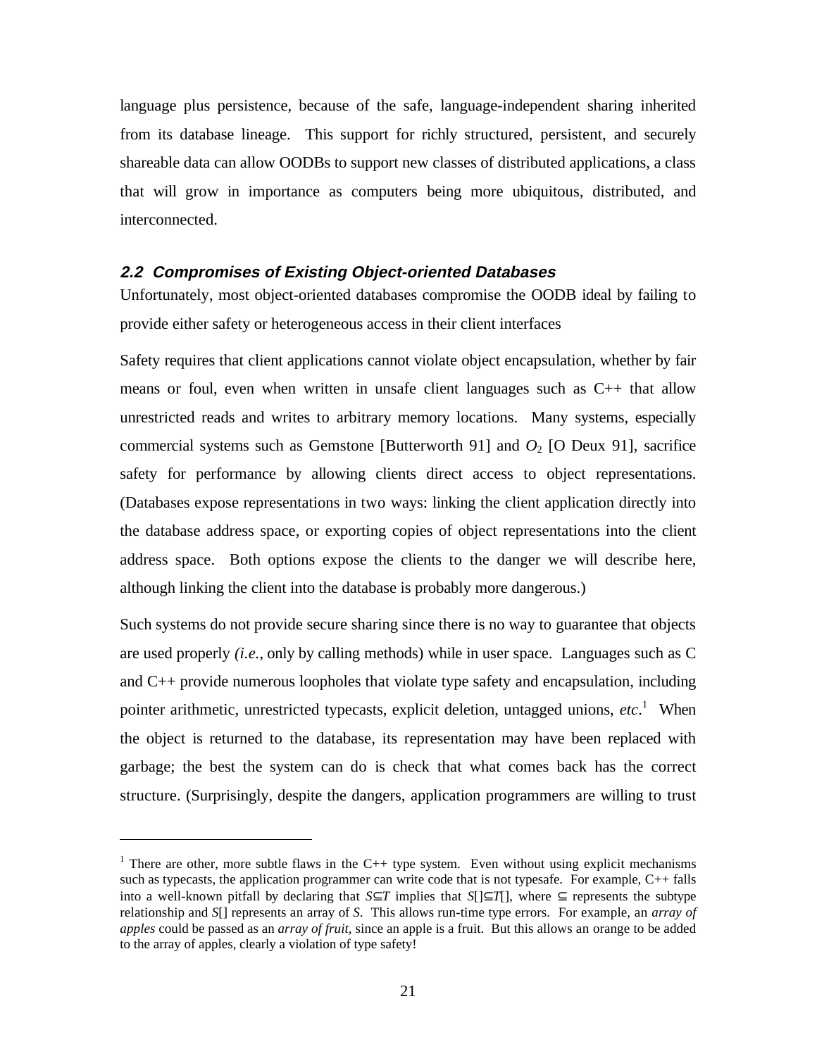language plus persistence, because of the safe, language-independent sharing inherited from its database lineage. This support for richly structured, persistent, and securely shareable data can allow OODBs to support new classes of distributed applications, a class that will grow in importance as computers being more ubiquitous, distributed, and interconnected.

### 2.2 Compromises of Existing Object-oriented Databases

Unfortunately, most object-oriented databases compromise the OODB ideal by failing to provide either safety or heterogeneous access in their client interfaces

Safety requires that client applications cannot violate object encapsulation, whether by fair means or foul, even when written in unsafe client languages such as C++ that allow unrestricted reads and writes to arbitrary memory locations. Many systems, especially commercial systems such as Gemstone [Butterworth 91] and $O_2$ [O Deux 91], sacrifice safety for performance by allowing clients direct access to object representations. (Databases expose representations in two ways: linking the client application directly into the database address space, or exporting copies of object representations into the client address space. Both options expose the clients to the danger we will describe here, although linking the client into the database is probably more dangerous.)

Such systems do not provide secure sharing since there is no way to guarantee that objects are used properly *(i.e.*, only by calling methods) while in user space. Languages such as C and C++ provide numerous loopholes that violate type safety and encapsulation, including pointer arithmetic, unrestricted typecasts, explicit deletion, untagged unions, *etc*.[1] When the object is returned to the database, its representation may have been replaced with garbage; the best the system can do is check that what comes back has the correct structure. (Surprisingly, despite the dangers, application programmers are willing to trust

---

[1] There are other, more subtle flaws in the C++ type system. Even without using explicit mechanisms such as typecasts, the application programmer can write code that is not typesafe. For example, C++ falls into a well-known pitfall by declaring that $S \subseteq T$ implies that $S[] \subseteq T[]$, where $\subseteq$ represents the subtype relationship and $S[]$ represents an array of $S$. This allows run-time type errors. For example, an *array of apples* could be passed as an *array of fruit*, since an apple is a fruit. But this allows an orange to be added to the array of apples, clearly a violation of type safety!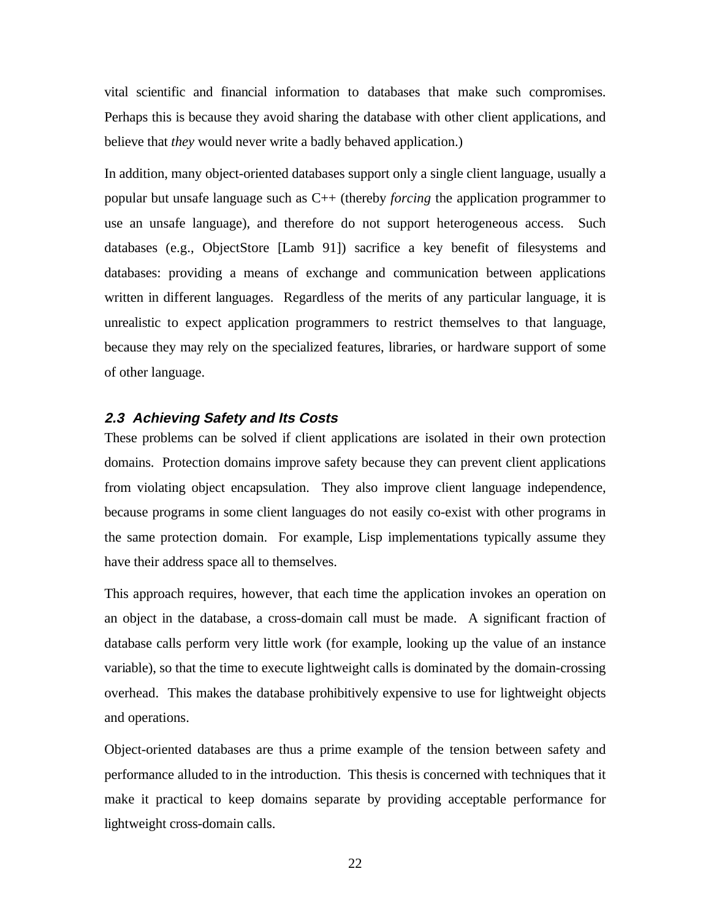vital scientific and financial information to databases that make such compromises. Perhaps this is because they avoid sharing the database with other client applications, and believe that *they* would never write a badly behaved application.)

In addition, many object-oriented databases support only a single client language, usually a popular but unsafe language such as C++ (thereby *forcing* the application programmer to use an unsafe language), and therefore do not support heterogeneous access. Such databases (e.g., ObjectStore [Lamb 91]) sacrifice a key benefit of filesystems and databases: providing a means of exchange and communication between applications written in different languages. Regardless of the merits of any particular language, it is unrealistic to expect application programmers to restrict themselves to that language, because they may rely on the specialized features, libraries, or hardware support of some of other language.

### 2.3 Achieving Safety and Its Costs

These problems can be solved if client applications are isolated in their own protection domains. Protection domains improve safety because they can prevent client applications from violating object encapsulation. They also improve client language independence, because programs in some client languages do not easily co-exist with other programs in the same protection domain. For example, Lisp implementations typically assume they have their address space all to themselves.

This approach requires, however, that each time the application invokes an operation on an object in the database, a cross-domain call must be made. A significant fraction of database calls perform very little work (for example, looking up the value of an instance variable), so that the time to execute lightweight calls is dominated by the domain-crossing overhead. This makes the database prohibitively expensive to use for lightweight objects and operations.

Object-oriented databases are thus a prime example of the tension between safety and performance alluded to in the introduction. This thesis is concerned with techniques that it make it practical to keep domains separate by providing acceptable performance for lightweight cross-domain calls.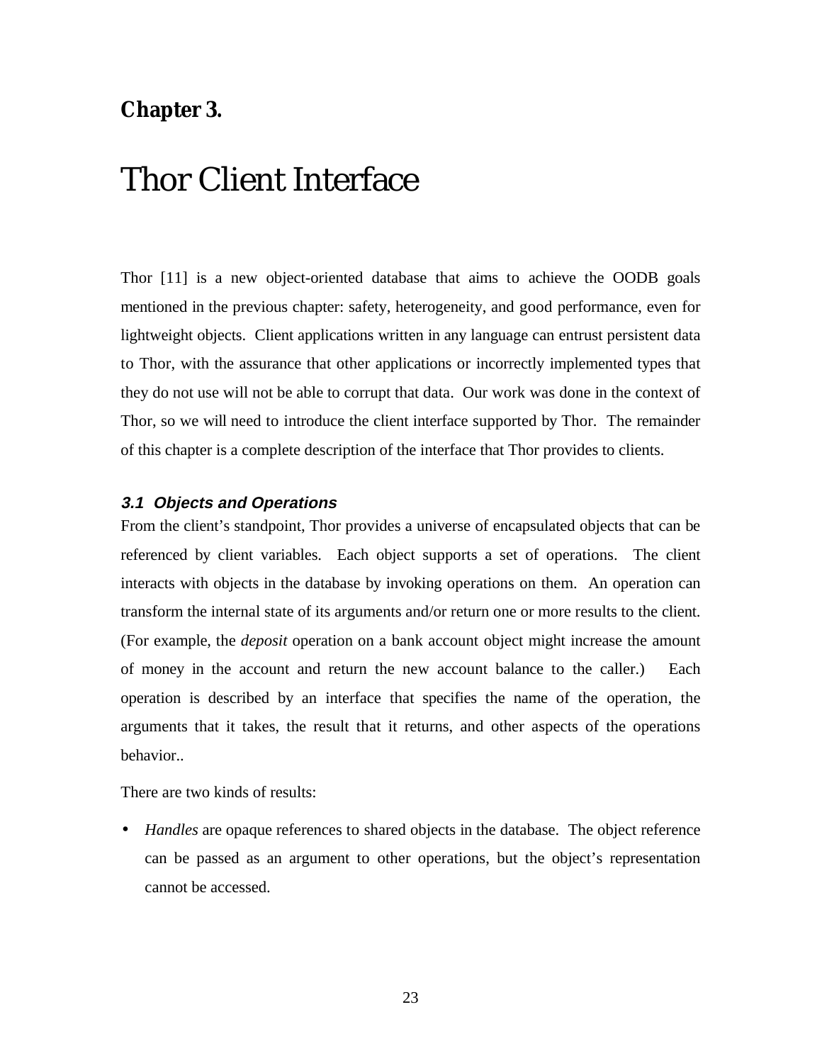## Chapter 3.

# Thor Client Interface

Thor [11] is a new object-oriented database that aims to achieve the OODB goals mentioned in the previous chapter: safety, heterogeneity, and good performance, even for lightweight objects. Client applications written in any language can entrust persistent data to Thor, with the assurance that other applications or incorrectly implemented types that they do not use will not be able to corrupt that data. Our work was done in the context of Thor, so we will need to introduce the client interface supported by Thor. The remainder of this chapter is a complete description of the interface that Thor provides to clients.

### 3.1 Objects and Operations

From the client's standpoint, Thor provides a universe of encapsulated objects that can be referenced by client variables. Each object supports a set of operations. The client interacts with objects in the database by invoking operations on them. An operation can transform the internal state of its arguments and/or return one or more results to the client. (For example, the *deposit* operation on a bank account object might increase the amount of money in the account and return the new account balance to the caller.) Each operation is described by an interface that specifies the name of the operation, the arguments that it takes, the result that it returns, and other aspects of the operations behavior..

There are two kinds of results:

- *Handles* are opaque references to shared objects in the database. The object reference can be passed as an argument to other operations, but the object's representation cannot be accessed.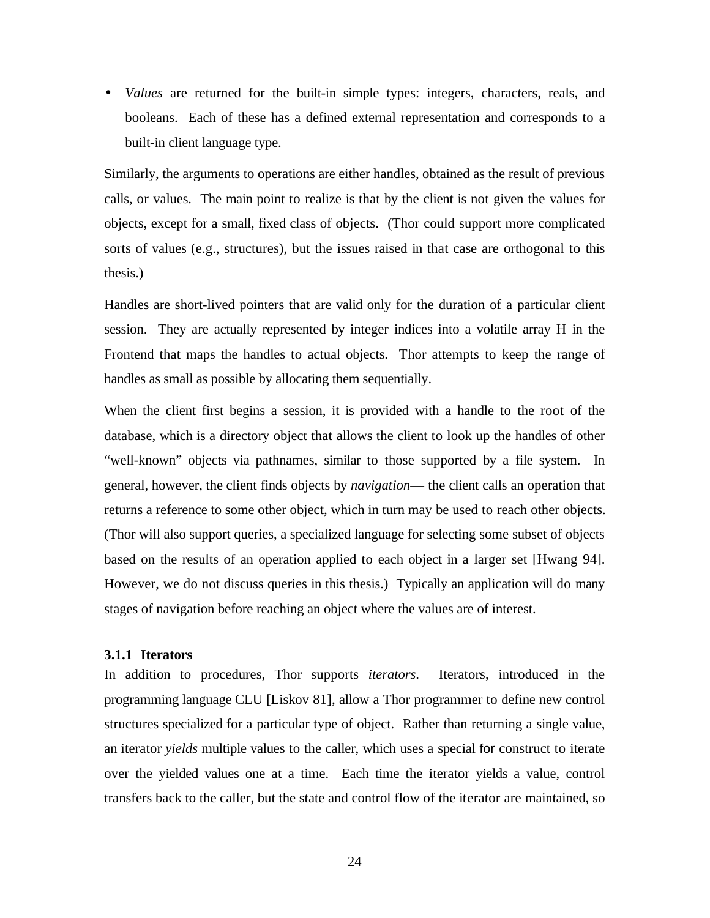- *Values* are returned for the built-in simple types: integers, characters, reals, and booleans. Each of these has a defined external representation and corresponds to a built-in client language type.

Similarly, the arguments to operations are either handles, obtained as the result of previous calls, or values. The main point to realize is that by the client is not given the values for objects, except for a small, fixed class of objects. (Thor could support more complicated sorts of values (e.g., structures), but the issues raised in that case are orthogonal to this thesis.)

Handles are short-lived pointers that are valid only for the duration of a particular client session. They are actually represented by integer indices into a volatile array H in the Frontend that maps the handles to actual objects. Thor attempts to keep the range of handles as small as possible by allocating them sequentially.

When the client first begins a session, it is provided with a handle to the root of the database, which is a directory object that allows the client to look up the handles of other "well-known" objects via pathnames, similar to those supported by a file system. In general, however, the client finds objects by *navigation*— the client calls an operation that returns a reference to some other object, which in turn may be used to reach other objects. (Thor will also support queries, a specialized language for selecting some subset of objects based on the results of an operation applied to each object in a larger set [Hwang 94]. However, we do not discuss queries in this thesis.) Typically an application will do many stages of navigation before reaching an object where the values are of interest.

### 3.1.1 Iterators

In addition to procedures, Thor supports *iterators*. Iterators, introduced in the programming language CLU [Liskov 81], allow a Thor programmer to define new control structures specialized for a particular type of object. Rather than returning a single value, an iterator *yields* multiple values to the caller, which uses a special for construct to iterate over the yielded values one at a time. Each time the iterator yields a value, control transfers back to the caller, but the state and control flow of the iterator are maintained, so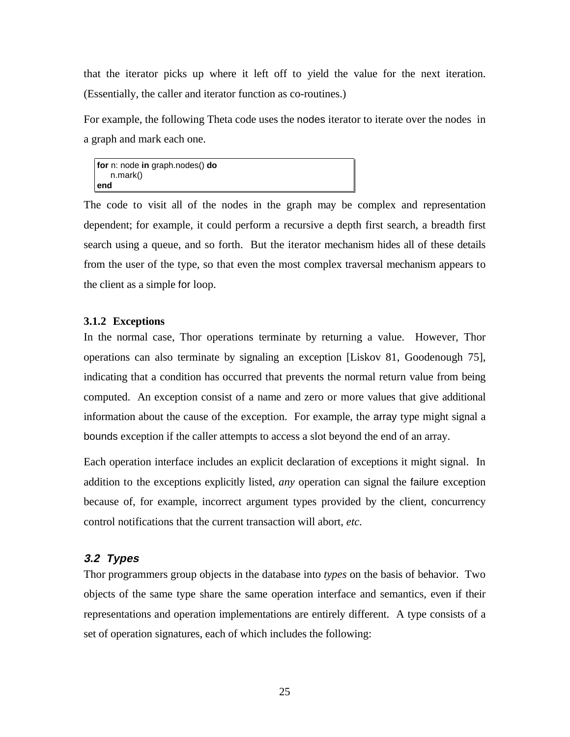that the iterator picks up where it left off to yield the value for the next iteration. (Essentially, the caller and iterator function as co-routines.)

For example, the following Theta code uses the nodes iterator to iterate over the nodes in a graph and mark each one.

```
for n: node in graph.nodes() do
    n.mark()
end
```

The code to visit all of the nodes in the graph may be complex and representation dependent; for example, it could perform a recursive a depth first search, a breadth first search using a queue, and so forth. But the iterator mechanism hides all of these details from the user of the type, so that even the most complex traversal mechanism appears to the client as a simple for loop.

### 3.1.2 Exceptions

In the normal case, Thor operations terminate by returning a value. However, Thor operations can also terminate by signaling an exception [Liskov 81, Goodenough 75], indicating that a condition has occurred that prevents the normal return value from being computed. An exception consist of a name and zero or more values that give additional information about the cause of the exception. For example, the array type might signal a bounds exception if the caller attempts to access a slot beyond the end of an array.

Each operation interface includes an explicit declaration of exceptions it might signal. In addition to the exceptions explicitly listed, *any* operation can signal the failure exception because of, for example, incorrect argument types provided by the client, concurrency control notifications that the current transaction will abort, *etc.*

## 3.2 Types

Thor programmers group objects in the database into *types* on the basis of behavior. Two objects of the same type share the same operation interface and semantics, even if their representations and operation implementations are entirely different. A type consists of a set of operation signatures, each of which includes the following: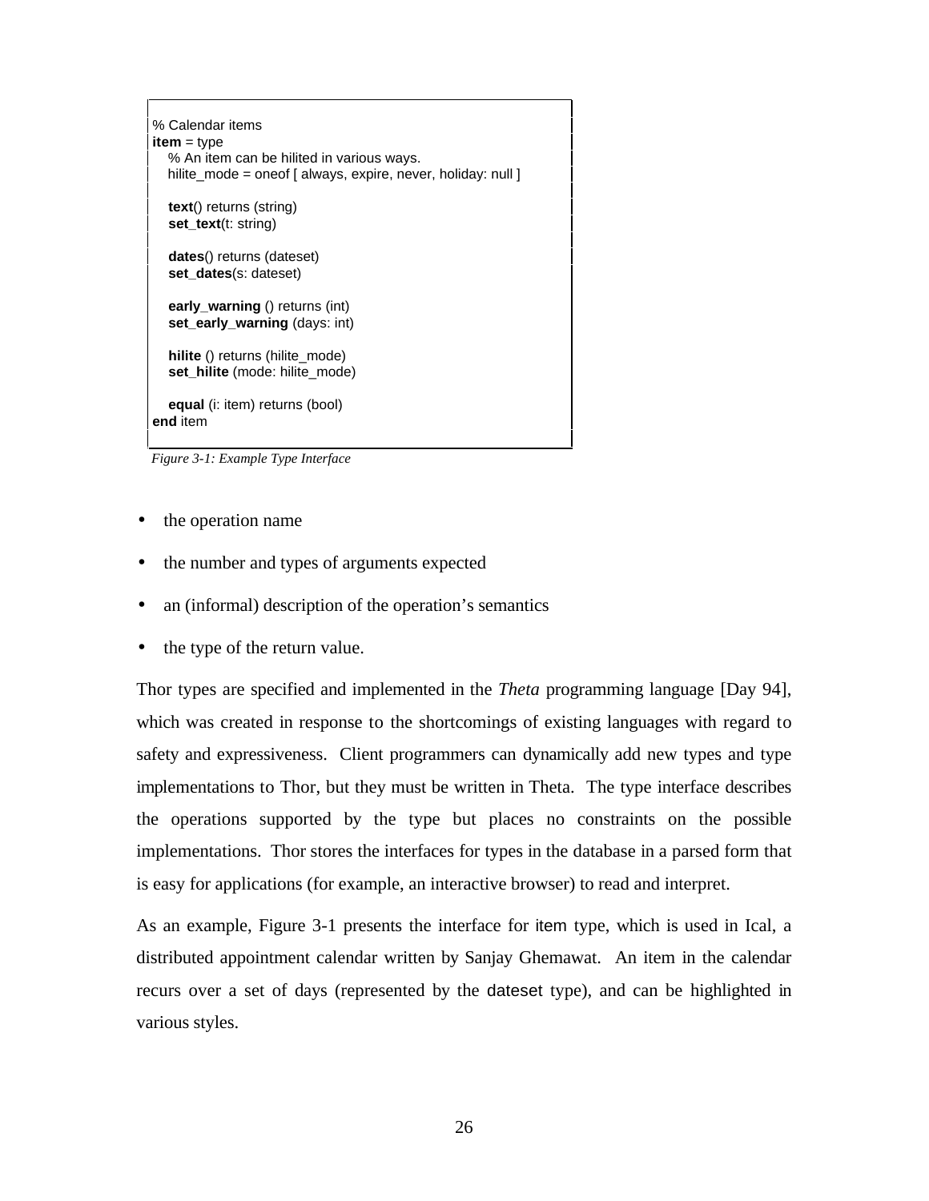```
% Calendar items
item = type
    % An item can be hilited in various ways.
    hilite_mode = oneof [ always, expire, never, holiday: null ]

    text() returns (string)
    set_text(t: string)

    dates() returns (dateset)
    set_dates(s: dateset)

    early_warning () returns (int)
    set_early_warning (days: int)

    hilite () returns (hilite_mode)
    set_hilite (mode: hilite_mode)

    equal (i: item) returns (bool)
end item
```

*Figure 3-1: Example Type Interface*

- the operation name
- the number and types of arguments expected
- an (informal) description of the operation's semantics
- the type of the return value.

Thor types are specified and implemented in the *Theta* programming language [Day 94], which was created in response to the shortcomings of existing languages with regard to safety and expressiveness. Client programmers can dynamically add new types and type implementations to Thor, but they must be written in Theta. The type interface describes the operations supported by the type but places no constraints on the possible implementations. Thor stores the interfaces for types in the database in a parsed form that is easy for applications (for example, an interactive browser) to read and interpret.

As an example, Figure 3-1 presents the interface for item type, which is used in Ical, a distributed appointment calendar written by Sanjay Ghemawat. An item in the calendar recurs over a set of days (represented by the dateset type), and can be highlighted in various styles.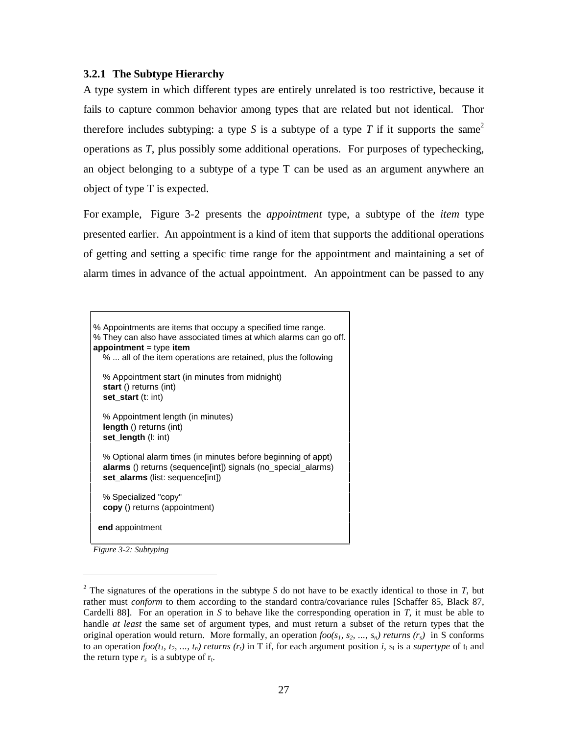### 3.2.1 The Subtype Hierarchy

A type system in which different types are entirely unrelated is too restrictive, because it fails to capture common behavior among types that are related but not identical. Thor therefore includes subtyping: a type *S* is a subtype of a type *T* if it supports the same[2] operations as *T*, plus possibly some additional operations. For purposes of typechecking, an object belonging to a subtype of a type T can be used as an argument anywhere an object of type T is expected.

For example, Figure 3-2 presents the *appointment* type, a subtype of the *item* type presented earlier. An appointment is a kind of item that supports the additional operations of getting and setting a specific time range for the appointment and maintaining a set of alarm times in advance of the actual appointment. An appointment can be passed to any

```
% Appointments are items that occupy a specified time range.
% They can also have associated times at which alarms can go off.
appointment = type item
   % ... all of the item operations are retained, plus the following

   % Appointment start (in minutes from midnight)
   start () returns (int)
   set_start (t: int)

   % Appointment length (in minutes)
   length () returns (int)
   set_length (l: int)

   % Optional alarm times (in minutes before beginning of appt)
   alarms () returns (sequence[int]) signals (no_special_alarms)
   set_alarms (list: sequence[int])

   % Specialized "copy"
   copy () returns (appointment)

 end appointment
```

*Figure 3-2: Subtyping*

---

[2] The signatures of the operations in the subtype *S* do not have to be exactly identical to those in *T*, but rather must *conform* to them according to the standard contra/covariance rules [Schaffer 85, Black 87, Cardelli 88]. For an operation in *S* to behave like the corresponding operation in *T*, it must be able to handle *at least* the same set of argument types, and must return a subset of the return types that the original operation would return. More formally, an operation $foo(s_1, s_2, \ldots, s_n)$ *returns* $(r_s)$ in S conforms to an operation $foo(t_1, t_2, \ldots, t_n)$ *returns* $(r_t)$ in T if, for each argument position *i*, $s_i$ is a *supertype* of $t_i$ and the return type $r_s$ is a subtype of $r_t$.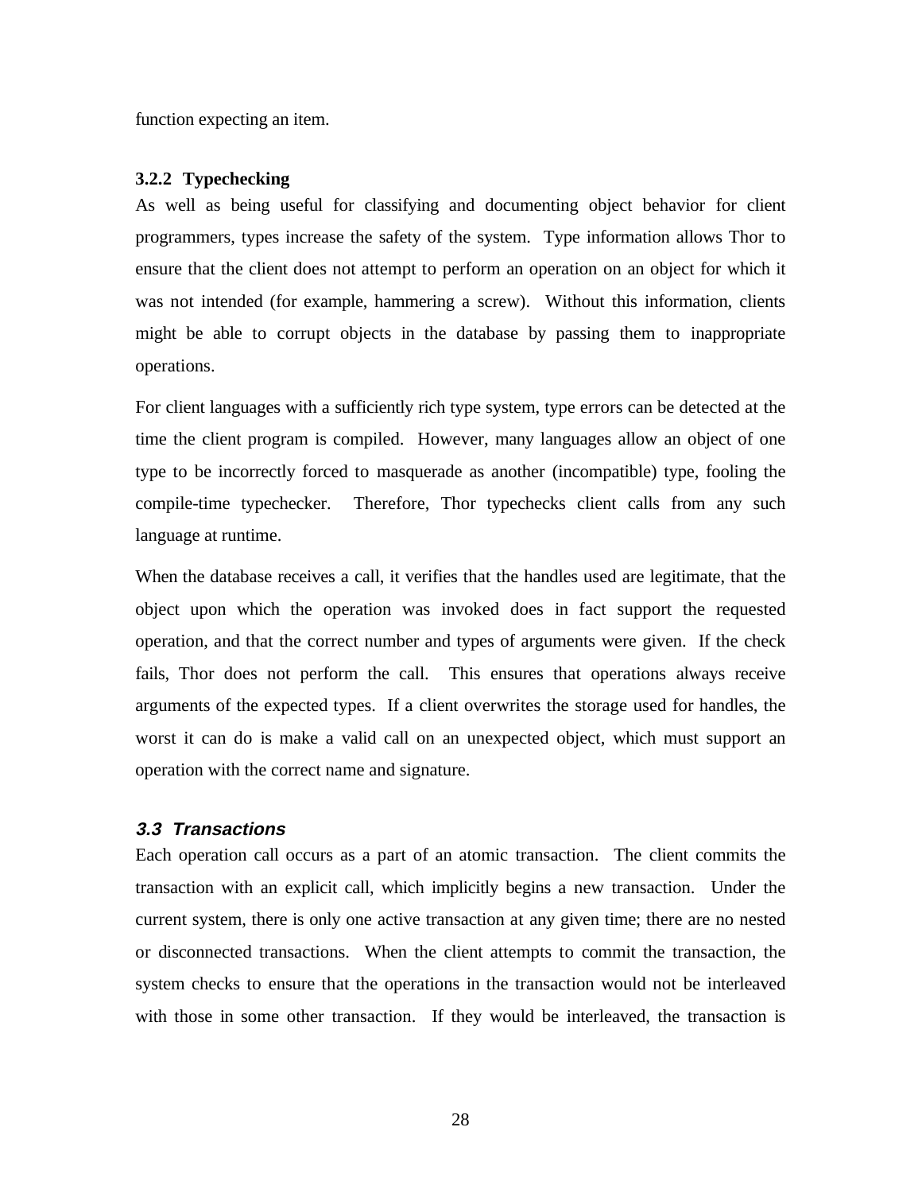function expecting an item.

### 3.2.2 Typechecking

As well as being useful for classifying and documenting object behavior for client programmers, types increase the safety of the system. Type information allows Thor to ensure that the client does not attempt to perform an operation on an object for which it was not intended (for example, hammering a screw). Without this information, clients might be able to corrupt objects in the database by passing them to inappropriate operations.

For client languages with a sufficiently rich type system, type errors can be detected at the time the client program is compiled. However, many languages allow an object of one type to be incorrectly forced to masquerade as another (incompatible) type, fooling the compile-time typechecker. Therefore, Thor typechecks client calls from any such language at runtime.

When the database receives a call, it verifies that the handles used are legitimate, that the object upon which the operation was invoked does in fact support the requested operation, and that the correct number and types of arguments were given. If the check fails, Thor does not perform the call. This ensures that operations always receive arguments of the expected types. If a client overwrites the storage used for handles, the worst it can do is make a valid call on an unexpected object, which must support an operation with the correct name and signature.

## *3.3 Transactions*

Each operation call occurs as a part of an atomic transaction. The client commits the transaction with an explicit call, which implicitly begins a new transaction. Under the current system, there is only one active transaction at any given time; there are no nested or disconnected transactions. When the client attempts to commit the transaction, the system checks to ensure that the operations in the transaction would not be interleaved with those in some other transaction. If they would be interleaved, the transaction is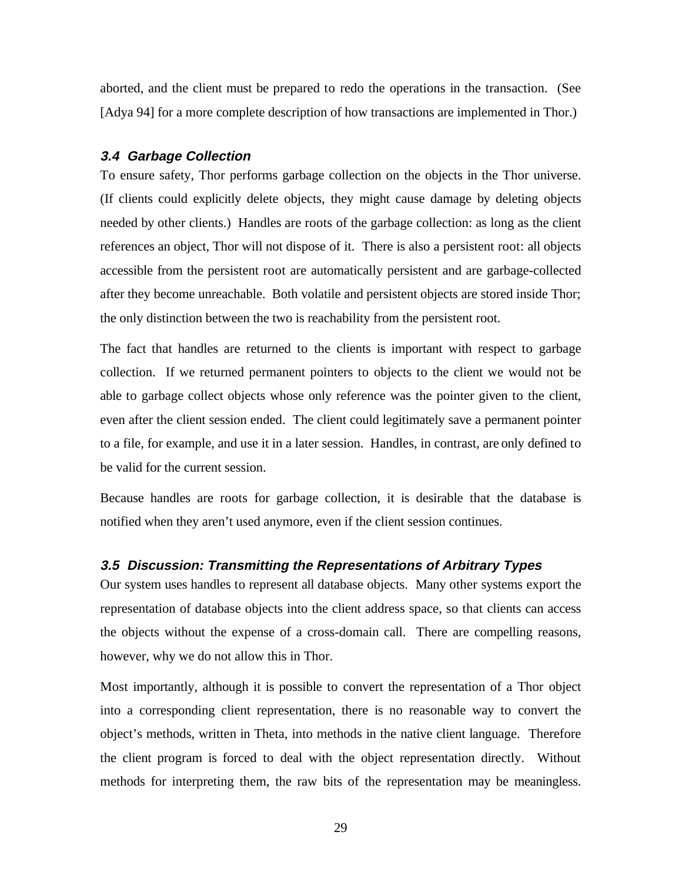aborted, and the client must be prepared to redo the operations in the transaction. (See [Adya 94] for a more complete description of how transactions are implemented in Thor.)

### *3.4 Garbage Collection*

To ensure safety, Thor performs garbage collection on the objects in the Thor universe. (If clients could explicitly delete objects, they might cause damage by deleting objects needed by other clients.) Handles are roots of the garbage collection: as long as the client references an object, Thor will not dispose of it. There is also a persistent root: all objects accessible from the persistent root are automatically persistent and are garbage-collected after they become unreachable. Both volatile and persistent objects are stored inside Thor; the only distinction between the two is reachability from the persistent root.

The fact that handles are returned to the clients is important with respect to garbage collection. If we returned permanent pointers to objects to the client we would not be able to garbage collect objects whose only reference was the pointer given to the client, even after the client session ended. The client could legitimately save a permanent pointer to a file, for example, and use it in a later session. Handles, in contrast, are only defined to be valid for the current session.

Because handles are roots for garbage collection, it is desirable that the database is notified when they aren't used anymore, even if the client session continues.

### *3.5 Discussion: Transmitting the Representations of Arbitrary Types*

Our system uses handles to represent all database objects. Many other systems export the representation of database objects into the client address space, so that clients can access the objects without the expense of a cross-domain call. There are compelling reasons, however, why we do not allow this in Thor.

Most importantly, although it is possible to convert the representation of a Thor object into a corresponding client representation, there is no reasonable way to convert the object's methods, written in Theta, into methods in the native client language. Therefore the client program is forced to deal with the object representation directly. Without methods for interpreting them, the raw bits of the representation may be meaningless.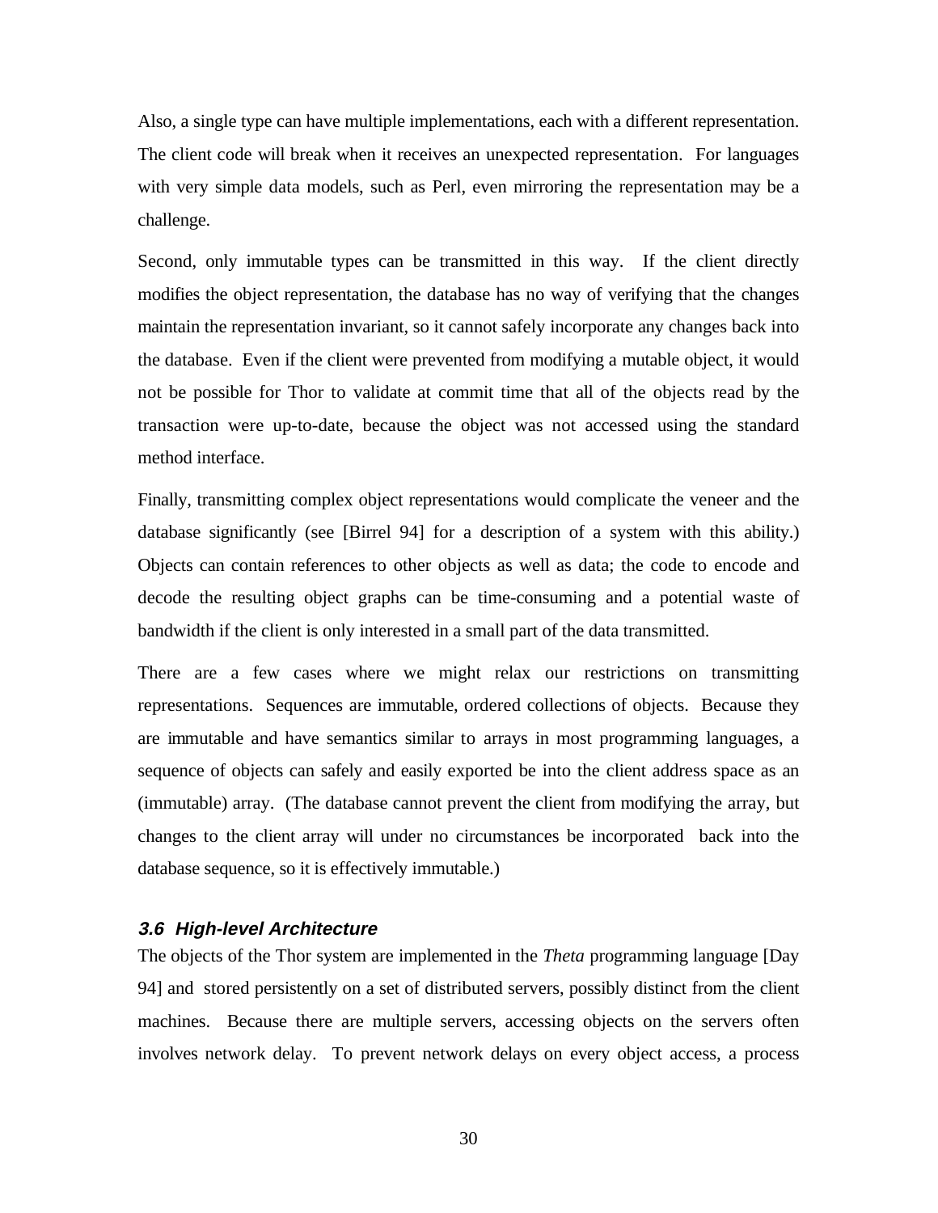Also, a single type can have multiple implementations, each with a different representation. The client code will break when it receives an unexpected representation. For languages with very simple data models, such as Perl, even mirroring the representation may be a challenge.

Second, only immutable types can be transmitted in this way. If the client directly modifies the object representation, the database has no way of verifying that the changes maintain the representation invariant, so it cannot safely incorporate any changes back into the database. Even if the client were prevented from modifying a mutable object, it would not be possible for Thor to validate at commit time that all of the objects read by the transaction were up-to-date, because the object was not accessed using the standard method interface.

Finally, transmitting complex object representations would complicate the veneer and the database significantly (see [Birrel 94] for a description of a system with this ability.) Objects can contain references to other objects as well as data; the code to encode and decode the resulting object graphs can be time-consuming and a potential waste of bandwidth if the client is only interested in a small part of the data transmitted.

There are a few cases where we might relax our restrictions on transmitting representations. Sequences are immutable, ordered collections of objects. Because they are immutable and have semantics similar to arrays in most programming languages, a sequence of objects can safely and easily exported be into the client address space as an (immutable) array. (The database cannot prevent the client from modifying the array, but changes to the client array will under no circumstances be incorporated back into the database sequence, so it is effectively immutable.)

### 3.6 High-level Architecture

The objects of the Thor system are implemented in the *Theta* programming language [Day 94] and stored persistently on a set of distributed servers, possibly distinct from the client machines. Because there are multiple servers, accessing objects on the servers often involves network delay. To prevent network delays on every object access, a process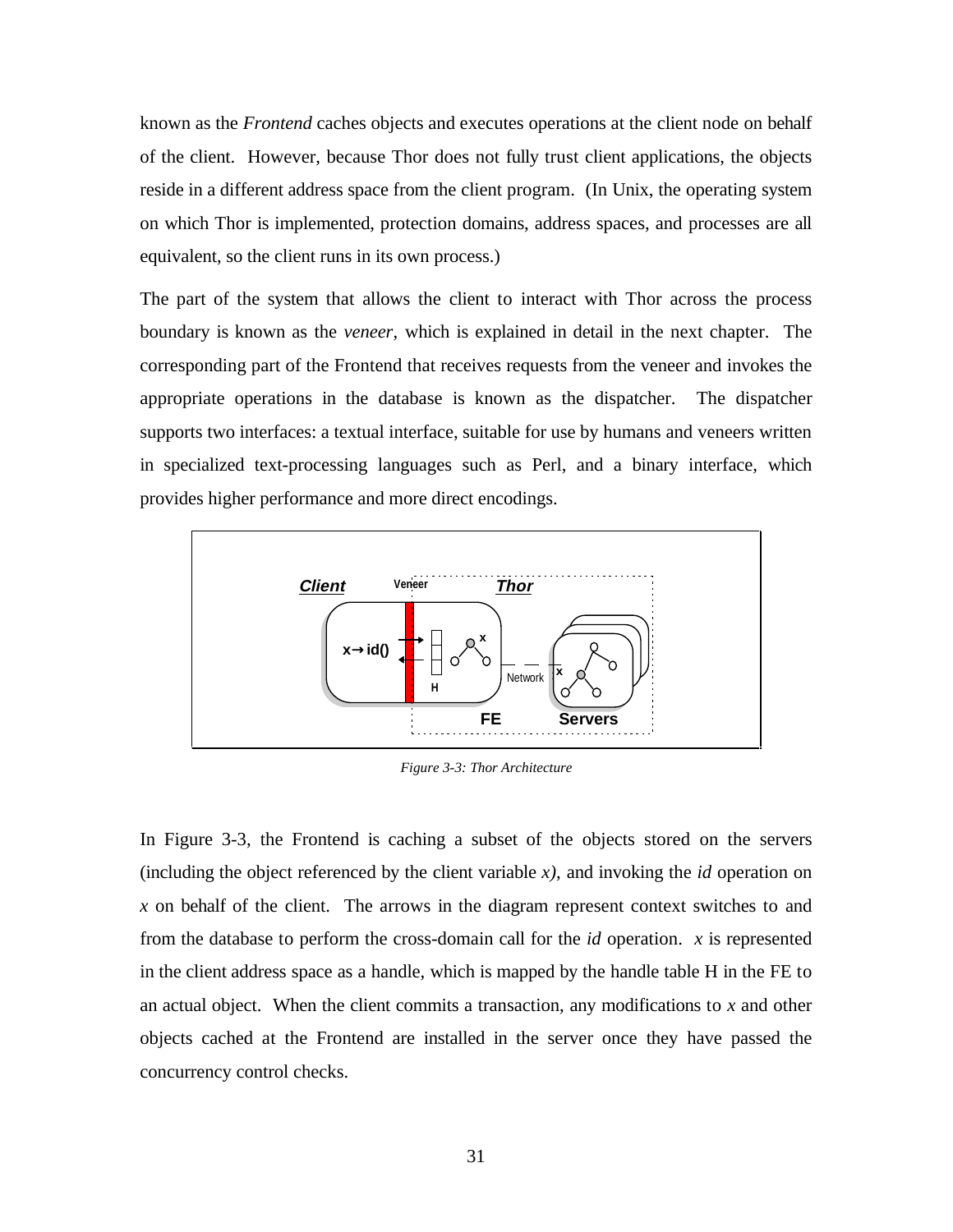known as the *Frontend* caches objects and executes operations at the client node on behalf of the client. However, because Thor does not fully trust client applications, the objects reside in a different address space from the client program. (In Unix, the operating system on which Thor is implemented, protection domains, address spaces, and processes are all equivalent, so the client runs in its own process.)

The part of the system that allows the client to interact with Thor across the process boundary is known as the *veneer*, which is explained in detail in the next chapter. The corresponding part of the Frontend that receives requests from the veneer and invokes the appropriate operations in the database is known as the dispatcher. The dispatcher supports two interfaces: a textual interface, suitable for use by humans and veneers written in specialized text-processing languages such as Perl, and a binary interface, which provides higher performance and more direct encodings.

*Figure 3-3: Thor Architecture*

In Figure 3-3, the Frontend is caching a subset of the objects stored on the servers (including the object referenced by the client variable *x)*, and invoking the *id* operation on *x* on behalf of the client. The arrows in the diagram represent context switches to and from the database to perform the cross-domain call for the *id* operation. *x* is represented in the client address space as a handle, which is mapped by the handle table H in the FE to an actual object. When the client commits a transaction, any modifications to *x* and other objects cached at the Frontend are installed in the server once they have passed the concurrency control checks.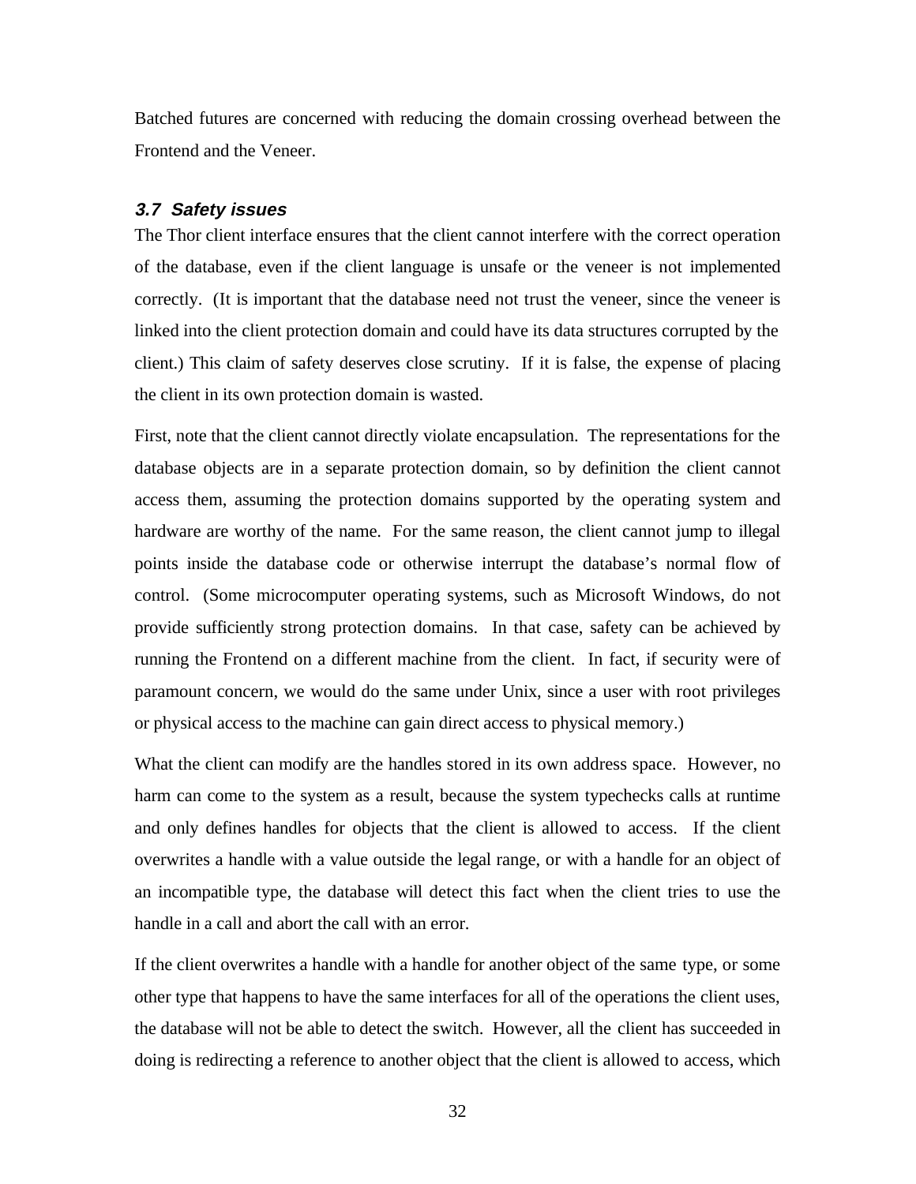Batched futures are concerned with reducing the domain crossing overhead between the Frontend and the Veneer.

### *3.7 Safety issues*

The Thor client interface ensures that the client cannot interfere with the correct operation of the database, even if the client language is unsafe or the veneer is not implemented correctly. (It is important that the database need not trust the veneer, since the veneer is linked into the client protection domain and could have its data structures corrupted by the client.) This claim of safety deserves close scrutiny. If it is false, the expense of placing the client in its own protection domain is wasted.

First, note that the client cannot directly violate encapsulation. The representations for the database objects are in a separate protection domain, so by definition the client cannot access them, assuming the protection domains supported by the operating system and hardware are worthy of the name. For the same reason, the client cannot jump to illegal points inside the database code or otherwise interrupt the database's normal flow of control. (Some microcomputer operating systems, such as Microsoft Windows, do not provide sufficiently strong protection domains. In that case, safety can be achieved by running the Frontend on a different machine from the client. In fact, if security were of paramount concern, we would do the same under Unix, since a user with root privileges or physical access to the machine can gain direct access to physical memory.)

What the client can modify are the handles stored in its own address space. However, no harm can come to the system as a result, because the system typechecks calls at runtime and only defines handles for objects that the client is allowed to access. If the client overwrites a handle with a value outside the legal range, or with a handle for an object of an incompatible type, the database will detect this fact when the client tries to use the handle in a call and abort the call with an error.

If the client overwrites a handle with a handle for another object of the same type, or some other type that happens to have the same interfaces for all of the operations the client uses, the database will not be able to detect the switch. However, all the client has succeeded in doing is redirecting a reference to another object that the client is allowed to access, which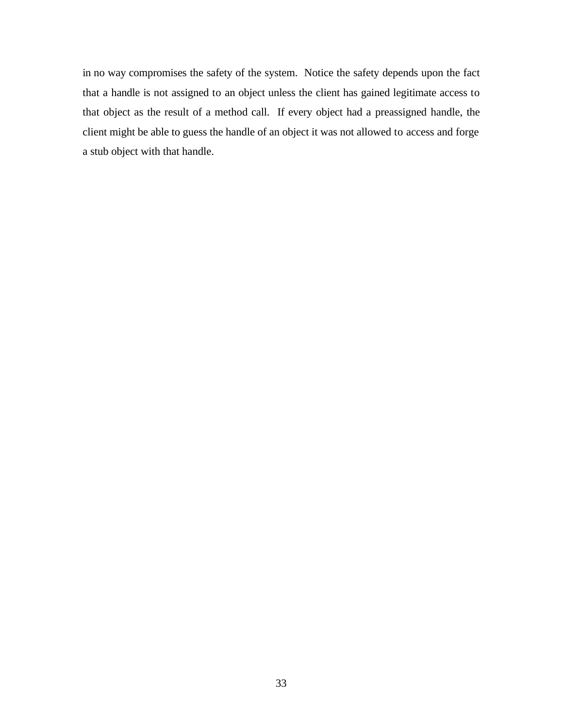in no way compromises the safety of the system. Notice the safety depends upon the fact that a handle is not assigned to an object unless the client has gained legitimate access to that object as the result of a method call. If every object had a preassigned handle, the client might be able to guess the handle of an object it was not allowed to access and forge a stub object with that handle.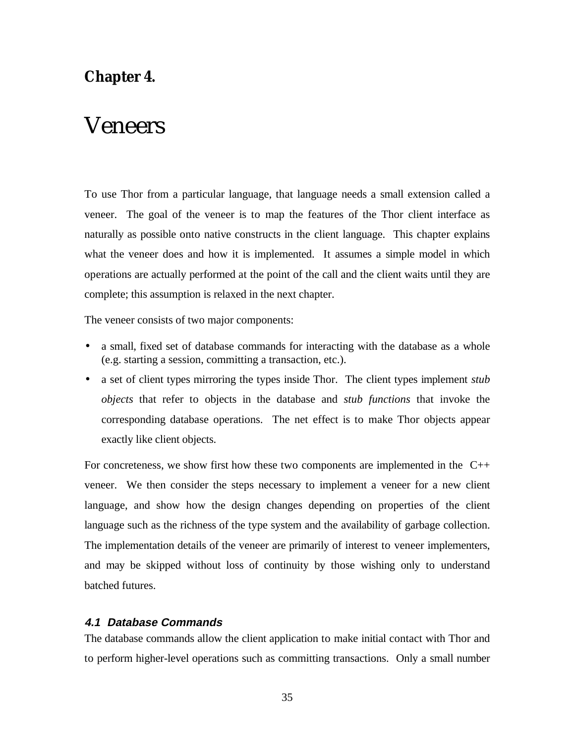**Chapter 4.**

# Veneers

To use Thor from a particular language, that language needs a small extension called a veneer. The goal of the veneer is to map the features of the Thor client interface as naturally as possible onto native constructs in the client language. This chapter explains what the veneer does and how it is implemented. It assumes a simple model in which operations are actually performed at the point of the call and the client waits until they are complete; this assumption is relaxed in the next chapter.

The veneer consists of two major components:

- a small, fixed set of database commands for interacting with the database as a whole (e.g. starting a session, committing a transaction, etc.).
- a set of client types mirroring the types inside Thor. The client types implement *stub objects* that refer to objects in the database and *stub functions* that invoke the corresponding database operations. The net effect is to make Thor objects appear exactly like client objects.

For concreteness, we show first how these two components are implemented in the C++ veneer. We then consider the steps necessary to implement a veneer for a new client language, and show how the design changes depending on properties of the client language such as the richness of the type system and the availability of garbage collection. The implementation details of the veneer are primarily of interest to veneer implementers, and may be skipped without loss of continuity by those wishing only to understand batched futures.

### 4.1 Database Commands

The database commands allow the client application to make initial contact with Thor and to perform higher-level operations such as committing transactions. Only a small number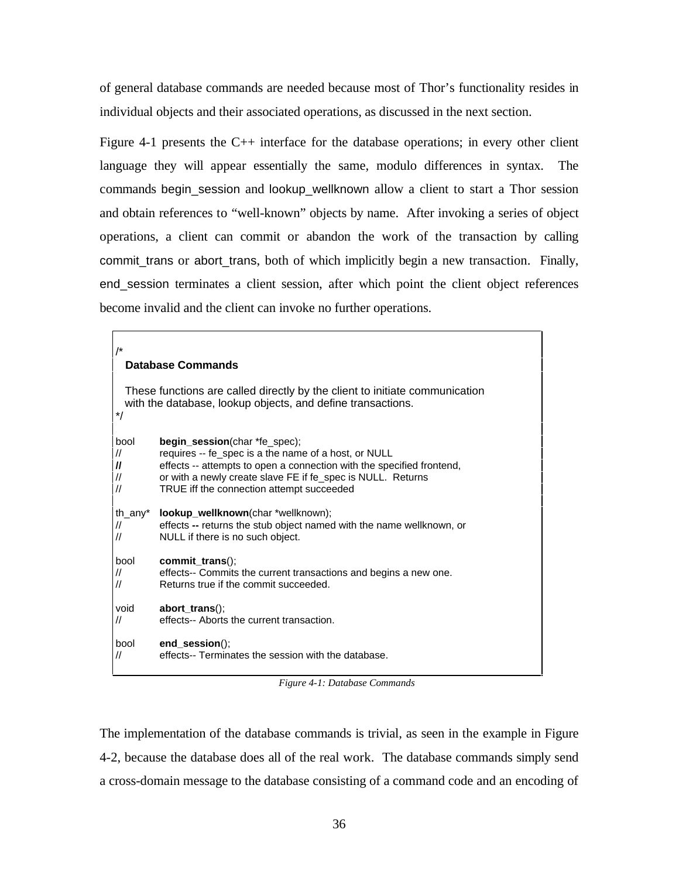of general database commands are needed because most of Thor's functionality resides in individual objects and their associated operations, as discussed in the next section.

Figure 4-1 presents the C++ interface for the database operations; in every other client language they will appear essentially the same, modulo differences in syntax. The commands begin_session and lookup_wellknown allow a client to start a Thor session and obtain references to "well-known" objects by name. After invoking a series of object operations, a client can commit or abandon the work of the transaction by calling commit_trans or abort_trans, both of which implicitly begin a new transaction. Finally, end_session terminates a client session, after which point the client object references become invalid and the client can invoke no further operations.

```
/*
  Database Commands

  These functions are called directly by the client to initiate communication
  with the database, lookup objects, and define transactions.
*/

bool      begin_session(char *fe_spec);
//        requires -- fe_spec is a the name of a host, or NULL
//        effects -- attempts to open a connection with the specified frontend,
//        or with a newly create slave FE if fe_spec is NULL.  Returns
//        TRUE iff the connection attempt succeeded

th_any*   lookup_wellknown(char *wellknown);
//        effects -- returns the stub object named with the name wellknown, or
//        NULL if there is no such object.

bool      commit_trans();
//        effects-- Commits the current transactions and begins a new one.
//        Returns true if the commit succeeded.

void      abort_trans();
//        effects-- Aborts the current transaction.

bool      end_session();
//        effects-- Terminates the session with the database.
```

*Figure 4-1: Database Commands*

The implementation of the database commands is trivial, as seen in the example in Figure 4-2, because the database does all of the real work. The database commands simply send a cross-domain message to the database consisting of a command code and an encoding of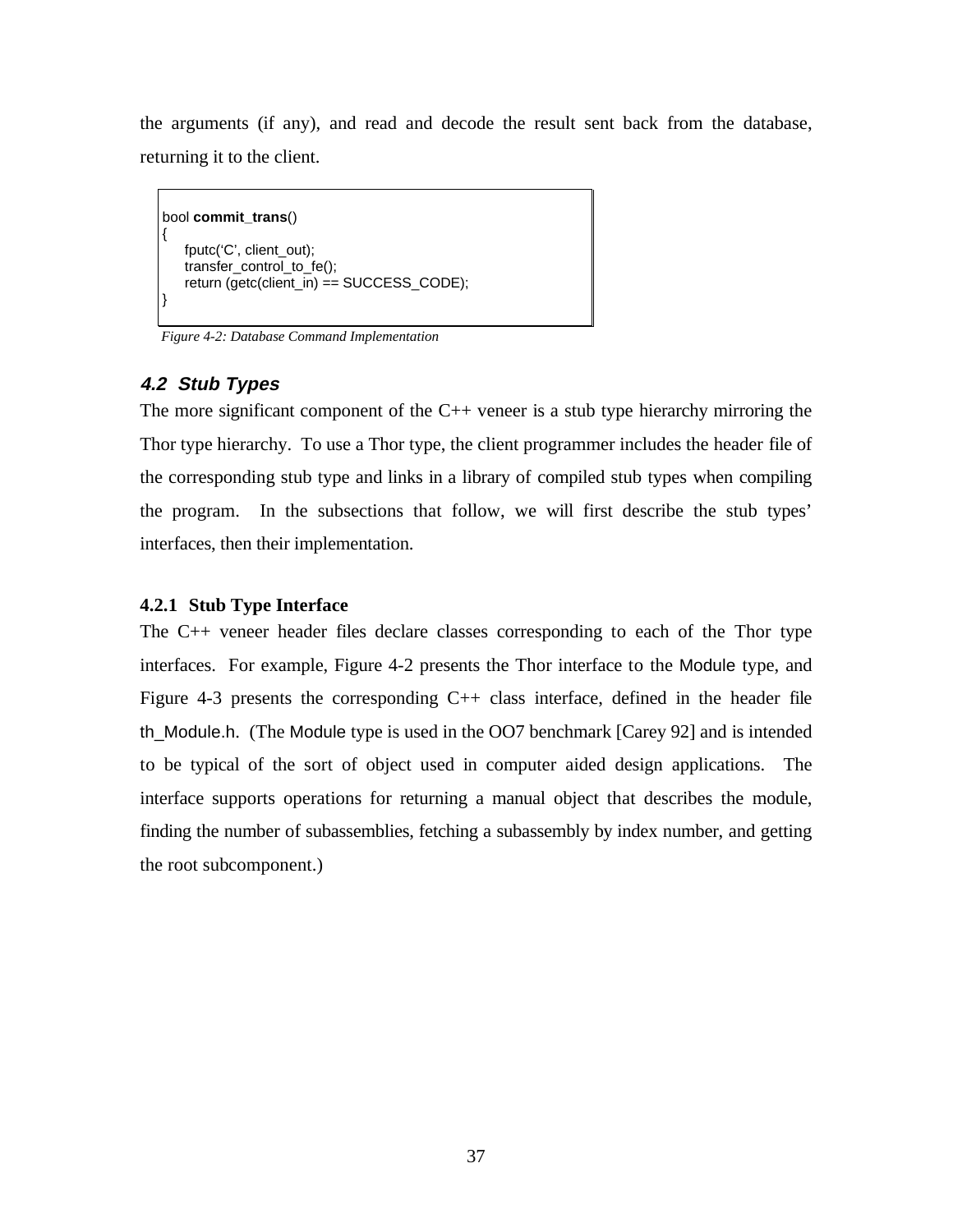the arguments (if any), and read and decode the result sent back from the database, returning it to the client.

```
bool commit_trans()
{
    fputc('C', client_out);
    transfer_control_to_fe();
    return (getc(client_in) == SUCCESS_CODE);
}
```

*Figure 4-2: Database Command Implementation*

### *4.2 Stub Types*

The more significant component of the C++ veneer is a stub type hierarchy mirroring the Thor type hierarchy. To use a Thor type, the client programmer includes the header file of the corresponding stub type and links in a library of compiled stub types when compiling the program. In the subsections that follow, we will first describe the stub types' interfaces, then their implementation.

#### 4.2.1 Stub Type Interface

The C++ veneer header files declare classes corresponding to each of the Thor type interfaces. For example, Figure 4-2 presents the Thor interface to the Module type, and Figure 4-3 presents the corresponding C++ class interface, defined in the header file th_Module.h. (The Module type is used in the OO7 benchmark [Carey 92] and is intended to be typical of the sort of object used in computer aided design applications. The interface supports operations for returning a manual object that describes the module, finding the number of subassemblies, fetching a subassembly by index number, and getting the root subcomponent.)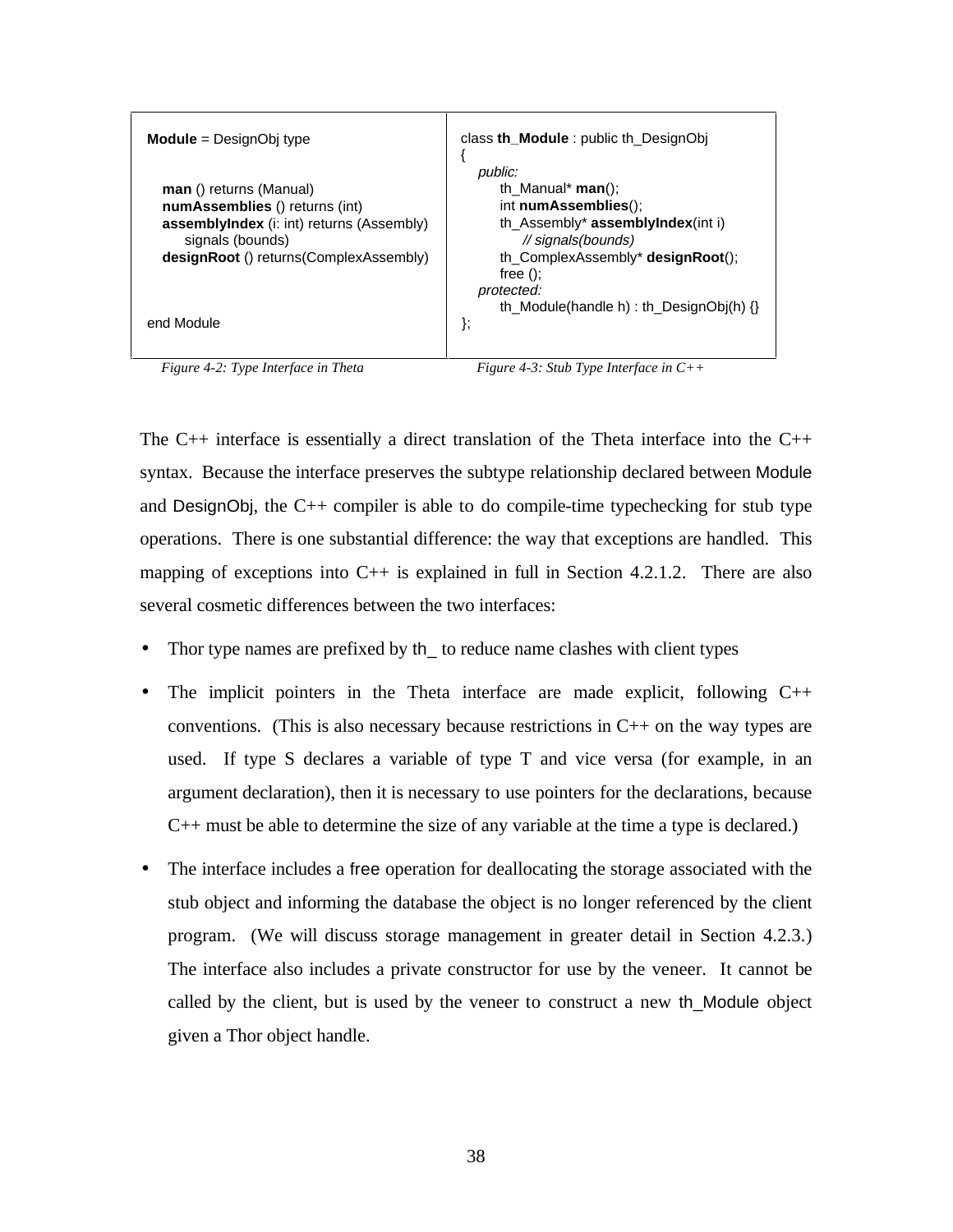```
Module = DesignObj type

    man () returns (Manual)
    numAssemblies () returns (int)
    assemblyIndex (i: int) returns (Assembly)
        signals (bounds)
    designRoot () returns(ComplexAssembly)

end Module
```

*Figure 4-2: Type Interface in Theta*

```
class th_Module : public th_DesignObj
{
    public:
        th_Manual* man();
        int numAssemblies();
        th_Assembly* assemblyIndex(int i)
            // signals(bounds)
        th_ComplexAssembly* designRoot();
        free ();
    protected:
        th_Module(handle h) : th_DesignObj(h) {}
};
```

*Figure 4-3: Stub Type Interface in C++*

The C++ interface is essentially a direct translation of the Theta interface into the C++ syntax. Because the interface preserves the subtype relationship declared between Module and DesignObj, the C++ compiler is able to do compile-time typechecking for stub type operations. There is one substantial difference: the way that exceptions are handled. This mapping of exceptions into C++ is explained in full in Section 4.2.1.2. There are also several cosmetic differences between the two interfaces:

- Thor type names are prefixed by th_ to reduce name clashes with client types
- The implicit pointers in the Theta interface are made explicit, following C++ conventions. (This is also necessary because restrictions in C++ on the way types are used. If type S declares a variable of type T and vice versa (for example, in an argument declaration), then it is necessary to use pointers for the declarations, because C++ must be able to determine the size of any variable at the time a type is declared.)
- The interface includes a free operation for deallocating the storage associated with the stub object and informing the database the object is no longer referenced by the client program. (We will discuss storage management in greater detail in Section 4.2.3.) The interface also includes a private constructor for use by the veneer. It cannot be called by the client, but is used by the veneer to construct a new th_Module object given a Thor object handle.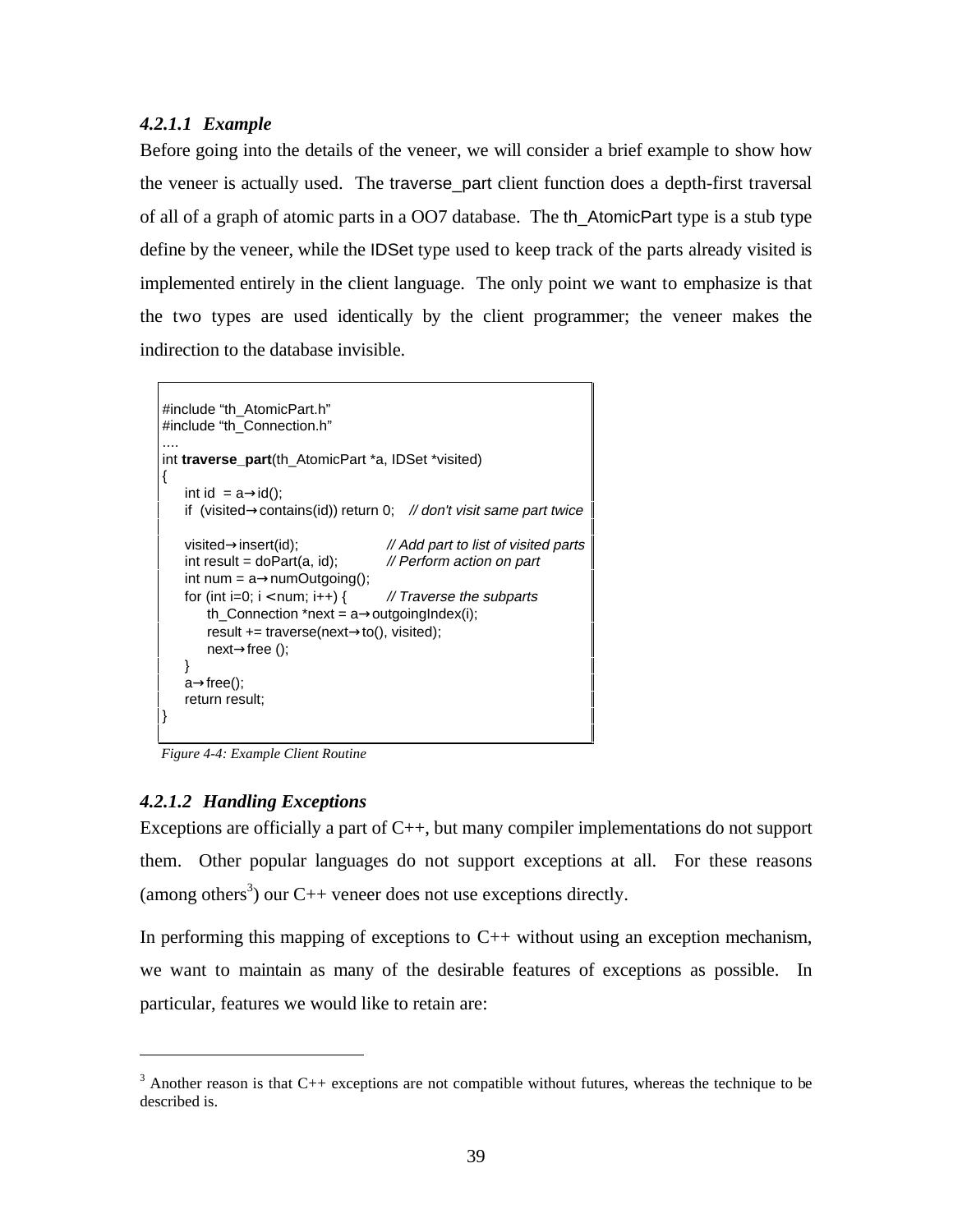#### 4.2.1.1 Example

Before going into the details of the veneer, we will consider a brief example to show how the veneer is actually used. The traverse_part client function does a depth-first traversal of all of a graph of atomic parts in a OO7 database. The th_AtomicPart type is a stub type define by the veneer, while the IDSet type used to keep track of the parts already visited is implemented entirely in the client language. The only point we want to emphasize is that the two types are used identically by the client programmer; the veneer makes the indirection to the database invisible.

```
#include "th_AtomicPart.h"
#include "th_Connection.h"
....
int traverse_part(th_AtomicPart *a, IDSet *visited)
{
    int id  = a→id();
    if  (visited→contains(id)) return 0;    // don't visit same part twice

    visited→insert(id);                     // Add part to list of visited parts
    int result = doPart(a, id);             // Perform action on part
    int num = a→numOutgoing();
    for (int i=0; i <num; i++) {            // Traverse the subparts
        th_Connection *next = a→outgoingIndex(i);
        result += traverse(next→to(), visited);
        next→free ();
    }
    a→free();
    return result;
}
```

*Figure 4-4: Example Client Routine*

#### 4.2.1.2 Handling Exceptions

Exceptions are officially a part of C++, but many compiler implementations do not support them. Other popular languages do not support exceptions at all. For these reasons (among others[3]) our C++ veneer does not use exceptions directly.

In performing this mapping of exceptions to C++ without using an exception mechanism, we want to maintain as many of the desirable features of exceptions as possible. In particular, features we would like to retain are:

---

[3] Another reason is that C++ exceptions are not compatible without futures, whereas the technique to be described is.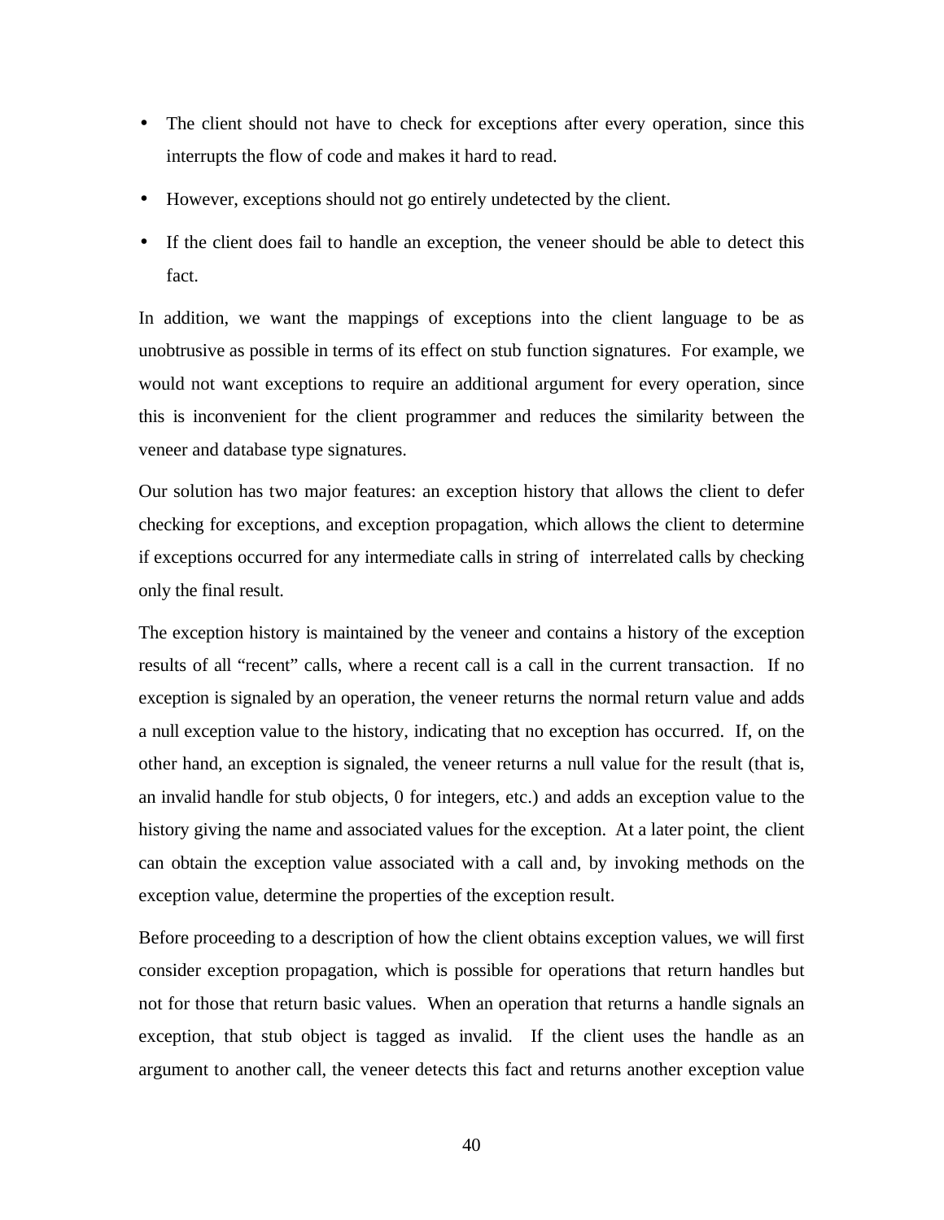- The client should not have to check for exceptions after every operation, since this interrupts the flow of code and makes it hard to read.
- However, exceptions should not go entirely undetected by the client.
- If the client does fail to handle an exception, the veneer should be able to detect this fact.

In addition, we want the mappings of exceptions into the client language to be as unobtrusive as possible in terms of its effect on stub function signatures. For example, we would not want exceptions to require an additional argument for every operation, since this is inconvenient for the client programmer and reduces the similarity between the veneer and database type signatures.

Our solution has two major features: an exception history that allows the client to defer checking for exceptions, and exception propagation, which allows the client to determine if exceptions occurred for any intermediate calls in string of interrelated calls by checking only the final result.

The exception history is maintained by the veneer and contains a history of the exception results of all "recent" calls, where a recent call is a call in the current transaction. If no exception is signaled by an operation, the veneer returns the normal return value and adds a null exception value to the history, indicating that no exception has occurred. If, on the other hand, an exception is signaled, the veneer returns a null value for the result (that is, an invalid handle for stub objects, 0 for integers, etc.) and adds an exception value to the history giving the name and associated values for the exception. At a later point, the client can obtain the exception value associated with a call and, by invoking methods on the exception value, determine the properties of the exception result.

Before proceeding to a description of how the client obtains exception values, we will first consider exception propagation, which is possible for operations that return handles but not for those that return basic values. When an operation that returns a handle signals an exception, that stub object is tagged as invalid. If the client uses the handle as an argument to another call, the veneer detects this fact and returns another exception value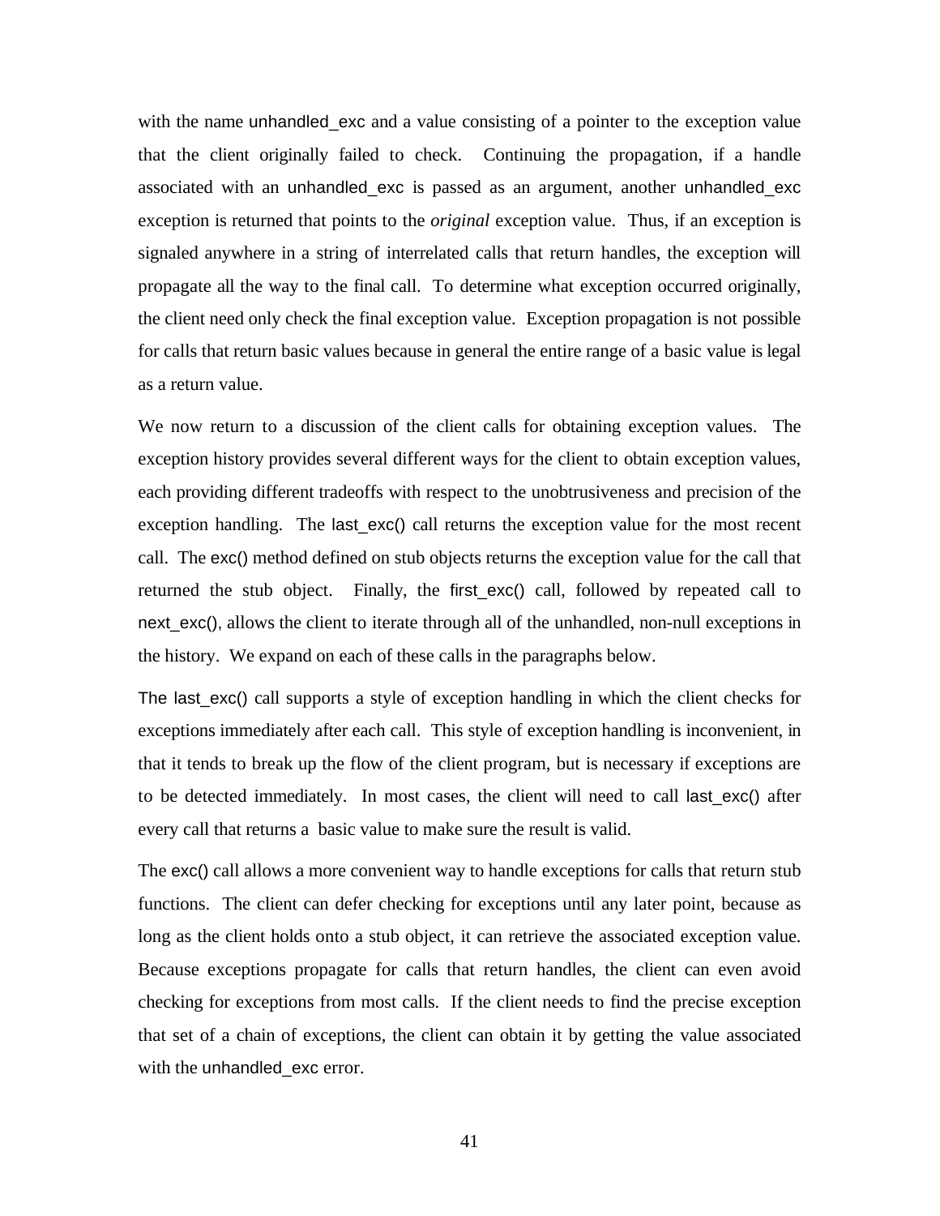with the name unhandled_exc and a value consisting of a pointer to the exception value that the client originally failed to check. Continuing the propagation, if a handle associated with an unhandled_exc is passed as an argument, another unhandled_exc exception is returned that points to the *original* exception value. Thus, if an exception is signaled anywhere in a string of interrelated calls that return handles, the exception will propagate all the way to the final call. To determine what exception occurred originally, the client need only check the final exception value. Exception propagation is not possible for calls that return basic values because in general the entire range of a basic value is legal as a return value.

We now return to a discussion of the client calls for obtaining exception values. The exception history provides several different ways for the client to obtain exception values, each providing different tradeoffs with respect to the unobtrusiveness and precision of the exception handling. The last_exc() call returns the exception value for the most recent call. The exc() method defined on stub objects returns the exception value for the call that returned the stub object. Finally, the first_exc() call, followed by repeated call to next_exc(), allows the client to iterate through all of the unhandled, non-null exceptions in the history. We expand on each of these calls in the paragraphs below.

The last_exc() call supports a style of exception handling in which the client checks for exceptions immediately after each call. This style of exception handling is inconvenient, in that it tends to break up the flow of the client program, but is necessary if exceptions are to be detected immediately. In most cases, the client will need to call last_exc() after every call that returns a basic value to make sure the result is valid.

The exc() call allows a more convenient way to handle exceptions for calls that return stub functions. The client can defer checking for exceptions until any later point, because as long as the client holds onto a stub object, it can retrieve the associated exception value. Because exceptions propagate for calls that return handles, the client can even avoid checking for exceptions from most calls. If the client needs to find the precise exception that set of a chain of exceptions, the client can obtain it by getting the value associated with the unhandled_exc error.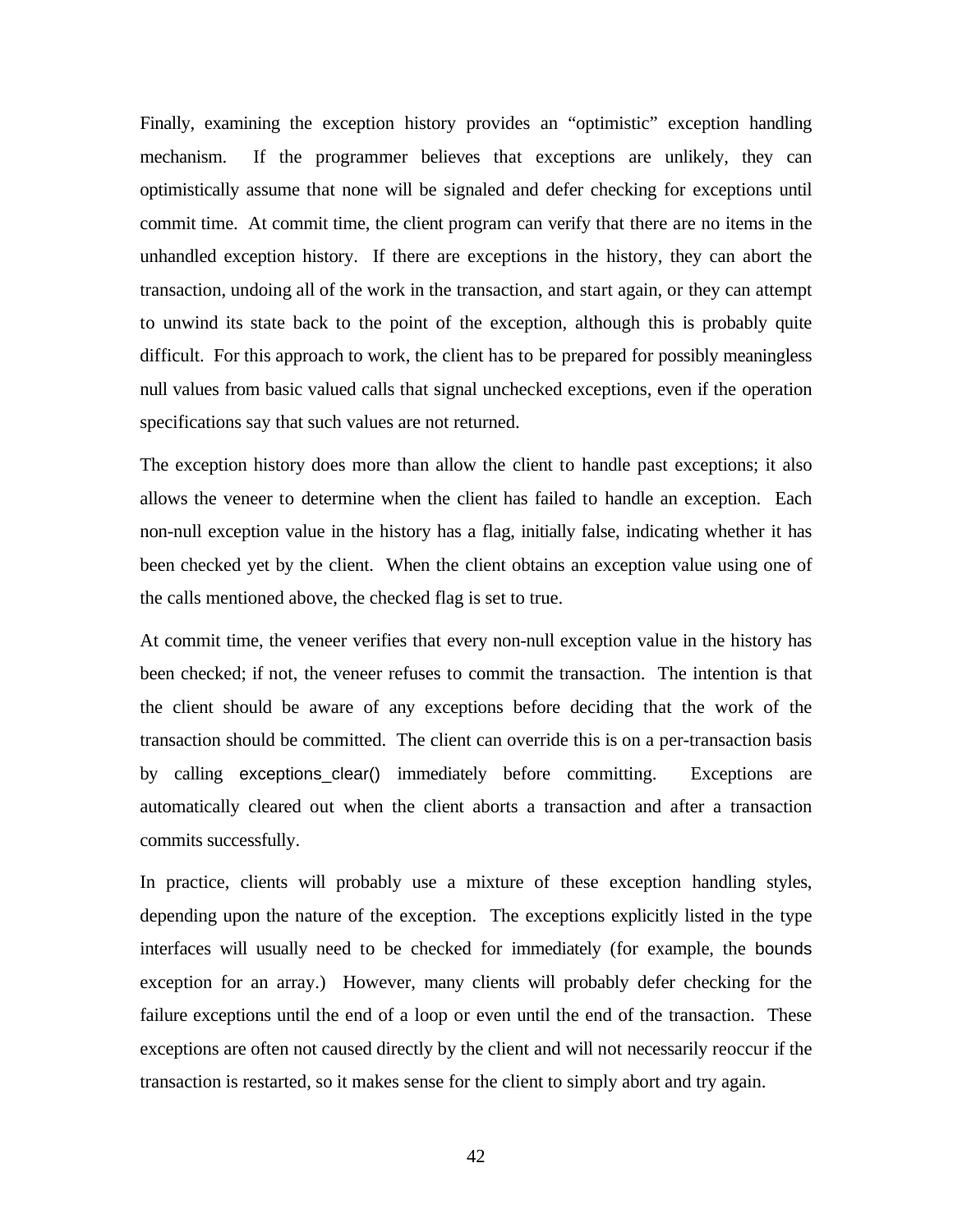Finally, examining the exception history provides an “optimistic” exception handling mechanism. If the programmer believes that exceptions are unlikely, they can optimistically assume that none will be signaled and defer checking for exceptions until commit time. At commit time, the client program can verify that there are no items in the unhandled exception history. If there are exceptions in the history, they can abort the transaction, undoing all of the work in the transaction, and start again, or they can attempt to unwind its state back to the point of the exception, although this is probably quite difficult. For this approach to work, the client has to be prepared for possibly meaningless null values from basic valued calls that signal unchecked exceptions, even if the operation specifications say that such values are not returned.

The exception history does more than allow the client to handle past exceptions; it also allows the veneer to determine when the client has failed to handle an exception. Each non-null exception value in the history has a flag, initially false, indicating whether it has been checked yet by the client. When the client obtains an exception value using one of the calls mentioned above, the checked flag is set to true.

At commit time, the veneer verifies that every non-null exception value in the history has been checked; if not, the veneer refuses to commit the transaction. The intention is that the client should be aware of any exceptions before deciding that the work of the transaction should be committed. The client can override this is on a per-transaction basis by calling `exceptions_clear()` immediately before committing. Exceptions are automatically cleared out when the client aborts a transaction and after a transaction commits successfully.

In practice, clients will probably use a mixture of these exception handling styles, depending upon the nature of the exception. The exceptions explicitly listed in the type interfaces will usually need to be checked for immediately (for example, the `bounds` exception for an array.) However, many clients will probably defer checking for the failure exceptions until the end of a loop or even until the end of the transaction. These exceptions are often not caused directly by the client and will not necessarily reoccur if the transaction is restarted, so it makes sense for the client to simply abort and try again.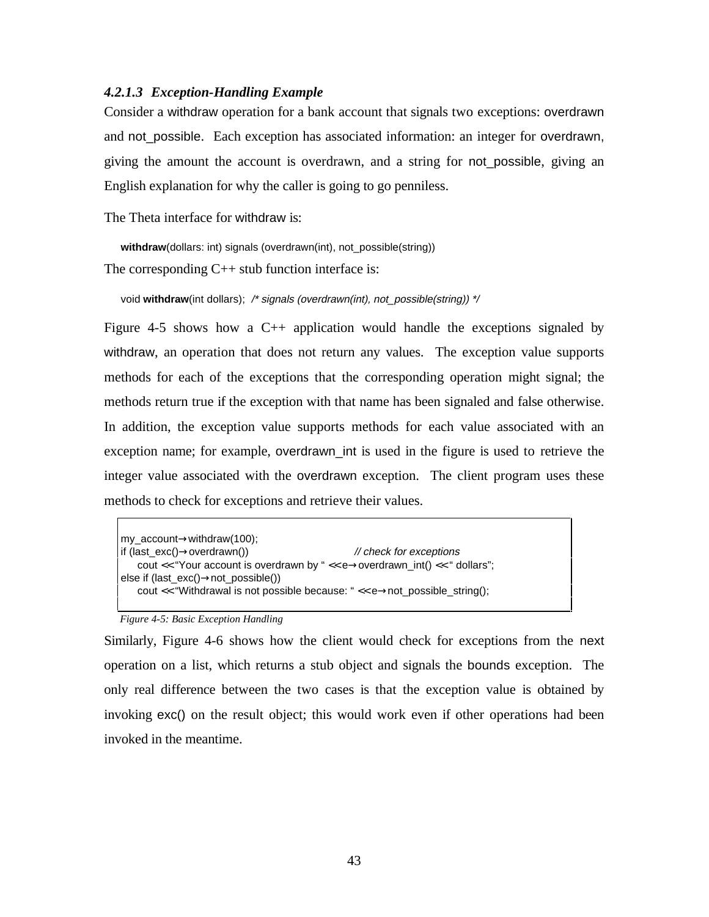#### *4.2.1.3 Exception-Handling Example*

Consider a withdraw operation for a bank account that signals two exceptions: overdrawn and not_possible. Each exception has associated information: an integer for overdrawn, giving the amount the account is overdrawn, and a string for not_possible, giving an English explanation for why the caller is going to go penniless.

The Theta interface for withdraw is:

```
withdraw(dollars: int) signals (overdrawn(int), not_possible(string))
```

The corresponding C++ stub function interface is:

```
void withdraw(int dollars);  /* signals (overdrawn(int), not_possible(string)) */
```

Figure 4-5 shows how a C++ application would handle the exceptions signaled by withdraw, an operation that does not return any values. The exception value supports methods for each of the exceptions that the corresponding operation might signal; the methods return true if the exception with that name has been signaled and false otherwise. In addition, the exception value supports methods for each value associated with an exception name; for example, overdrawn_int is used in the figure is used to retrieve the integer value associated with the overdrawn exception. The client program uses these methods to check for exceptions and retrieve their values.

```
my_account→withdraw(100);
if (last_exc()→overdrawn())                         // check for exceptions
    cout << "Your account is overdrawn by " << e→overdrawn_int() << " dollars";
else if (last_exc()→not_possible())
    cout << "Withdrawal is not possible because: " << e→not_possible_string();
```

*Figure 4-5: Basic Exception Handling*

Similarly, Figure 4-6 shows how the client would check for exceptions from the next operation on a list, which returns a stub object and signals the bounds exception. The only real difference between the two cases is that the exception value is obtained by invoking exc() on the result object; this would work even if other operations had been invoked in the meantime.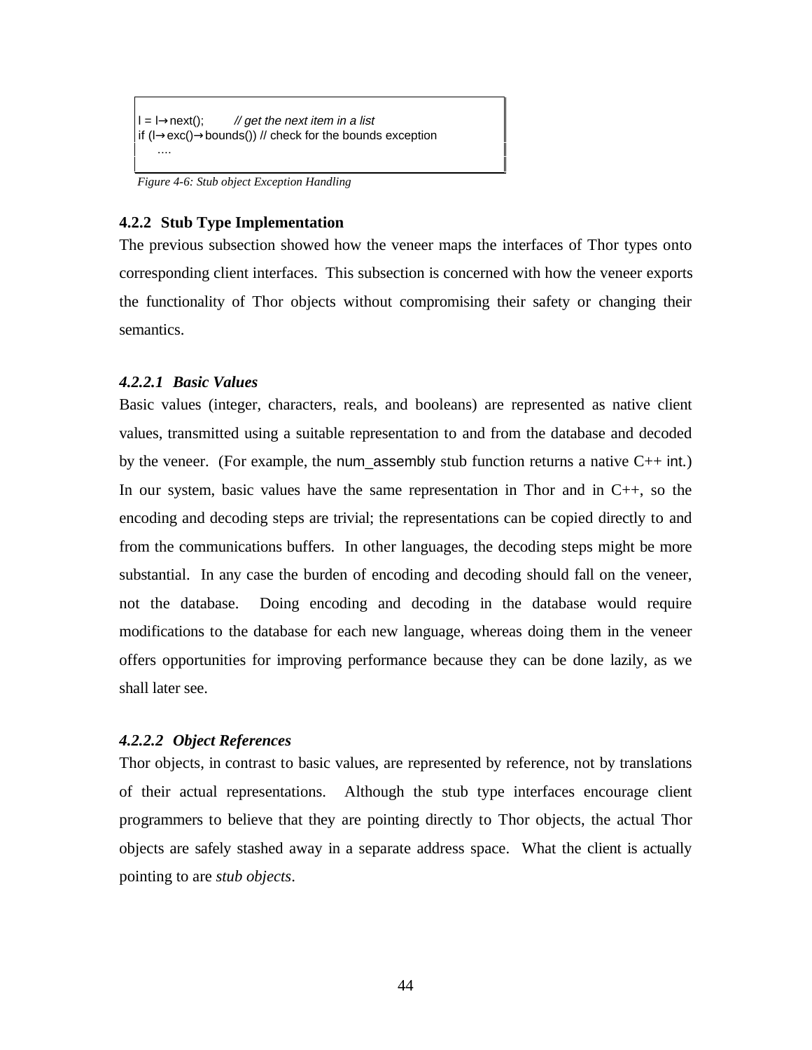```
l = l→next();        // get the next item in a list
if (l→exc()→bounds()) // check for the bounds exception
    ….
```

*Figure 4-6: Stub object Exception Handling*

### 4.2.2 Stub Type Implementation

The previous subsection showed how the veneer maps the interfaces of Thor types onto corresponding client interfaces. This subsection is concerned with how the veneer exports the functionality of Thor objects without compromising their safety or changing their semantics.

#### *4.2.2.1 Basic Values*

Basic values (integer, characters, reals, and booleans) are represented as native client values, transmitted using a suitable representation to and from the database and decoded by the veneer. (For example, the num_assembly stub function returns a native C++ int.) In our system, basic values have the same representation in Thor and in C++, so the encoding and decoding steps are trivial; the representations can be copied directly to and from the communications buffers. In other languages, the decoding steps might be more substantial. In any case the burden of encoding and decoding should fall on the veneer, not the database. Doing encoding and decoding in the database would require modifications to the database for each new language, whereas doing them in the veneer offers opportunities for improving performance because they can be done lazily, as we shall later see.

#### *4.2.2.2 Object References*

Thor objects, in contrast to basic values, are represented by reference, not by translations of their actual representations. Although the stub type interfaces encourage client programmers to believe that they are pointing directly to Thor objects, the actual Thor objects are safely stashed away in a separate address space. What the client is actually pointing to are *stub objects*.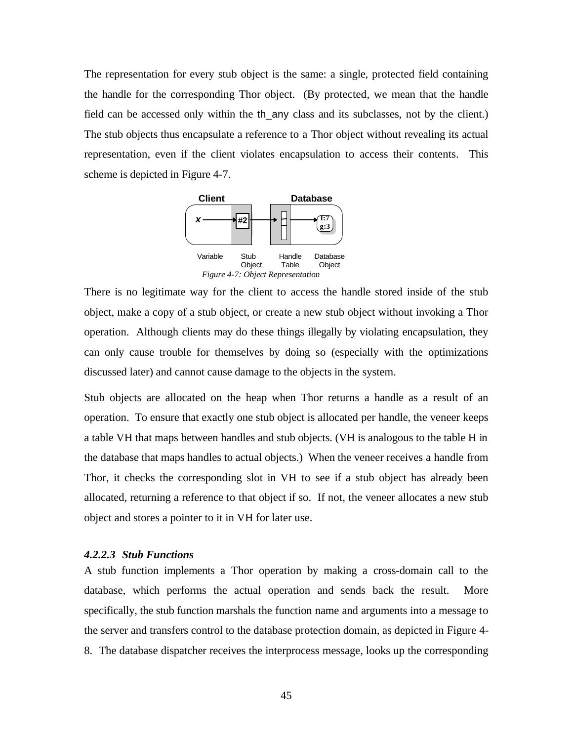The representation for every stub object is the same: a single, protected field containing the handle for the corresponding Thor object. (By protected, we mean that the handle field can be accessed only within the th_any class and its subclasses, not by the client.) The stub objects thus encapsulate a reference to a Thor object without revealing its actual representation, even if the client violates encapsulation to access their contents. This scheme is depicted in Figure 4-7.

*Figure 4-7: Object Representation*

There is no legitimate way for the client to access the handle stored inside of the stub object, make a copy of a stub object, or create a new stub object without invoking a Thor operation. Although clients may do these things illegally by violating encapsulation, they can only cause trouble for themselves by doing so (especially with the optimizations discussed later) and cannot cause damage to the objects in the system.

Stub objects are allocated on the heap when Thor returns a handle as a result of an operation. To ensure that exactly one stub object is allocated per handle, the veneer keeps a table VH that maps between handles and stub objects. (VH is analogous to the table H in the database that maps handles to actual objects.) When the veneer receives a handle from Thor, it checks the corresponding slot in VH to see if a stub object has already been allocated, returning a reference to that object if so. If not, the veneer allocates a new stub object and stores a pointer to it in VH for later use.

#### *4.2.2.3 Stub Functions*

A stub function implements a Thor operation by making a cross-domain call to the database, which performs the actual operation and sends back the result. More specifically, the stub function marshals the function name and arguments into a message to the server and transfers control to the database protection domain, as depicted in Figure 4-8. The database dispatcher receives the interprocess message, looks up the corresponding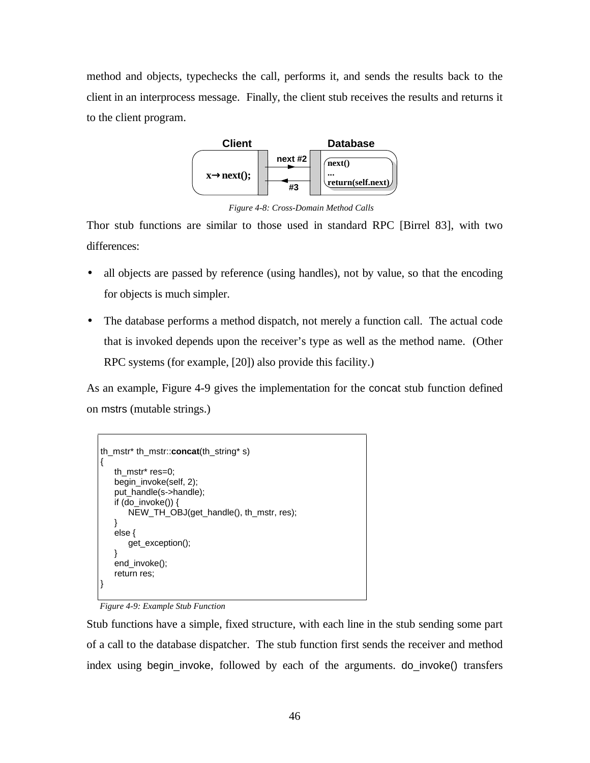method and objects, typechecks the call, performs it, and sends the results back to the client in an interprocess message. Finally, the client stub receives the results and returns it to the client program.

*Figure 4-8: Cross-Domain Method Calls*

Thor stub functions are similar to those used in standard RPC [Birrel 83], with two differences:

- all objects are passed by reference (using handles), not by value, so that the encoding for objects is much simpler.
- The database performs a method dispatch, not merely a function call. The actual code that is invoked depends upon the receiver's type as well as the method name. (Other RPC systems (for example, [20]) also provide this facility.)

As an example, Figure 4-9 gives the implementation for the concat stub function defined on mstrs (mutable strings.)

```
th_mstr* th_mstr::concat(th_string* s)
{
     th_mstr* res=0;
     begin_invoke(self, 2);
     put_handle(s->handle);
     if (do_invoke()) {
          NEW_TH_OBJ(get_handle(), th_mstr, res);
     }
     else {
          get_exception();
     }
     end_invoke();
     return res;
}
```

*Figure 4-9: Example Stub Function*

Stub functions have a simple, fixed structure, with each line in the stub sending some part of a call to the database dispatcher. The stub function first sends the receiver and method index using begin_invoke, followed by each of the arguments. do_invoke() transfers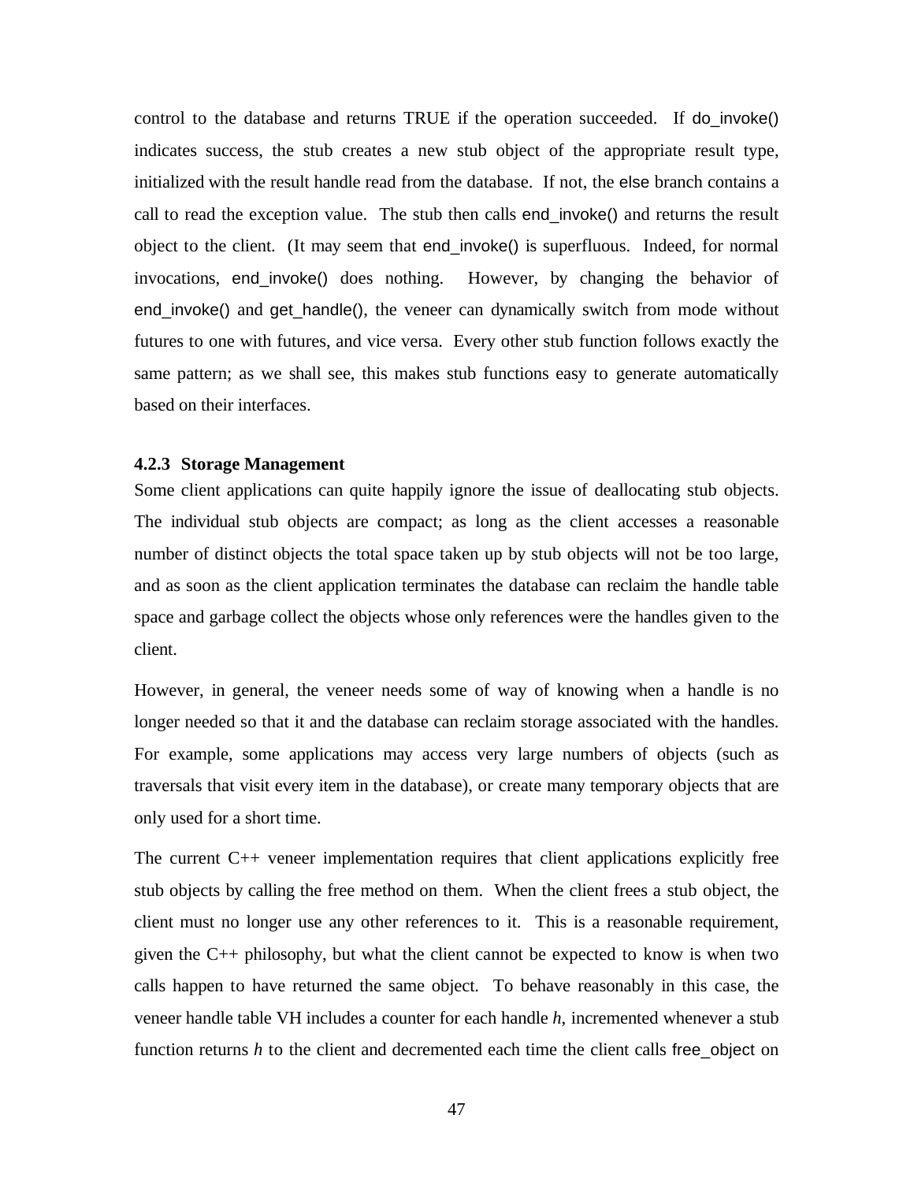control to the database and returns TRUE if the operation succeeded. If do_invoke() indicates success, the stub creates a new stub object of the appropriate result type, initialized with the result handle read from the database. If not, the else branch contains a call to read the exception value. The stub then calls end_invoke() and returns the result object to the client. (It may seem that end_invoke() is superfluous. Indeed, for normal invocations, end_invoke() does nothing. However, by changing the behavior of end_invoke() and get_handle(), the veneer can dynamically switch from mode without futures to one with futures, and vice versa. Every other stub function follows exactly the same pattern; as we shall see, this makes stub functions easy to generate automatically based on their interfaces.

#### 4.2.3 Storage Management

Some client applications can quite happily ignore the issue of deallocating stub objects. The individual stub objects are compact; as long as the client accesses a reasonable number of distinct objects the total space taken up by stub objects will not be too large, and as soon as the client application terminates the database can reclaim the handle table space and garbage collect the objects whose only references were the handles given to the client.

However, in general, the veneer needs some of way of knowing when a handle is no longer needed so that it and the database can reclaim storage associated with the handles. For example, some applications may access very large numbers of objects (such as traversals that visit every item in the database), or create many temporary objects that are only used for a short time.

The current C++ veneer implementation requires that client applications explicitly free stub objects by calling the free method on them. When the client frees a stub object, the client must no longer use any other references to it. This is a reasonable requirement, given the C++ philosophy, but what the client cannot be expected to know is when two calls happen to have returned the same object. To behave reasonably in this case, the veneer handle table VH includes a counter for each handle *h*, incremented whenever a stub function returns *h* to the client and decremented each time the client calls free_object on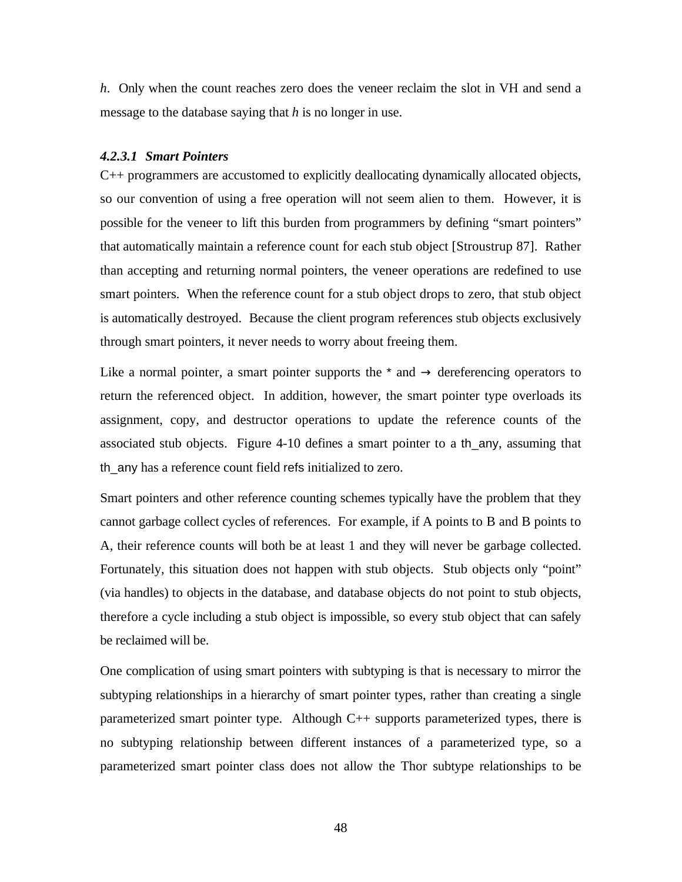*h*. Only when the count reaches zero does the veneer reclaim the slot in VH and send a message to the database saying that *h* is no longer in use.

#### *4.2.3.1 Smart Pointers*

C++ programmers are accustomed to explicitly deallocating dynamically allocated objects, so our convention of using a free operation will not seem alien to them. However, it is possible for the veneer to lift this burden from programmers by defining "smart pointers" that automatically maintain a reference count for each stub object [Stroustrup 87]. Rather than accepting and returning normal pointers, the veneer operations are redefined to use smart pointers. When the reference count for a stub object drops to zero, that stub object is automatically destroyed. Because the client program references stub objects exclusively through smart pointers, it never needs to worry about freeing them.

Like a normal pointer, a smart pointer supports the * and → dereferencing operators to return the referenced object. In addition, however, the smart pointer type overloads its assignment, copy, and destructor operations to update the reference counts of the associated stub objects. Figure 4-10 defines a smart pointer to a th_any, assuming that th_any has a reference count field refs initialized to zero.

Smart pointers and other reference counting schemes typically have the problem that they cannot garbage collect cycles of references. For example, if A points to B and B points to A, their reference counts will both be at least 1 and they will never be garbage collected. Fortunately, this situation does not happen with stub objects. Stub objects only "point" (via handles) to objects in the database, and database objects do not point to stub objects, therefore a cycle including a stub object is impossible, so every stub object that can safely be reclaimed will be.

One complication of using smart pointers with subtyping is that is necessary to mirror the subtyping relationships in a hierarchy of smart pointer types, rather than creating a single parameterized smart pointer type. Although C++ supports parameterized types, there is no subtyping relationship between different instances of a parameterized type, so a parameterized smart pointer class does not allow the Thor subtype relationships to be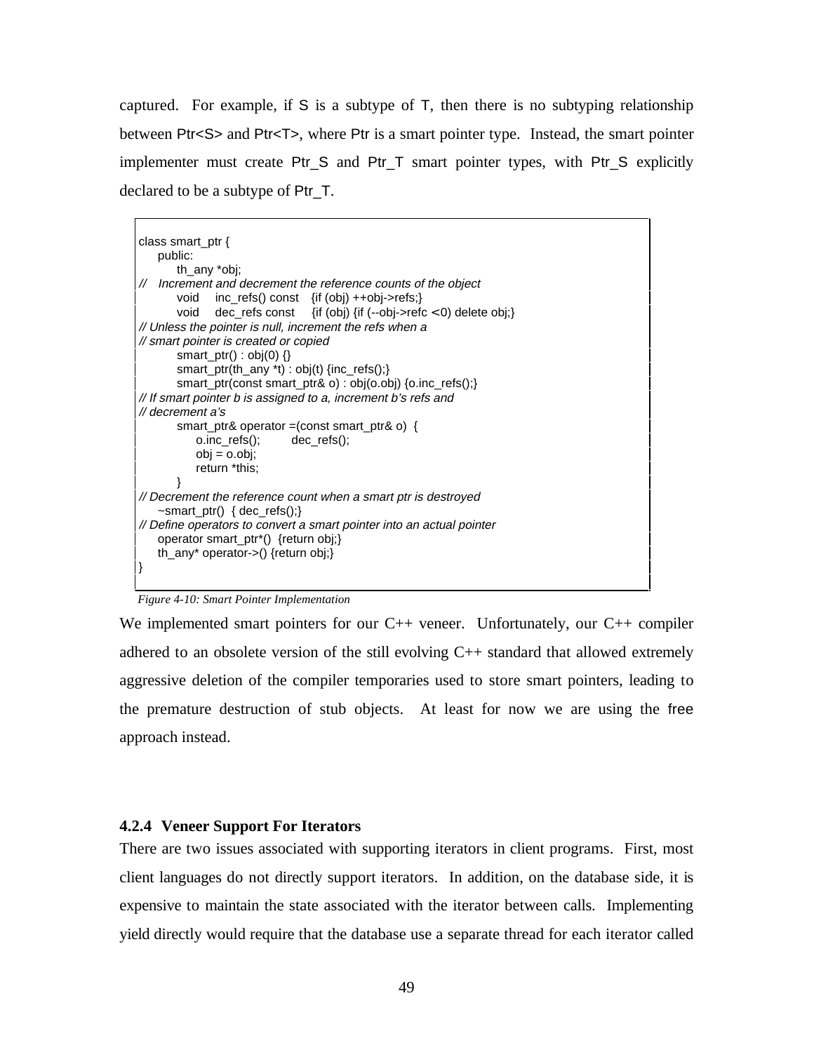captured. For example, if S is a subtype of T, then there is no subtyping relationship between Ptr<S> and Ptr<T>, where Ptr is a smart pointer type. Instead, the smart pointer implementer must create Ptr_S and Ptr_T smart pointer types, with Ptr_S explicitly declared to be a subtype of Ptr_T.

```
class smart_ptr {
    public:
        th_any *obj;
//   Increment and decrement the reference counts of the object
        void    inc_refs() const    {if (obj) ++obj->refs;}
        void    dec_refs const    {if (obj) {if (--obj->refc <0) delete obj;}
// Unless the pointer is null, increment the refs when a
// smart pointer is created or copied
        smart_ptr() : obj(0) {}
        smart_ptr(th_any *t) : obj(t) {inc_refs();}
        smart_ptr(const smart_ptr& o) : obj(o.obj) {o.inc_refs();}
// If smart pointer b is assigned to a, increment b's refs and
// decrement a's
        smart_ptr& operator =(const smart_ptr& o)  {
            o.inc_refs();        dec_refs();
            obj = o.obj;
            return *this;
        }
// Decrement the reference count when a smart ptr is destroyed
    ~smart_ptr()  { dec_refs();}
// Define operators to convert a smart pointer into an actual pointer
    operator smart_ptr*()  {return obj;}
    th_any* operator->() {return obj;}
}
```

*Figure 4-10: Smart Pointer Implementation*

We implemented smart pointers for our C++ veneer. Unfortunately, our C++ compiler adhered to an obsolete version of the still evolving C++ standard that allowed extremely aggressive deletion of the compiler temporaries used to store smart pointers, leading to the premature destruction of stub objects. At least for now we are using the free approach instead.

### 4.2.4 Veneer Support For Iterators

There are two issues associated with supporting iterators in client programs. First, most client languages do not directly support iterators. In addition, on the database side, it is expensive to maintain the state associated with the iterator between calls. Implementing yield directly would require that the database use a separate thread for each iterator called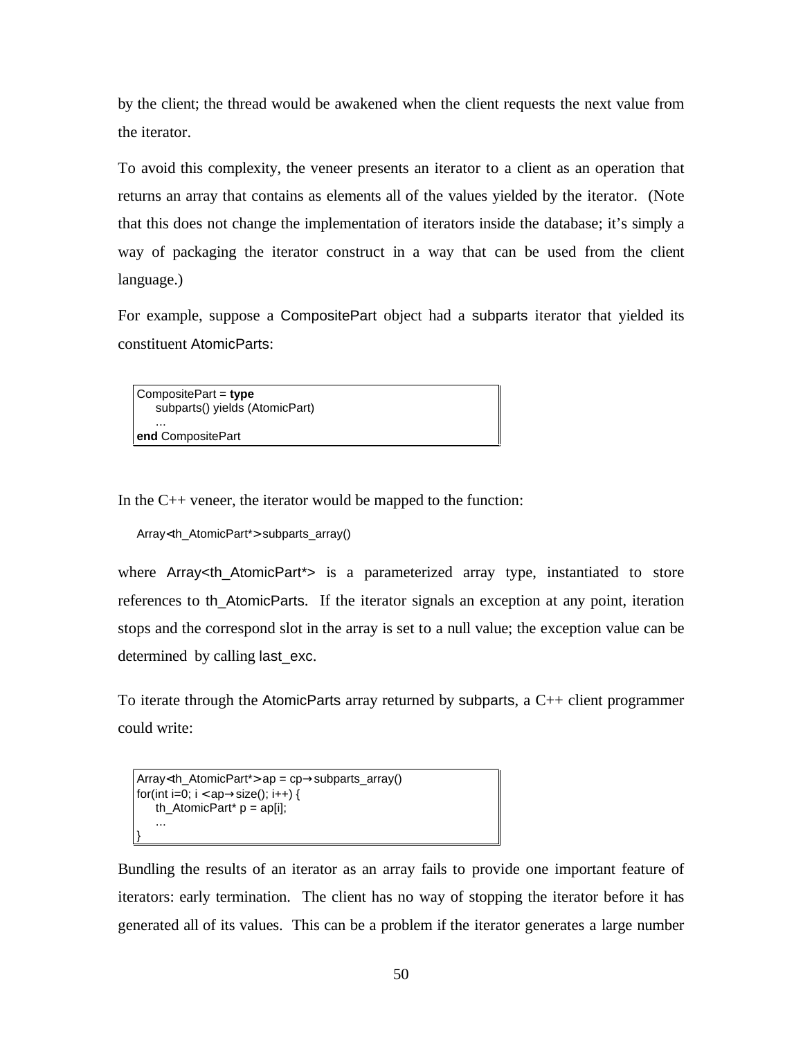by the client; the thread would be awakened when the client requests the next value from the iterator.

To avoid this complexity, the veneer presents an iterator to a client as an operation that returns an array that contains as elements all of the values yielded by the iterator. (Note that this does not change the implementation of iterators inside the database; it's simply a way of packaging the iterator construct in a way that can be used from the client language.)

For example, suppose a CompositePart object had a subparts iterator that yielded its constituent AtomicParts:

```
CompositePart = type
    subparts() yields (AtomicPart)
    ...
end CompositePart
```

In the C++ veneer, the iterator would be mapped to the function:

```
Array<th_AtomicPart*> subparts_array()
```

where Array<th_AtomicPart*> is a parameterized array type, instantiated to store references to th_AtomicParts. If the iterator signals an exception at any point, iteration stops and the correspond slot in the array is set to a null value; the exception value can be determined by calling last_exc.

To iterate through the AtomicParts array returned by subparts, a C++ client programmer could write:

```
Array<th_AtomicPart*> ap = cp→subparts_array()
for(int i=0; i < ap→size(); i++) {
    th_AtomicPart* p = ap[i];
    ...
}
```

Bundling the results of an iterator as an array fails to provide one important feature of iterators: early termination. The client has no way of stopping the iterator before it has generated all of its values. This can be a problem if the iterator generates a large number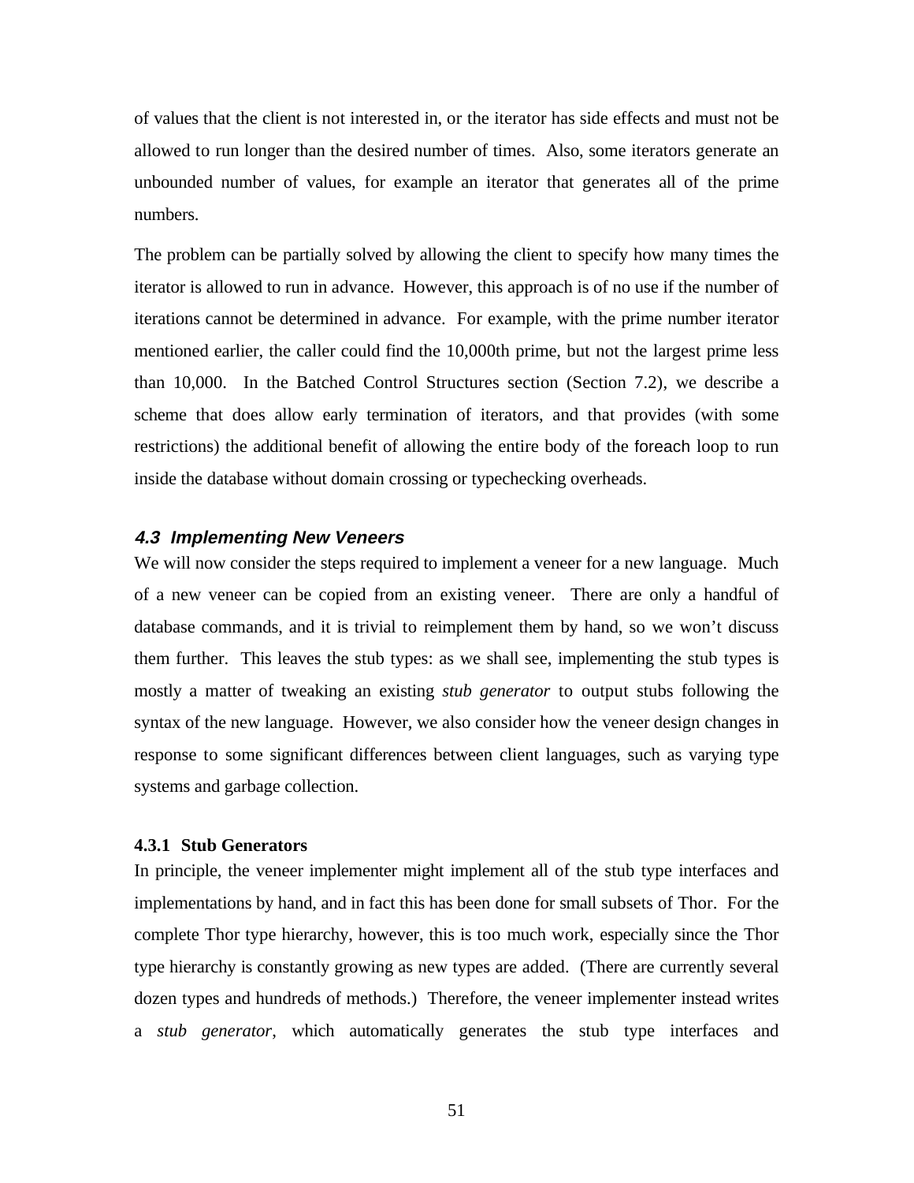of values that the client is not interested in, or the iterator has side effects and must not be allowed to run longer than the desired number of times. Also, some iterators generate an unbounded number of values, for example an iterator that generates all of the prime numbers.

The problem can be partially solved by allowing the client to specify how many times the iterator is allowed to run in advance. However, this approach is of no use if the number of iterations cannot be determined in advance. For example, with the prime number iterator mentioned earlier, the caller could find the 10,000th prime, but not the largest prime less than 10,000. In the Batched Control Structures section (Section 7.2), we describe a scheme that does allow early termination of iterators, and that provides (with some restrictions) the additional benefit of allowing the entire body of the `foreach` loop to run inside the database without domain crossing or typechecking overheads.

## 4.3 Implementing New Veneers

We will now consider the steps required to implement a veneer for a new language. Much of a new veneer can be copied from an existing veneer. There are only a handful of database commands, and it is trivial to reimplement them by hand, so we won't discuss them further. This leaves the stub types: as we shall see, implementing the stub types is mostly a matter of tweaking an existing *stub generator* to output stubs following the syntax of the new language. However, we also consider how the veneer design changes in response to some significant differences between client languages, such as varying type systems and garbage collection.

### 4.3.1 Stub Generators

In principle, the veneer implementer might implement all of the stub type interfaces and implementations by hand, and in fact this has been done for small subsets of Thor. For the complete Thor type hierarchy, however, this is too much work, especially since the Thor type hierarchy is constantly growing as new types are added. (There are currently several dozen types and hundreds of methods.) Therefore, the veneer implementer instead writes a *stub generator*, which automatically generates the stub type interfaces and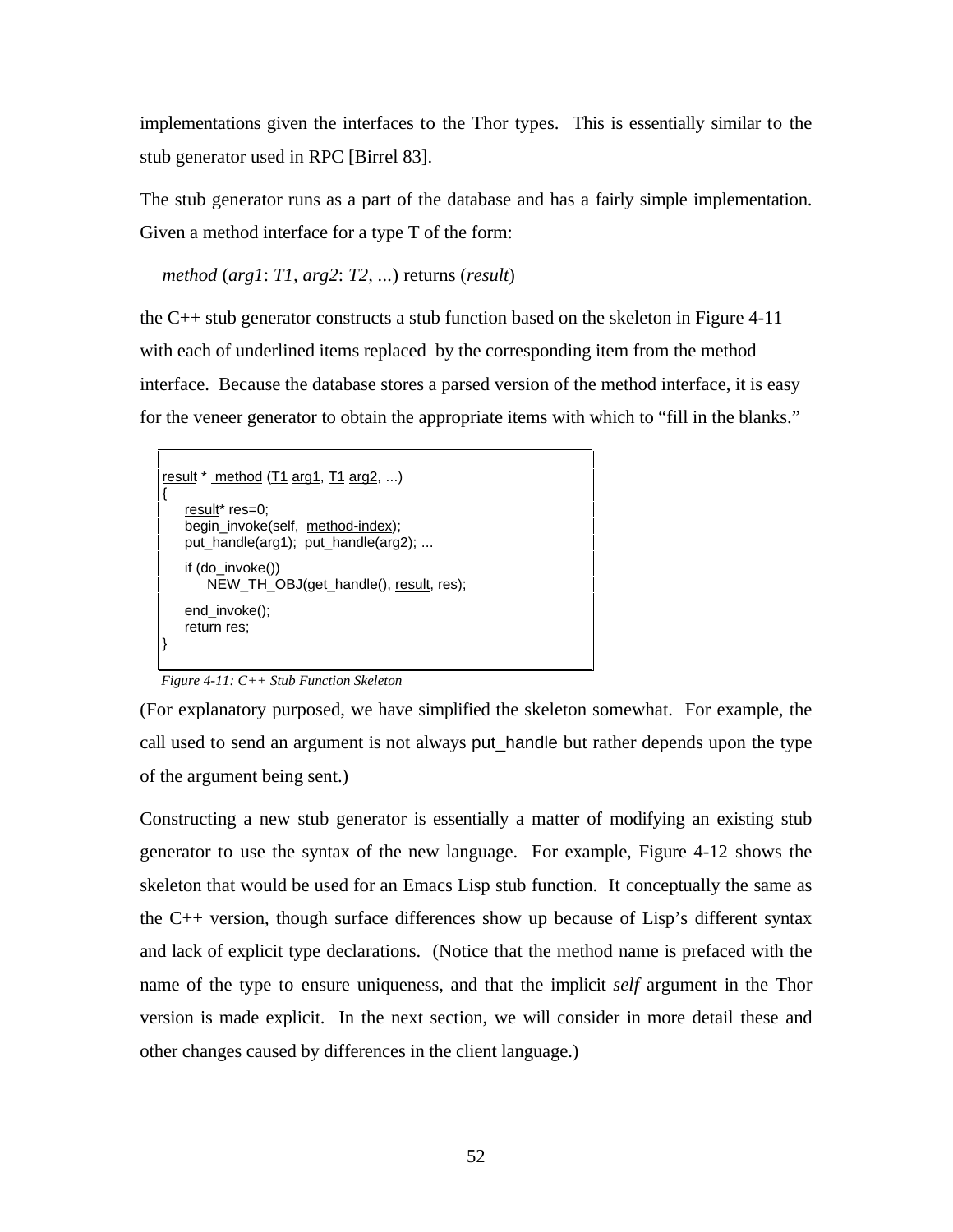implementations given the interfaces to the Thor types. This is essentially similar to the stub generator used in RPC [Birrel 83].

The stub generator runs as a part of the database and has a fairly simple implementation. Given a method interface for a type T of the form:

*method* (*arg1*: *T1*, *arg2*: *T2*, ...) returns (*result*)

the C++ stub generator constructs a stub function based on the skeleton in Figure 4-11 with each of underlined items replaced by the corresponding item from the method interface. Because the database stores a parsed version of the method interface, it is easy for the veneer generator to obtain the appropriate items with which to "fill in the blanks."

```
result *  method (T1 arg1, T1 arg2, ...)
{
    result* res=0;
    begin_invoke(self,  method-index);
    put_handle(arg1);  put_handle(arg2); ...
    if (do_invoke())
        NEW_TH_OBJ(get_handle(), result, res);
    end_invoke();
    return res;
}
```

*Figure 4-11: C++ Stub Function Skeleton*

(For explanatory purposed, we have simplified the skeleton somewhat. For example, the call used to send an argument is not always put_handle but rather depends upon the type of the argument being sent.)

Constructing a new stub generator is essentially a matter of modifying an existing stub generator to use the syntax of the new language. For example, Figure 4-12 shows the skeleton that would be used for an Emacs Lisp stub function. It conceptually the same as the C++ version, though surface differences show up because of Lisp's different syntax and lack of explicit type declarations. (Notice that the method name is prefaced with the name of the type to ensure uniqueness, and that the implicit *self* argument in the Thor version is made explicit. In the next section, we will consider in more detail these and other changes caused by differences in the client language.)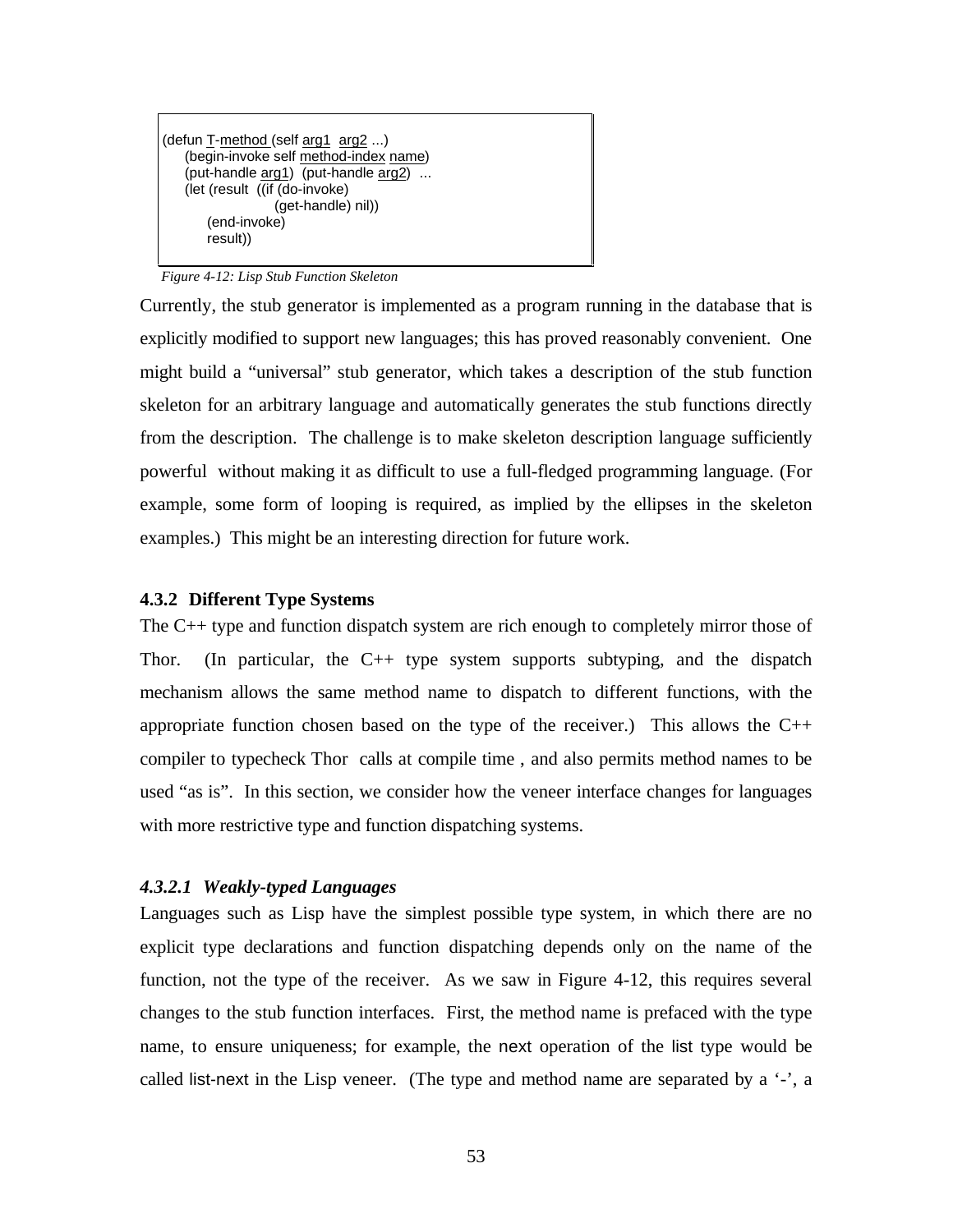```
(defun T-method (self arg1  arg2 ...)
    (begin-invoke self method-index name)
    (put-handle arg1)  (put-handle arg2)  ...
    (let (result  ((if (do-invoke)
                    (get-handle) nil))
        (end-invoke)
        result))
```

*Figure 4-12: Lisp Stub Function Skeleton*

Currently, the stub generator is implemented as a program running in the database that is explicitly modified to support new languages; this has proved reasonably convenient. One might build a "universal" stub generator, which takes a description of the stub function skeleton for an arbitrary language and automatically generates the stub functions directly from the description. The challenge is to make skeleton description language sufficiently powerful without making it as difficult to use a full-fledged programming language. (For example, some form of looping is required, as implied by the ellipses in the skeleton examples.) This might be an interesting direction for future work.

### 4.3.2 Different Type Systems

The C++ type and function dispatch system are rich enough to completely mirror those of Thor. (In particular, the C++ type system supports subtyping, and the dispatch mechanism allows the same method name to dispatch to different functions, with the appropriate function chosen based on the type of the receiver.) This allows the C++ compiler to typecheck Thor calls at compile time , and also permits method names to be used "as is". In this section, we consider how the veneer interface changes for languages with more restrictive type and function dispatching systems.

#### *4.3.2.1 Weakly-typed Languages*

Languages such as Lisp have the simplest possible type system, in which there are no explicit type declarations and function dispatching depends only on the name of the function, not the type of the receiver. As we saw in Figure 4-12, this requires several changes to the stub function interfaces. First, the method name is prefaced with the type name, to ensure uniqueness; for example, the next operation of the list type would be called list-next in the Lisp veneer. (The type and method name are separated by a '-', a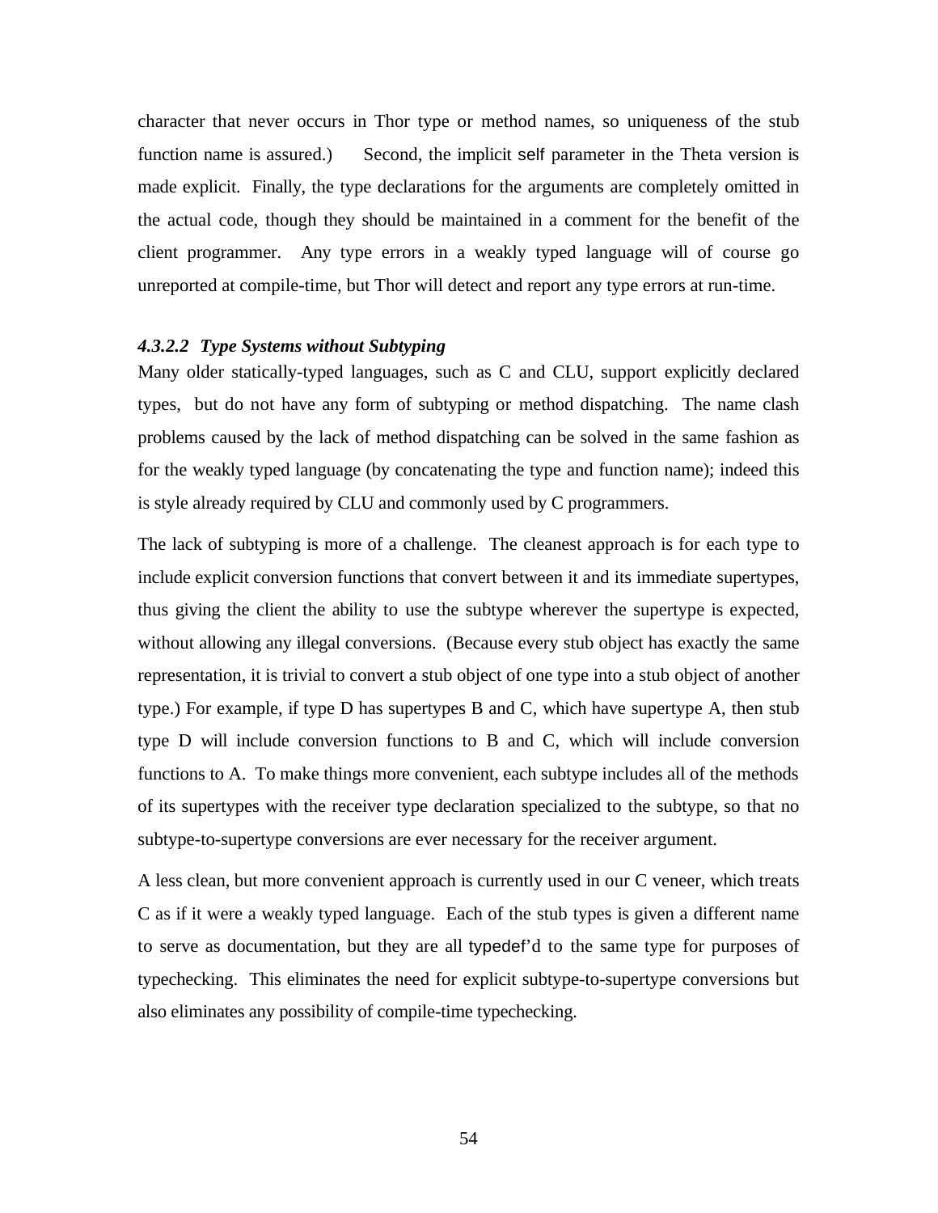character that never occurs in Thor type or method names, so uniqueness of the stub function name is assured.) Second, the implicit self parameter in the Theta version is made explicit. Finally, the type declarations for the arguments are completely omitted in the actual code, though they should be maintained in a comment for the benefit of the client programmer. Any type errors in a weakly typed language will of course go unreported at compile-time, but Thor will detect and report any type errors at run-time.

#### *4.3.2.2 Type Systems without Subtyping*

Many older statically-typed languages, such as C and CLU, support explicitly declared types, but do not have any form of subtyping or method dispatching. The name clash problems caused by the lack of method dispatching can be solved in the same fashion as for the weakly typed language (by concatenating the type and function name); indeed this is style already required by CLU and commonly used by C programmers.

The lack of subtyping is more of a challenge. The cleanest approach is for each type to include explicit conversion functions that convert between it and its immediate supertypes, thus giving the client the ability to use the subtype wherever the supertype is expected, without allowing any illegal conversions. (Because every stub object has exactly the same representation, it is trivial to convert a stub object of one type into a stub object of another type.) For example, if type D has supertypes B and C, which have supertype A, then stub type D will include conversion functions to B and C, which will include conversion functions to A. To make things more convenient, each subtype includes all of the methods of its supertypes with the receiver type declaration specialized to the subtype, so that no subtype-to-supertype conversions are ever necessary for the receiver argument.

A less clean, but more convenient approach is currently used in our C veneer, which treats C as if it were a weakly typed language. Each of the stub types is given a different name to serve as documentation, but they are all typedef'd to the same type for purposes of typechecking. This eliminates the need for explicit subtype-to-supertype conversions but also eliminates any possibility of compile-time typechecking.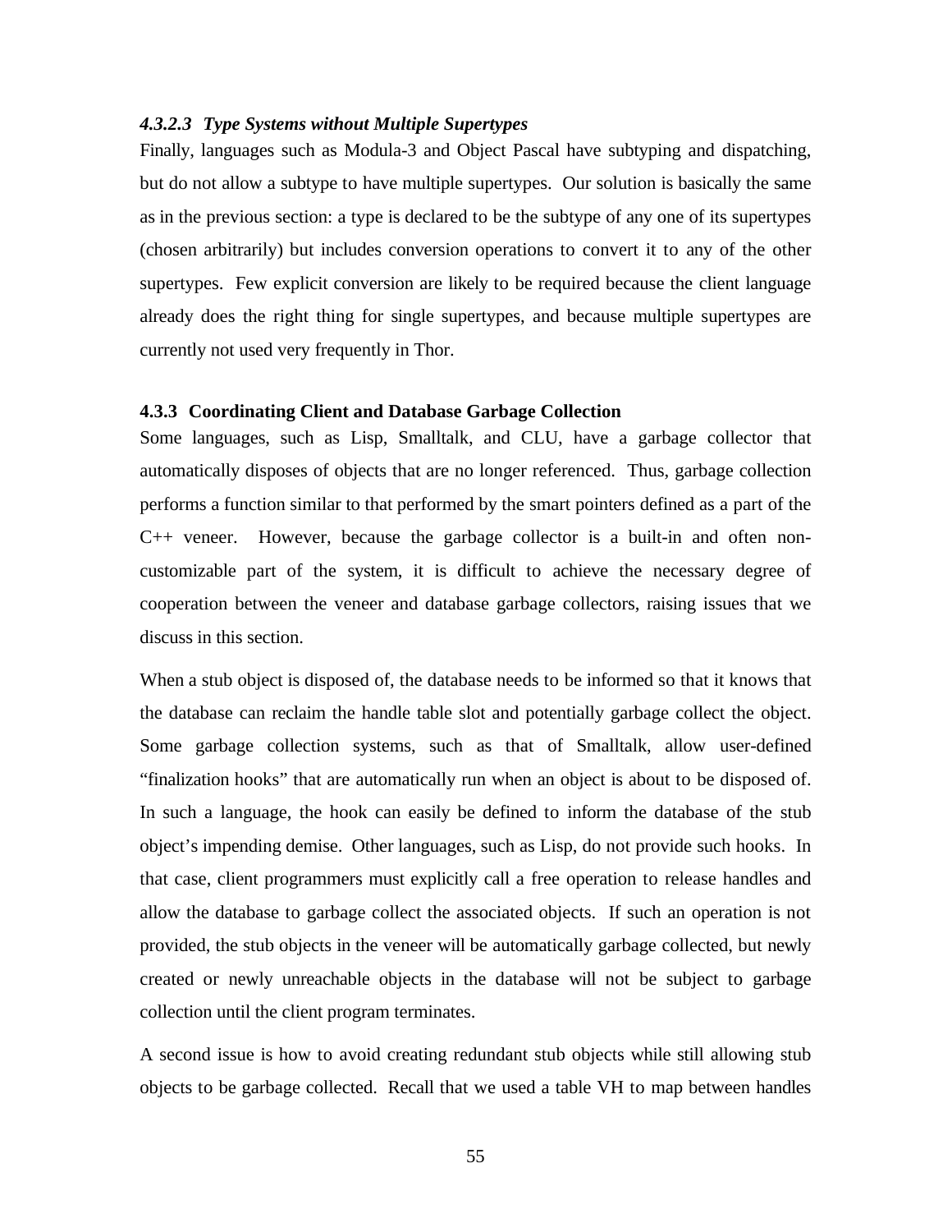#### *4.3.2.3 Type Systems without Multiple Supertypes*

Finally, languages such as Modula-3 and Object Pascal have subtyping and dispatching, but do not allow a subtype to have multiple supertypes. Our solution is basically the same as in the previous section: a type is declared to be the subtype of any one of its supertypes (chosen arbitrarily) but includes conversion operations to convert it to any of the other supertypes. Few explicit conversion are likely to be required because the client language already does the right thing for single supertypes, and because multiple supertypes are currently not used very frequently in Thor.

### 4.3.3 Coordinating Client and Database Garbage Collection

Some languages, such as Lisp, Smalltalk, and CLU, have a garbage collector that automatically disposes of objects that are no longer referenced. Thus, garbage collection performs a function similar to that performed by the smart pointers defined as a part of the C++ veneer. However, because the garbage collector is a built-in and often non-customizable part of the system, it is difficult to achieve the necessary degree of cooperation between the veneer and database garbage collectors, raising issues that we discuss in this section.

When a stub object is disposed of, the database needs to be informed so that it knows that the database can reclaim the handle table slot and potentially garbage collect the object. Some garbage collection systems, such as that of Smalltalk, allow user-defined "finalization hooks" that are automatically run when an object is about to be disposed of. In such a language, the hook can easily be defined to inform the database of the stub object's impending demise. Other languages, such as Lisp, do not provide such hooks. In that case, client programmers must explicitly call a free operation to release handles and allow the database to garbage collect the associated objects. If such an operation is not provided, the stub objects in the veneer will be automatically garbage collected, but newly created or newly unreachable objects in the database will not be subject to garbage collection until the client program terminates.

A second issue is how to avoid creating redundant stub objects while still allowing stub objects to be garbage collected. Recall that we used a table VH to map between handles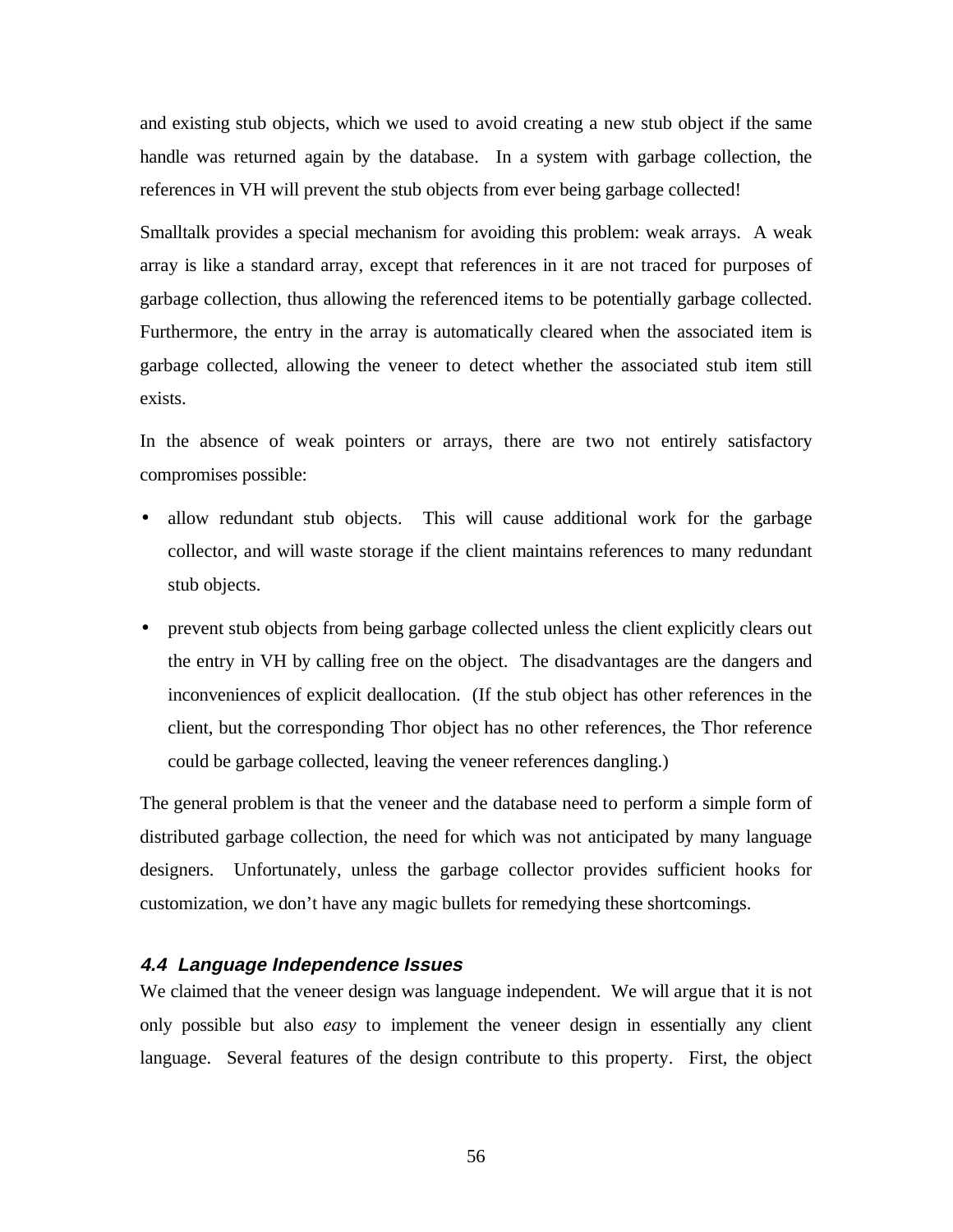and existing stub objects, which we used to avoid creating a new stub object if the same handle was returned again by the database. In a system with garbage collection, the references in VH will prevent the stub objects from ever being garbage collected!

Smalltalk provides a special mechanism for avoiding this problem: weak arrays. A weak array is like a standard array, except that references in it are not traced for purposes of garbage collection, thus allowing the referenced items to be potentially garbage collected. Furthermore, the entry in the array is automatically cleared when the associated item is garbage collected, allowing the veneer to detect whether the associated stub item still exists.

In the absence of weak pointers or arrays, there are two not entirely satisfactory compromises possible:

- allow redundant stub objects. This will cause additional work for the garbage collector, and will waste storage if the client maintains references to many redundant stub objects.
- prevent stub objects from being garbage collected unless the client explicitly clears out the entry in VH by calling free on the object. The disadvantages are the dangers and inconveniences of explicit deallocation. (If the stub object has other references in the client, but the corresponding Thor object has no other references, the Thor reference could be garbage collected, leaving the veneer references dangling.)

The general problem is that the veneer and the database need to perform a simple form of distributed garbage collection, the need for which was not anticipated by many language designers. Unfortunately, unless the garbage collector provides sufficient hooks for customization, we don't have any magic bullets for remedying these shortcomings.

### 4.4 Language Independence Issues

We claimed that the veneer design was language independent. We will argue that it is not only possible but also *easy* to implement the veneer design in essentially any client language. Several features of the design contribute to this property. First, the object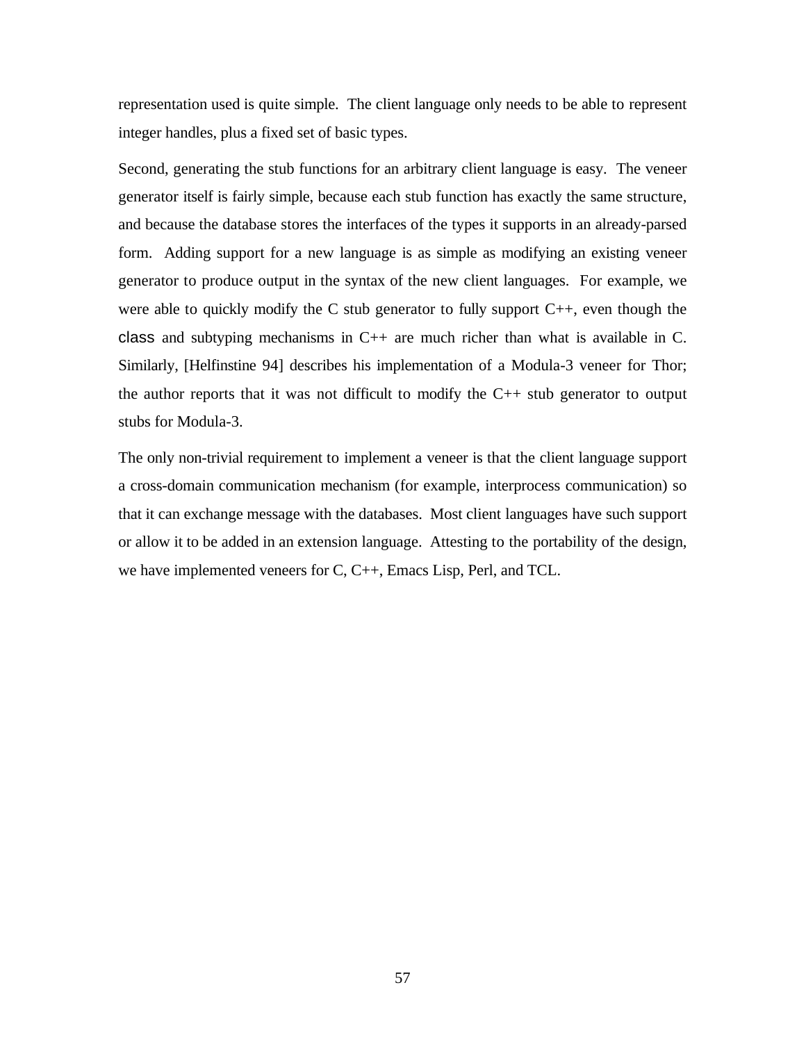representation used is quite simple. The client language only needs to be able to represent integer handles, plus a fixed set of basic types.

Second, generating the stub functions for an arbitrary client language is easy. The veneer generator itself is fairly simple, because each stub function has exactly the same structure, and because the database stores the interfaces of the types it supports in an already-parsed form. Adding support for a new language is as simple as modifying an existing veneer generator to produce output in the syntax of the new client languages. For example, we were able to quickly modify the C stub generator to fully support C++, even though the `class` and subtyping mechanisms in C++ are much richer than what is available in C. Similarly, [Helfinstine 94] describes his implementation of a Modula-3 veneer for Thor; the author reports that it was not difficult to modify the C++ stub generator to output stubs for Modula-3.

The only non-trivial requirement to implement a veneer is that the client language support a cross-domain communication mechanism (for example, interprocess communication) so that it can exchange message with the databases. Most client languages have such support or allow it to be added in an extension language. Attesting to the portability of the design, we have implemented veneers for C, C++, Emacs Lisp, Perl, and TCL.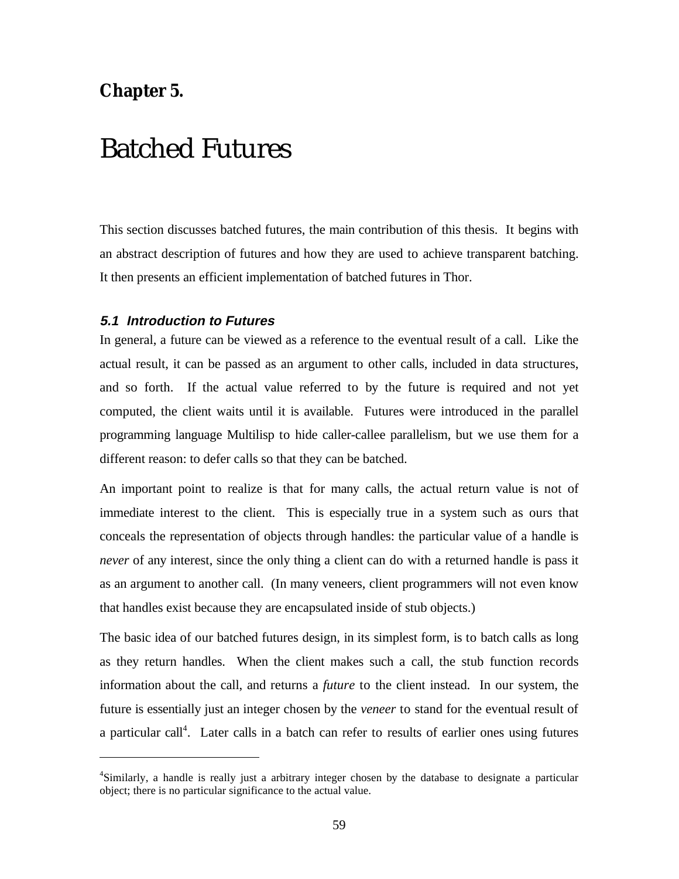# Chapter 5.

# Batched Futures

This section discusses batched futures, the main contribution of this thesis. It begins with an abstract description of futures and how they are used to achieve transparent batching. It then presents an efficient implementation of batched futures in Thor.

### *5.1 Introduction to Futures*

In general, a future can be viewed as a reference to the eventual result of a call. Like the actual result, it can be passed as an argument to other calls, included in data structures, and so forth. If the actual value referred to by the future is required and not yet computed, the client waits until it is available. Futures were introduced in the parallel programming language Multilisp to hide caller-callee parallelism, but we use them for a different reason: to defer calls so that they can be batched.

An important point to realize is that for many calls, the actual return value is not of immediate interest to the client. This is especially true in a system such as ours that conceals the representation of objects through handles: the particular value of a handle is *never* of any interest, since the only thing a client can do with a returned handle is pass it as an argument to another call. (In many veneers, client programmers will not even know that handles exist because they are encapsulated inside of stub objects.)

The basic idea of our batched futures design, in its simplest form, is to batch calls as long as they return handles. When the client makes such a call, the stub function records information about the call, and returns a *future* to the client instead. In our system, the future is essentially just an integer chosen by the *veneer* to stand for the eventual result of a particular call[4]. Later calls in a batch can refer to results of earlier ones using futures

[4]Similarly, a handle is really just a arbitrary integer chosen by the database to designate a particular object; there is no particular significance to the actual value.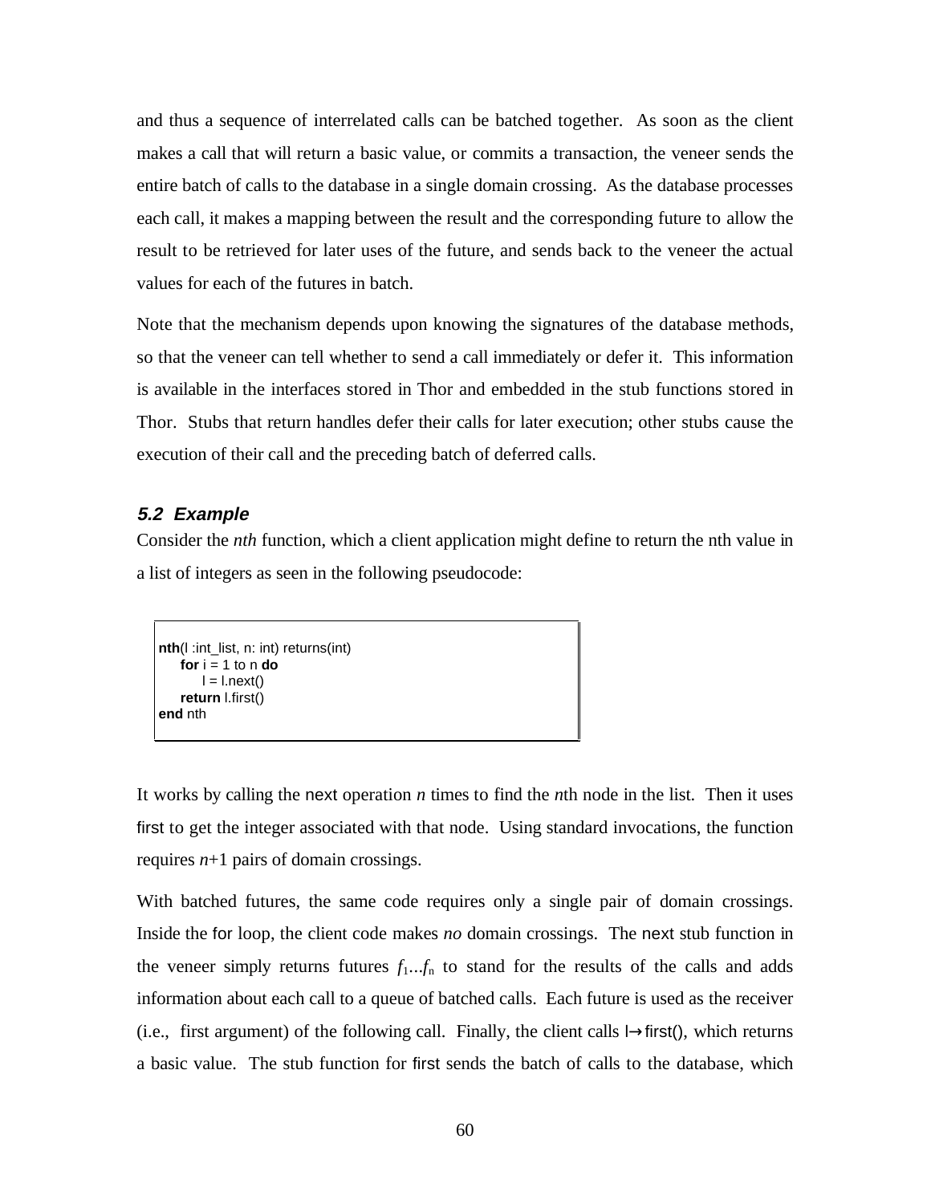and thus a sequence of interrelated calls can be batched together. As soon as the client makes a call that will return a basic value, or commits a transaction, the veneer sends the entire batch of calls to the database in a single domain crossing. As the database processes each call, it makes a mapping between the result and the corresponding future to allow the result to be retrieved for later uses of the future, and sends back to the veneer the actual values for each of the futures in batch.

Note that the mechanism depends upon knowing the signatures of the database methods, so that the veneer can tell whether to send a call immediately or defer it. This information is available in the interfaces stored in Thor and embedded in the stub functions stored in Thor. Stubs that return handles defer their calls for later execution; other stubs cause the execution of their call and the preceding batch of deferred calls.

### 5.2 Example

Consider the *nth* function, which a client application might define to return the nth value in a list of integers as seen in the following pseudocode:

```
nth(l :int_list, n: int) returns(int)
    for i = 1 to n do
        l = l.next()
    return l.first()
end nth
```

It works by calling the next operation *n* times to find the *n*th node in the list. Then it uses first to get the integer associated with that node. Using standard invocations, the function requires *n*+1 pairs of domain crossings.

With batched futures, the same code requires only a single pair of domain crossings. Inside the for loop, the client code makes *no* domain crossings. The next stub function in the veneer simply returns futures $f_1 \ldots f_n$ to stand for the results of the calls and adds information about each call to a queue of batched calls. Each future is used as the receiver (i.e., first argument) of the following call. Finally, the client calls l→first(), which returns a basic value. The stub function for first sends the batch of calls to the database, which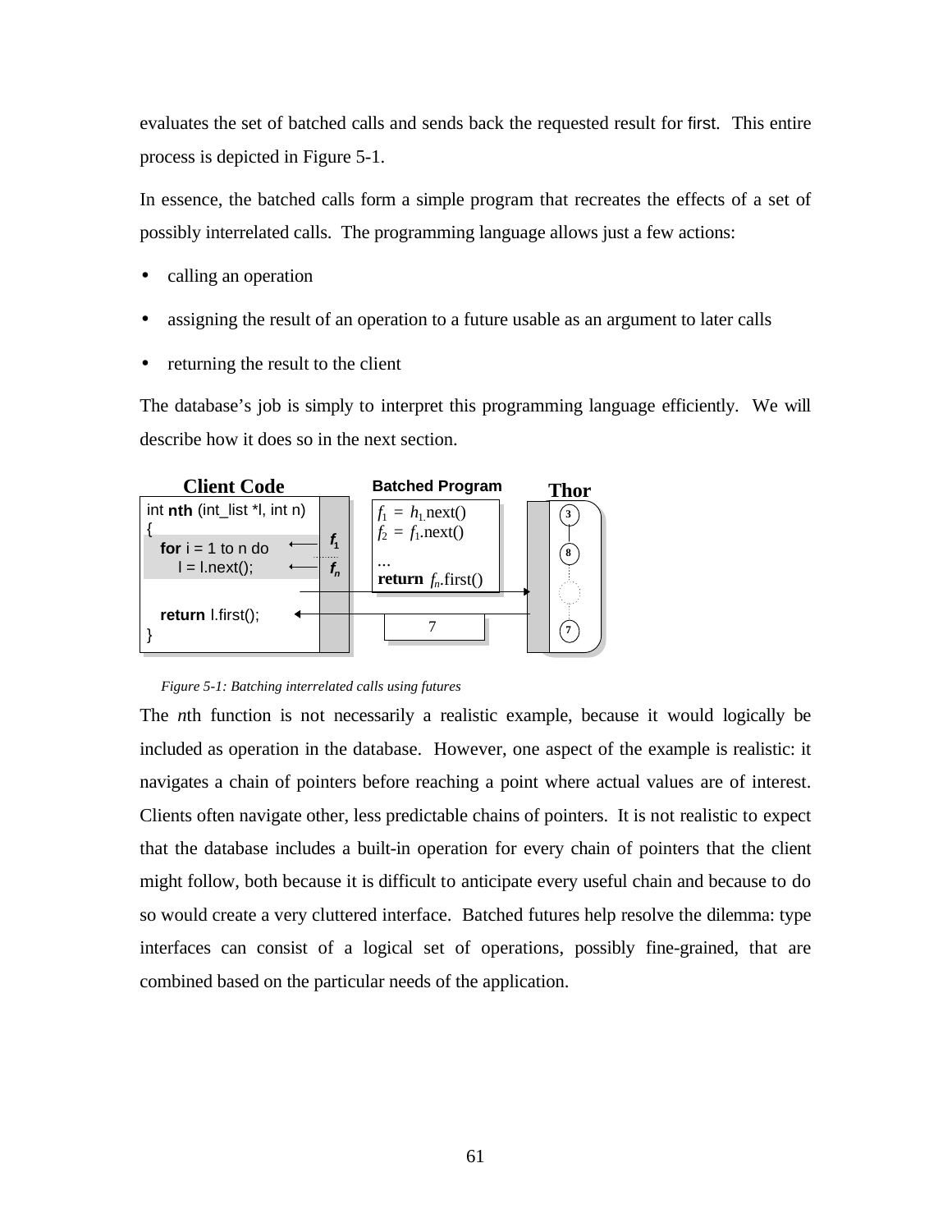evaluates the set of batched calls and sends back the requested result for first. This entire process is depicted in Figure 5-1.

In essence, the batched calls form a simple program that recreates the effects of a set of possibly interrelated calls. The programming language allows just a few actions:

- calling an operation
- assigning the result of an operation to a future usable as an argument to later calls
- returning the result to the client

The database's job is simply to interpret this programming language efficiently. We will describe how it does so in the next section.

**Client Code**

```
int nth (int_list *l, int n)
{
   for i = 1 to n do
      l = l.next();

   return l.first();
}
```

**Batched Program**

$f_1 = h_1$.next()
$f_2 = f_1$.next()
...
**return** $f_n$.first()

**Thor**

*Figure 5-1: Batching interrelated calls using futures*

The *n*th function is not necessarily a realistic example, because it would logically be included as operation in the database. However, one aspect of the example is realistic: it navigates a chain of pointers before reaching a point where actual values are of interest. Clients often navigate other, less predictable chains of pointers. It is not realistic to expect that the database includes a built-in operation for every chain of pointers that the client might follow, both because it is difficult to anticipate every useful chain and because to do so would create a very cluttered interface. Batched futures help resolve the dilemma: type interfaces can consist of a logical set of operations, possibly fine-grained, that are combined based on the particular needs of the application.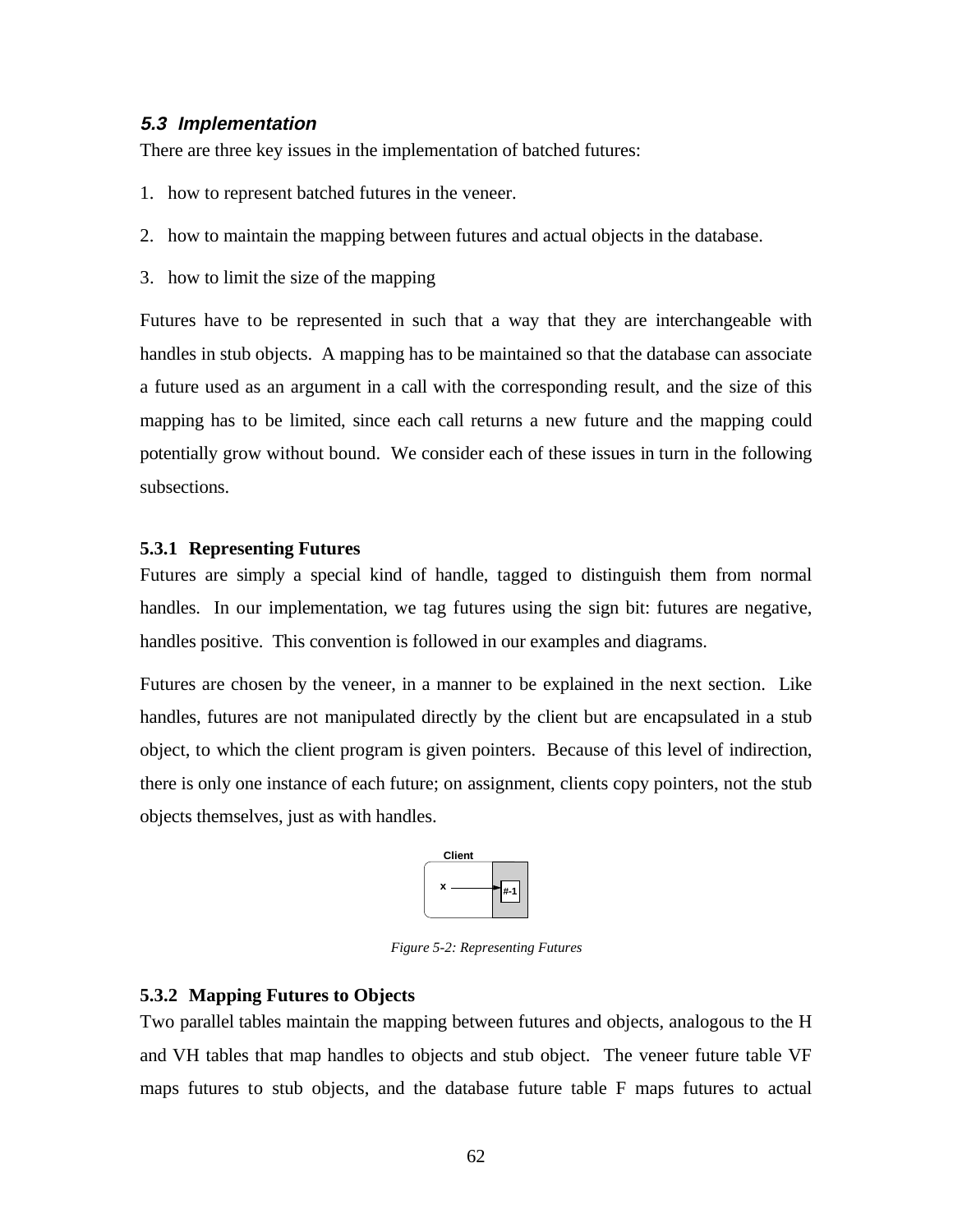### *5.3 Implementation*

There are three key issues in the implementation of batched futures:

1. how to represent batched futures in the veneer.
2. how to maintain the mapping between futures and actual objects in the database.
3. how to limit the size of the mapping

Futures have to be represented in such that a way that they are interchangeable with handles in stub objects. A mapping has to be maintained so that the database can associate a future used as an argument in a call with the corresponding result, and the size of this mapping has to be limited, since each call returns a new future and the mapping could potentially grow without bound. We consider each of these issues in turn in the following subsections.

#### 5.3.1 Representing Futures

Futures are simply a special kind of handle, tagged to distinguish them from normal handles. In our implementation, we tag futures using the sign bit: futures are negative, handles positive. This convention is followed in our examples and diagrams.

Futures are chosen by the veneer, in a manner to be explained in the next section. Like handles, futures are not manipulated directly by the client but are encapsulated in a stub object, to which the client program is given pointers. Because of this level of indirection, there is only one instance of each future; on assignment, clients copy pointers, not the stub objects themselves, just as with handles.

Client

x

#-1

*Figure 5-2: Representing Futures*

#### 5.3.2 Mapping Futures to Objects

Two parallel tables maintain the mapping between futures and objects, analogous to the H and VH tables that map handles to objects and stub object. The veneer future table VF maps futures to stub objects, and the database future table F maps futures to actual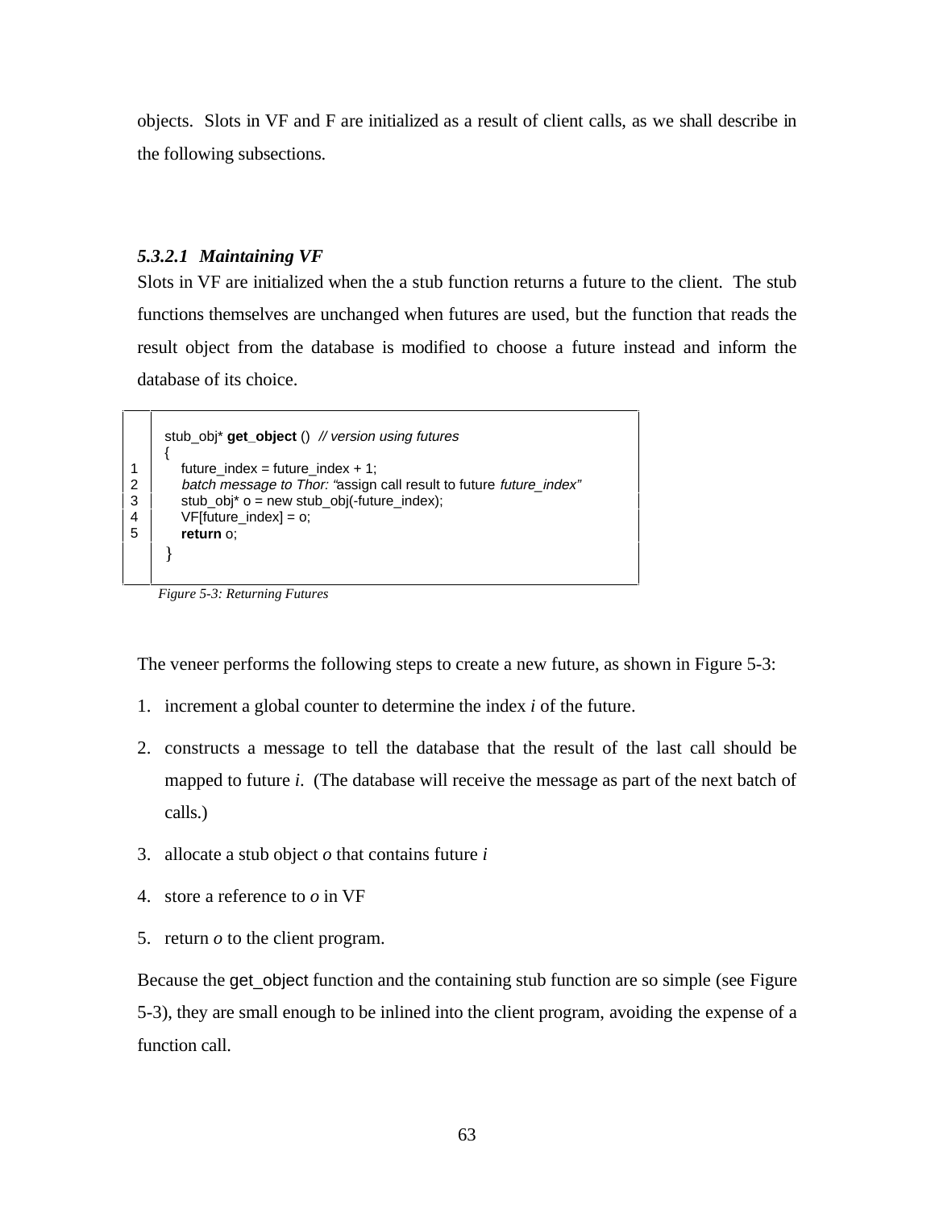objects. Slots in VF and F are initialized as a result of client calls, as we shall describe in the following subsections.

#### 5.3.2.1 Maintaining VF

Slots in VF are initialized when the a stub function returns a future to the client. The stub functions themselves are unchanged when futures are used, but the function that reads the result object from the database is modified to choose a future instead and inform the database of its choice.

```
    stub_obj* get_object ()  // version using futures
    {
1       future_index = future_index + 1;
2       batch message to Thor: "assign call result to future future_index"
3       stub_obj* o = new stub_obj(-future_index);
4       VF[future_index] = o;
5       return o;
    }
```

*Figure 5-3: Returning Futures*

The veneer performs the following steps to create a new future, as shown in Figure 5-3:

1. increment a global counter to determine the index *i* of the future.
2. constructs a message to tell the database that the result of the last call should be mapped to future *i*. (The database will receive the message as part of the next batch of calls.)
3. allocate a stub object *o* that contains future *i*
4. store a reference to *o* in VF
5. return *o* to the client program.

Because the get_object function and the containing stub function are so simple (see Figure 5-3), they are small enough to be inlined into the client program, avoiding the expense of a function call.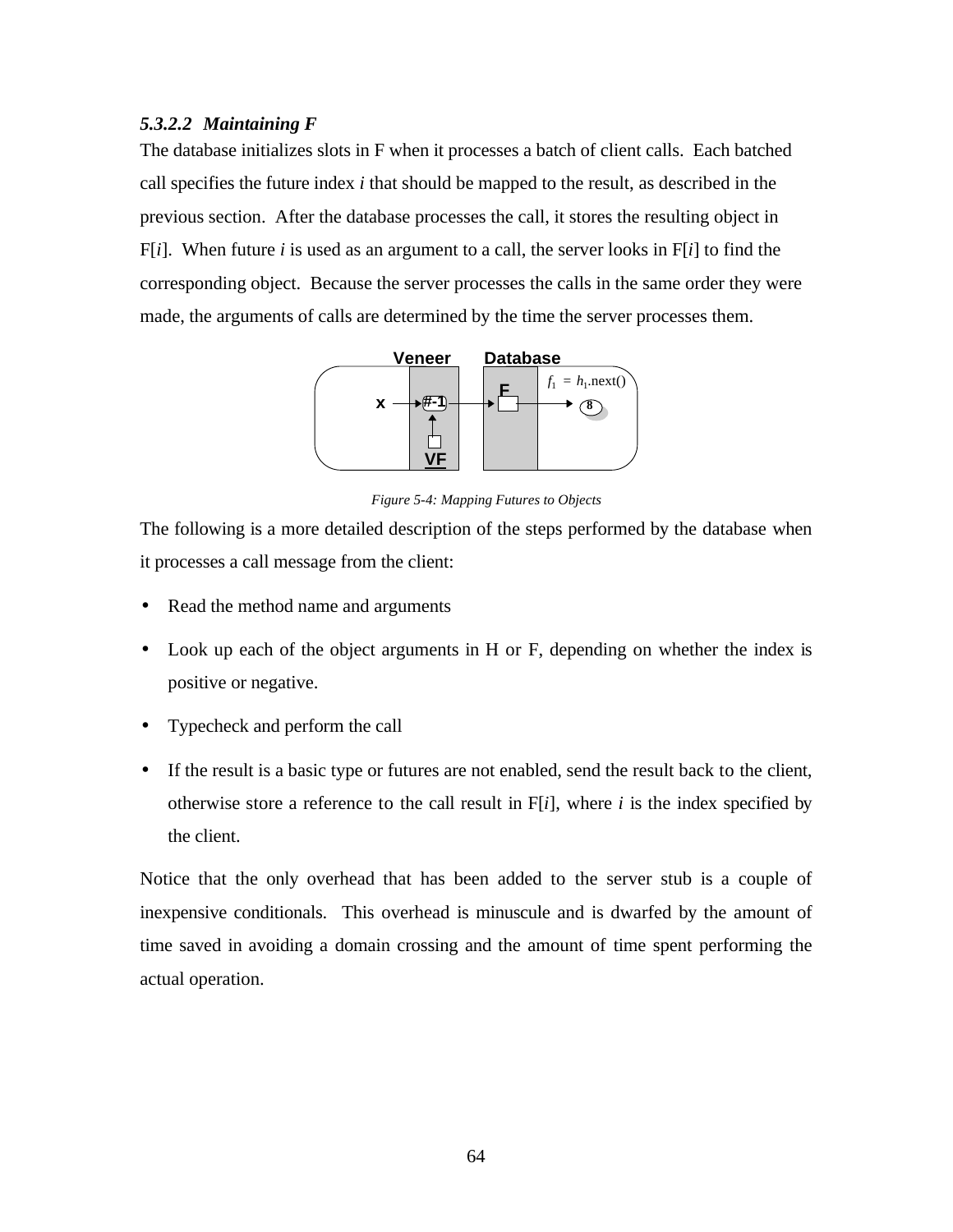#### *5.3.2.2 Maintaining F*

The database initializes slots in F when it processes a batch of client calls. Each batched call specifies the future index *i* that should be mapped to the result, as described in the previous section. After the database processes the call, it stores the resulting object in F[*i*]. When future *i* is used as an argument to a call, the server looks in F[*i*] to find the corresponding object. Because the server processes the calls in the same order they were made, the arguments of calls are determined by the time the server processes them.

*Figure 5-4: Mapping Futures to Objects*

The following is a more detailed description of the steps performed by the database when it processes a call message from the client:

- Read the method name and arguments
- Look up each of the object arguments in H or F, depending on whether the index is positive or negative.
- Typecheck and perform the call
- If the result is a basic type or futures are not enabled, send the result back to the client, otherwise store a reference to the call result in F[*i*], where *i* is the index specified by the client.

Notice that the only overhead that has been added to the server stub is a couple of inexpensive conditionals. This overhead is minuscule and is dwarfed by the amount of time saved in avoiding a domain crossing and the amount of time spent performing the actual operation.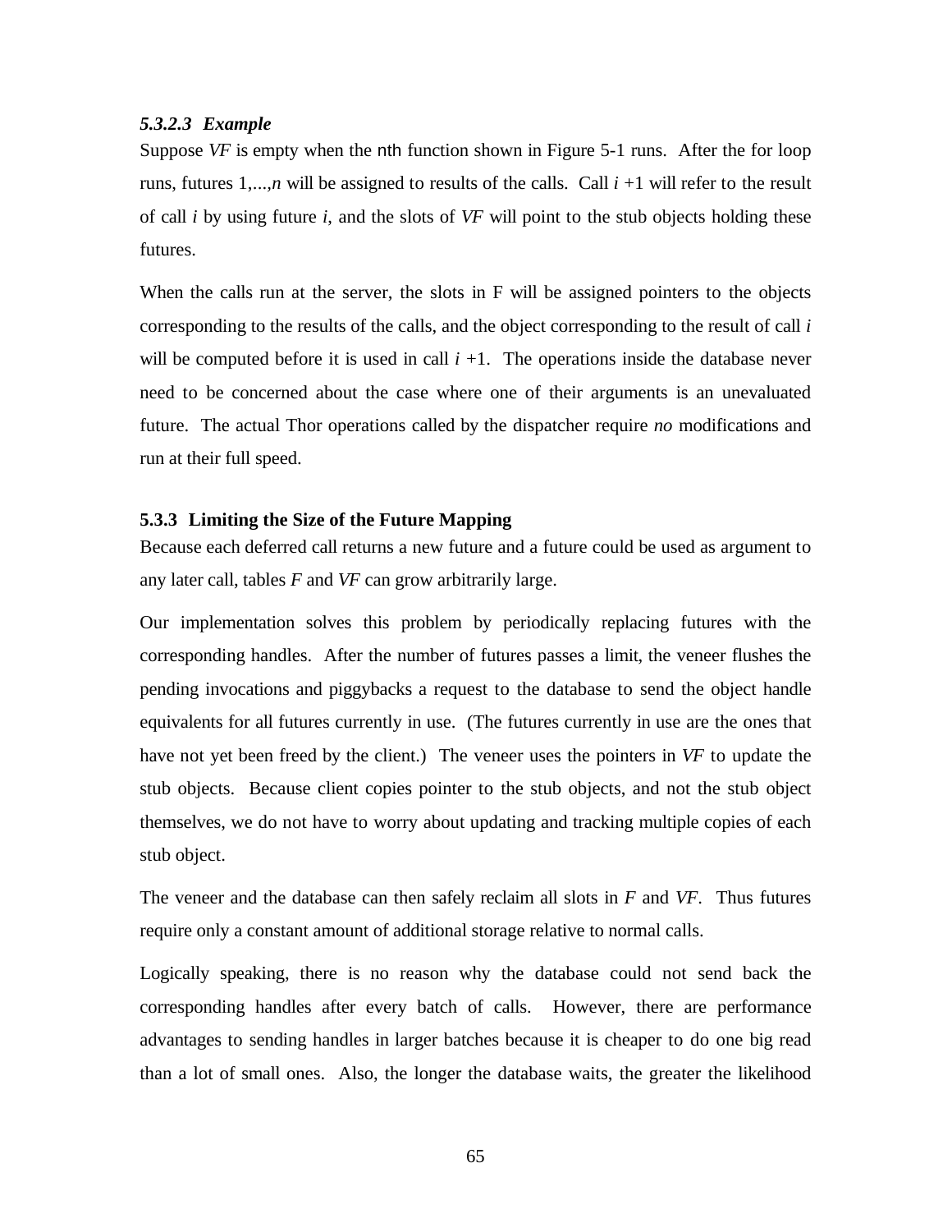#### *5.3.2.3 Example*

Suppose *VF* is empty when the nth function shown in Figure 5-1 runs. After the for loop runs, futures 1,...,*n* will be assigned to results of the calls. Call *i* +1 will refer to the result of call *i* by using future *i*, and the slots of *VF* will point to the stub objects holding these futures.

When the calls run at the server, the slots in F will be assigned pointers to the objects corresponding to the results of the calls, and the object corresponding to the result of call *i* will be computed before it is used in call *i* +1. The operations inside the database never need to be concerned about the case where one of their arguments is an unevaluated future. The actual Thor operations called by the dispatcher require *no* modifications and run at their full speed.

### 5.3.3 Limiting the Size of the Future Mapping

Because each deferred call returns a new future and a future could be used as argument to any later call, tables *F* and *VF* can grow arbitrarily large.

Our implementation solves this problem by periodically replacing futures with the corresponding handles. After the number of futures passes a limit, the veneer flushes the pending invocations and piggybacks a request to the database to send the object handle equivalents for all futures currently in use. (The futures currently in use are the ones that have not yet been freed by the client.) The veneer uses the pointers in *VF* to update the stub objects. Because client copies pointer to the stub objects, and not the stub object themselves, we do not have to worry about updating and tracking multiple copies of each stub object.

The veneer and the database can then safely reclaim all slots in *F* and *VF*. Thus futures require only a constant amount of additional storage relative to normal calls.

Logically speaking, there is no reason why the database could not send back the corresponding handles after every batch of calls. However, there are performance advantages to sending handles in larger batches because it is cheaper to do one big read than a lot of small ones. Also, the longer the database waits, the greater the likelihood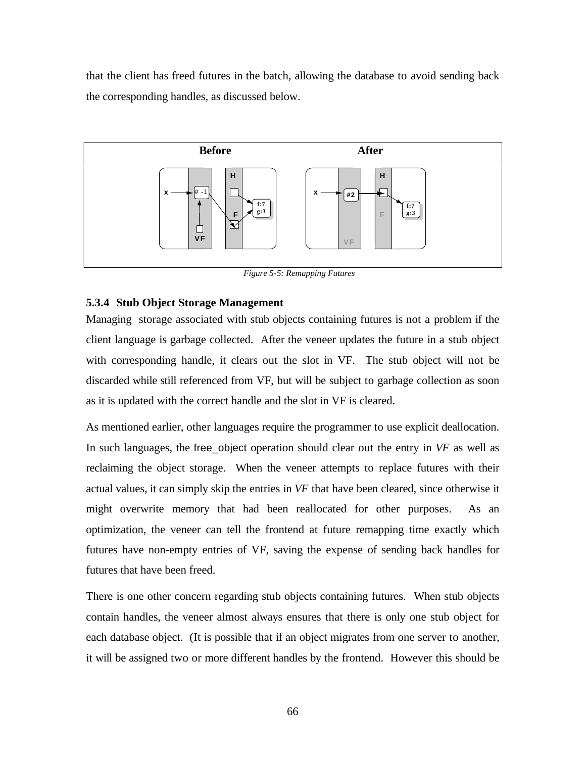that the client has freed futures in the batch, allowing the database to avoid sending back the corresponding handles, as discussed below.

*Figure 5-5: Remapping Futures*

### 5.3.4 Stub Object Storage Management

Managing storage associated with stub objects containing futures is not a problem if the client language is garbage collected. After the veneer updates the future in a stub object with corresponding handle, it clears out the slot in VF. The stub object will not be discarded while still referenced from VF, but will be subject to garbage collection as soon as it is updated with the correct handle and the slot in VF is cleared.

As mentioned earlier, other languages require the programmer to use explicit deallocation. In such languages, the free_object operation should clear out the entry in *VF* as well as reclaiming the object storage. When the veneer attempts to replace futures with their actual values, it can simply skip the entries in *VF* that have been cleared, since otherwise it might overwrite memory that had been reallocated for other purposes. As an optimization, the veneer can tell the frontend at future remapping time exactly which futures have non-empty entries of VF, saving the expense of sending back handles for futures that have been freed.

There is one other concern regarding stub objects containing futures. When stub objects contain handles, the veneer almost always ensures that there is only one stub object for each database object. (It is possible that if an object migrates from one server to another, it will be assigned two or more different handles by the frontend. However this should be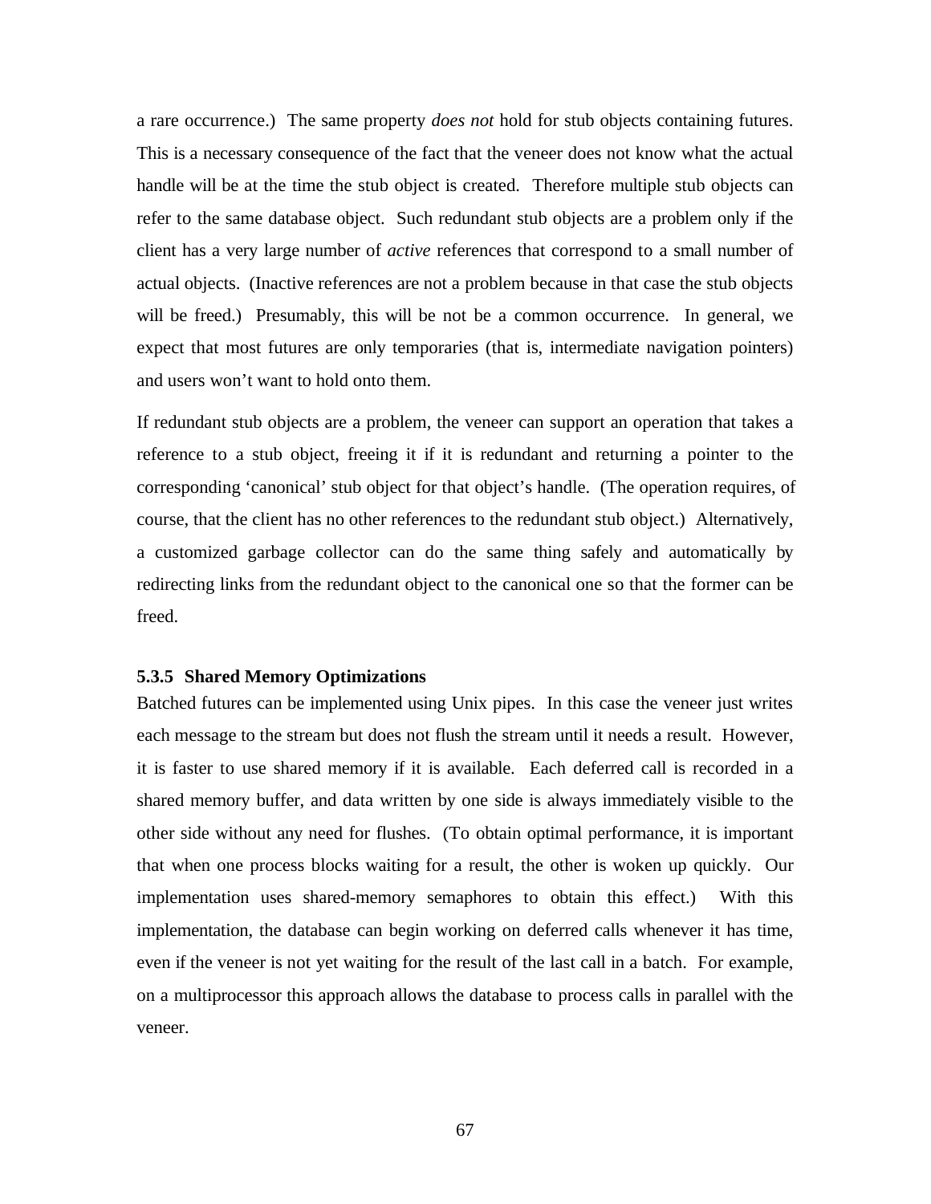a rare occurrence.) The same property *does not* hold for stub objects containing futures. This is a necessary consequence of the fact that the veneer does not know what the actual handle will be at the time the stub object is created. Therefore multiple stub objects can refer to the same database object. Such redundant stub objects are a problem only if the client has a very large number of *active* references that correspond to a small number of actual objects. (Inactive references are not a problem because in that case the stub objects will be freed.) Presumably, this will be not be a common occurrence. In general, we expect that most futures are only temporaries (that is, intermediate navigation pointers) and users won't want to hold onto them.

If redundant stub objects are a problem, the veneer can support an operation that takes a reference to a stub object, freeing it if it is redundant and returning a pointer to the corresponding 'canonical' stub object for that object's handle. (The operation requires, of course, that the client has no other references to the redundant stub object.) Alternatively, a customized garbage collector can do the same thing safely and automatically by redirecting links from the redundant object to the canonical one so that the former can be freed.

### 5.3.5 Shared Memory Optimizations

Batched futures can be implemented using Unix pipes. In this case the veneer just writes each message to the stream but does not flush the stream until it needs a result. However, it is faster to use shared memory if it is available. Each deferred call is recorded in a shared memory buffer, and data written by one side is always immediately visible to the other side without any need for flushes. (To obtain optimal performance, it is important that when one process blocks waiting for a result, the other is woken up quickly. Our implementation uses shared-memory semaphores to obtain this effect.) With this implementation, the database can begin working on deferred calls whenever it has time, even if the veneer is not yet waiting for the result of the last call in a batch. For example, on a multiprocessor this approach allows the database to process calls in parallel with the veneer.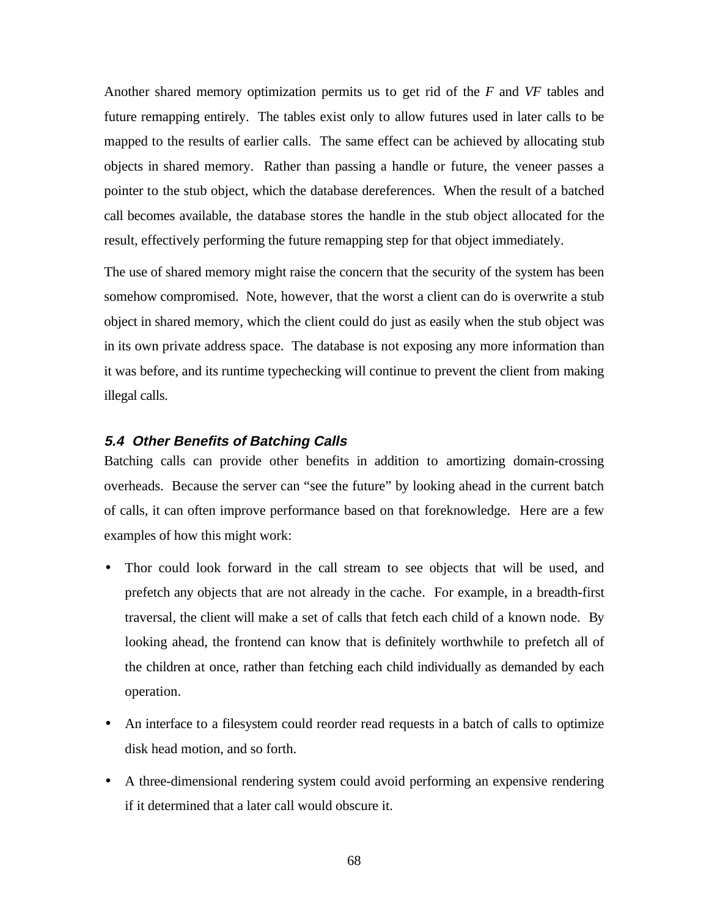Another shared memory optimization permits us to get rid of the *F* and *VF* tables and future remapping entirely. The tables exist only to allow futures used in later calls to be mapped to the results of earlier calls. The same effect can be achieved by allocating stub objects in shared memory. Rather than passing a handle or future, the veneer passes a pointer to the stub object, which the database dereferences. When the result of a batched call becomes available, the database stores the handle in the stub object allocated for the result, effectively performing the future remapping step for that object immediately.

The use of shared memory might raise the concern that the security of the system has been somehow compromised. Note, however, that the worst a client can do is overwrite a stub object in shared memory, which the client could do just as easily when the stub object was in its own private address space. The database is not exposing any more information than it was before, and its runtime typechecking will continue to prevent the client from making illegal calls.

### 5.4 Other Benefits of Batching Calls

Batching calls can provide other benefits in addition to amortizing domain-crossing overheads. Because the server can "see the future" by looking ahead in the current batch of calls, it can often improve performance based on that foreknowledge. Here are a few examples of how this might work:

- Thor could look forward in the call stream to see objects that will be used, and prefetch any objects that are not already in the cache. For example, in a breadth-first traversal, the client will make a set of calls that fetch each child of a known node. By looking ahead, the frontend can know that is definitely worthwhile to prefetch all of the children at once, rather than fetching each child individually as demanded by each operation.
- An interface to a filesystem could reorder read requests in a batch of calls to optimize disk head motion, and so forth.
- A three-dimensional rendering system could avoid performing an expensive rendering if it determined that a later call would obscure it.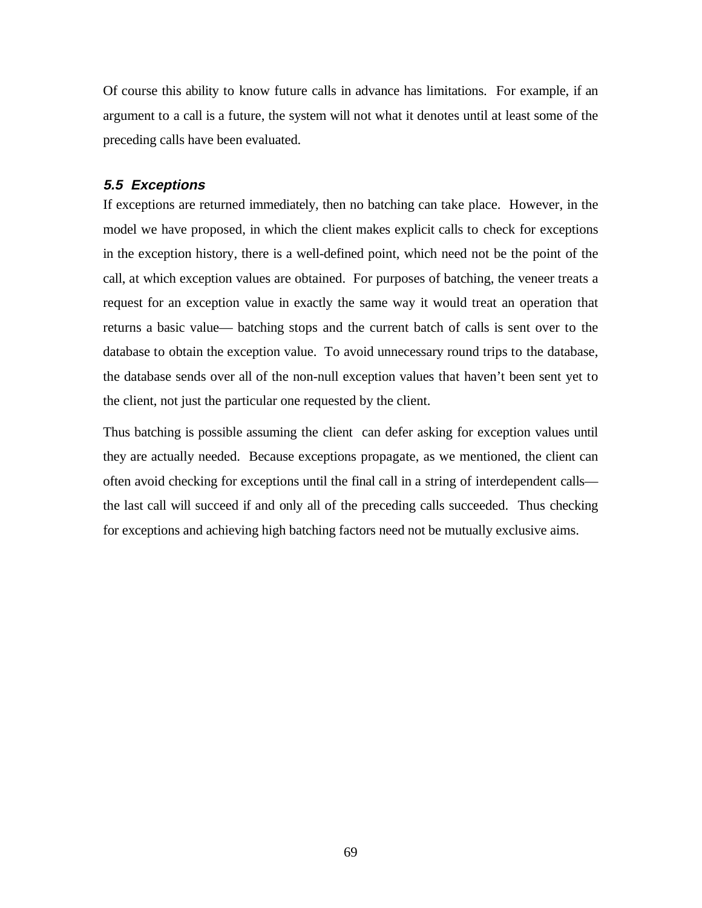Of course this ability to know future calls in advance has limitations. For example, if an argument to a call is a future, the system will not what it denotes until at least some of the preceding calls have been evaluated.

### *5.5 Exceptions*

If exceptions are returned immediately, then no batching can take place. However, in the model we have proposed, in which the client makes explicit calls to check for exceptions in the exception history, there is a well-defined point, which need not be the point of the call, at which exception values are obtained. For purposes of batching, the veneer treats a request for an exception value in exactly the same way it would treat an operation that returns a basic value— batching stops and the current batch of calls is sent over to the database to obtain the exception value. To avoid unnecessary round trips to the database, the database sends over all of the non-null exception values that haven't been sent yet to the client, not just the particular one requested by the client.

Thus batching is possible assuming the client can defer asking for exception values until they are actually needed. Because exceptions propagate, as we mentioned, the client can often avoid checking for exceptions until the final call in a string of interdependent calls— the last call will succeed if and only all of the preceding calls succeeded. Thus checking for exceptions and achieving high batching factors need not be mutually exclusive aims.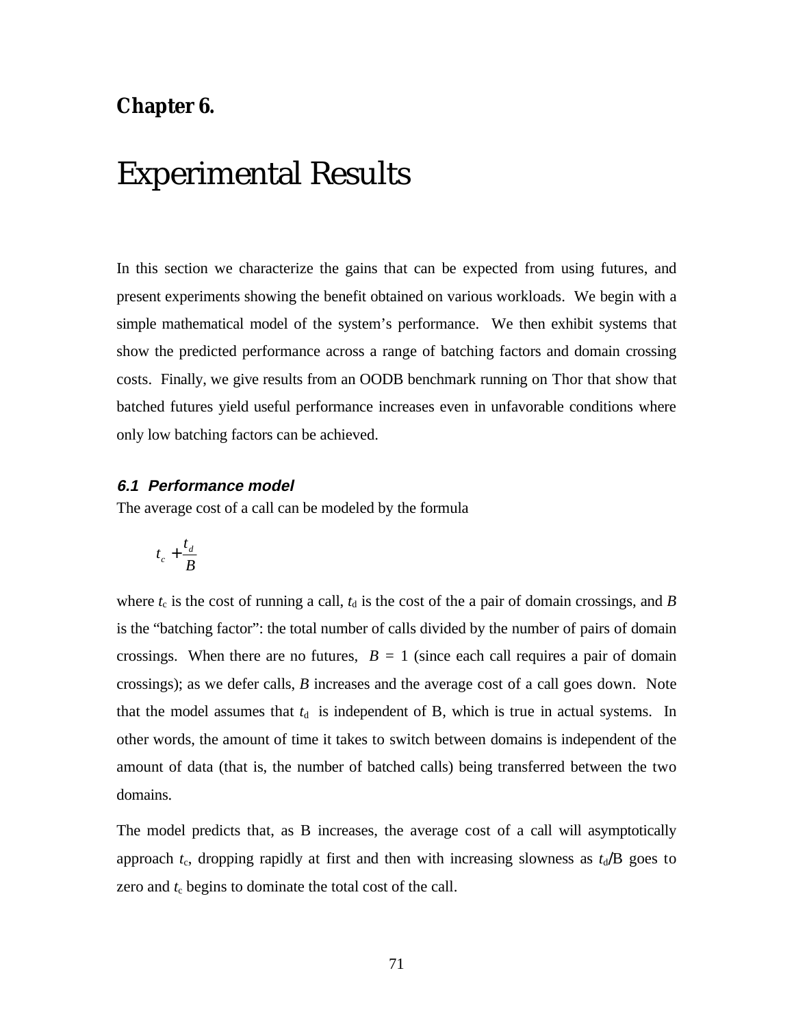**Chapter 6.**

# Experimental Results

In this section we characterize the gains that can be expected from using futures, and present experiments showing the benefit obtained on various workloads. We begin with a simple mathematical model of the system's performance. We then exhibit systems that show the predicted performance across a range of batching factors and domain crossing costs. Finally, we give results from an OODB benchmark running on Thor that show that batched futures yield useful performance increases even in unfavorable conditions where only low batching factors can be achieved.

### 6.1 Performance model

The average cost of a call can be modeled by the formula

$$t_c + \frac{t_d}{B}$$

where $t_c$ is the cost of running a call, $t_d$ is the cost of the a pair of domain crossings, and $B$ is the "batching factor": the total number of calls divided by the number of pairs of domain crossings. When there are no futures, $B = 1$ (since each call requires a pair of domain crossings); as we defer calls, $B$ increases and the average cost of a call goes down. Note that the model assumes that $t_d$ is independent of B, which is true in actual systems. In other words, the amount of time it takes to switch between domains is independent of the amount of data (that is, the number of batched calls) being transferred between the two domains.

The model predicts that, as B increases, the average cost of a call will asymptotically approach $t_c$, dropping rapidly at first and then with increasing slowness as $t_d$/B goes to zero and $t_c$ begins to dominate the total cost of the call.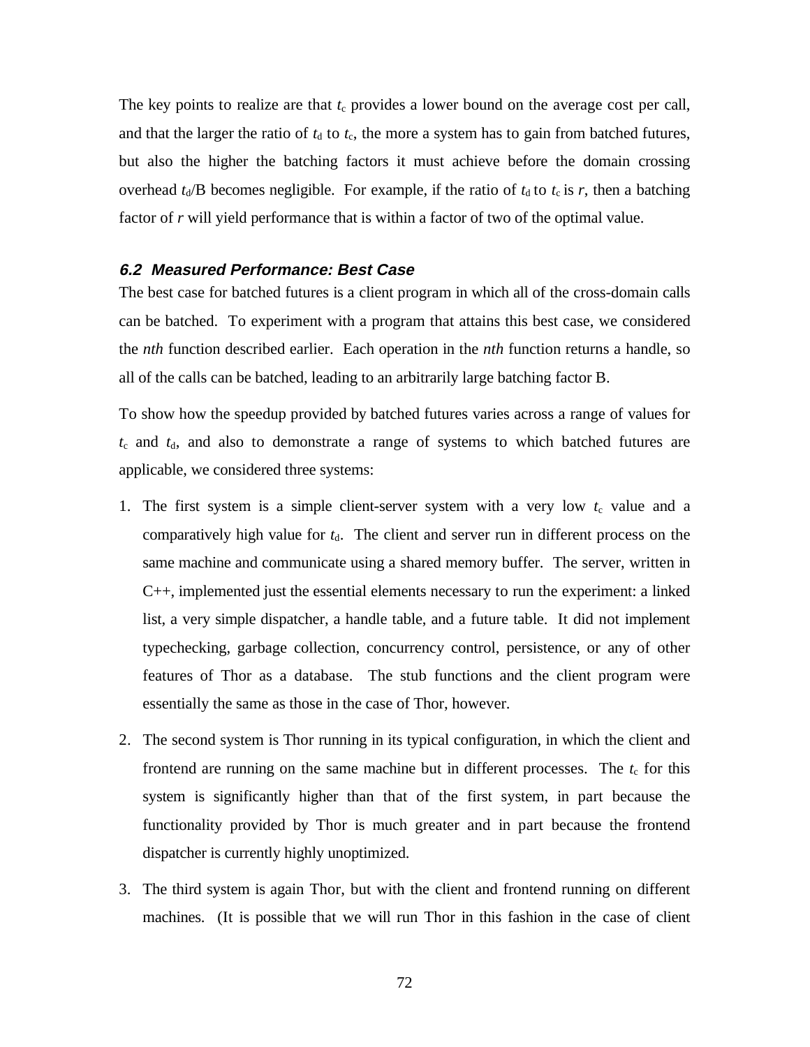The key points to realize are that $t_c$ provides a lower bound on the average cost per call, and that the larger the ratio of $t_d$ to $t_c$, the more a system has to gain from batched futures, but also the higher the batching factors it must achieve before the domain crossing overhead $t_d$/B becomes negligible. For example, if the ratio of $t_d$ to $t_c$ is $r$, then a batching factor of $r$ will yield performance that is within a factor of two of the optimal value.

### 6.2 Measured Performance: Best Case

The best case for batched futures is a client program in which all of the cross-domain calls can be batched. To experiment with a program that attains this best case, we considered the *nth* function described earlier. Each operation in the *nth* function returns a handle, so all of the calls can be batched, leading to an arbitrarily large batching factor B.

To show how the speedup provided by batched futures varies across a range of values for $t_c$ and $t_d$, and also to demonstrate a range of systems to which batched futures are applicable, we considered three systems:

1. The first system is a simple client-server system with a very low $t_c$ value and a comparatively high value for $t_d$. The client and server run in different process on the same machine and communicate using a shared memory buffer. The server, written in C++, implemented just the essential elements necessary to run the experiment: a linked list, a very simple dispatcher, a handle table, and a future table. It did not implement typechecking, garbage collection, concurrency control, persistence, or any of other features of Thor as a database. The stub functions and the client program were essentially the same as those in the case of Thor, however.

2. The second system is Thor running in its typical configuration, in which the client and frontend are running on the same machine but in different processes. The $t_c$ for this system is significantly higher than that of the first system, in part because the functionality provided by Thor is much greater and in part because the frontend dispatcher is currently highly unoptimized.

3. The third system is again Thor, but with the client and frontend running on different machines. (It is possible that we will run Thor in this fashion in the case of client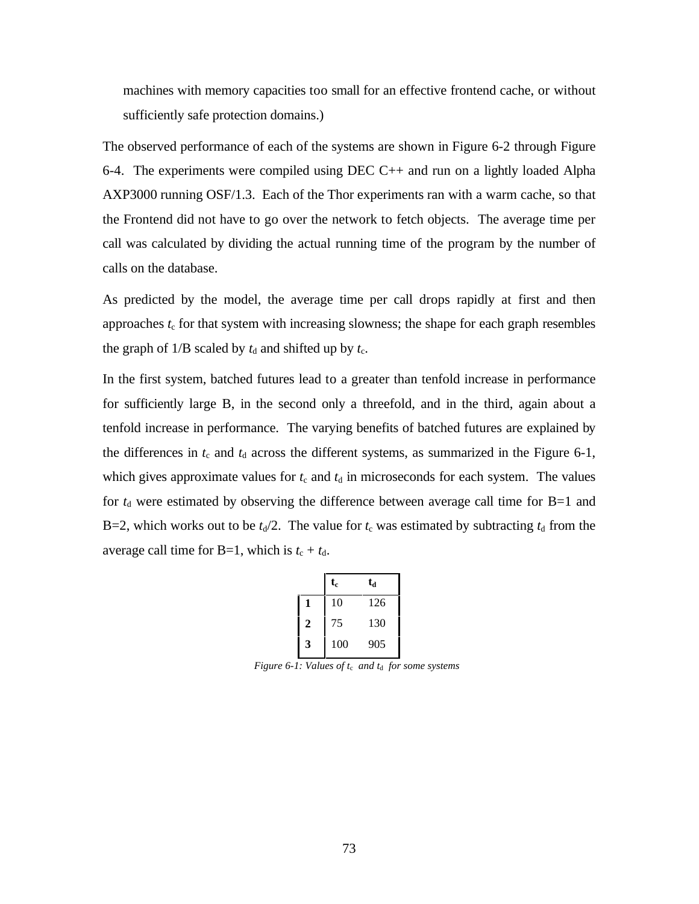machines with memory capacities too small for an effective frontend cache, or without sufficiently safe protection domains.)

The observed performance of each of the systems are shown in Figure 6-2 through Figure 6-4. The experiments were compiled using DEC C++ and run on a lightly loaded Alpha AXP3000 running OSF/1.3. Each of the Thor experiments ran with a warm cache, so that the Frontend did not have to go over the network to fetch objects. The average time per call was calculated by dividing the actual running time of the program by the number of calls on the database.

As predicted by the model, the average time per call drops rapidly at first and then approaches $t_c$ for that system with increasing slowness; the shape for each graph resembles the graph of 1/B scaled by $t_d$ and shifted up by $t_c$.

In the first system, batched futures lead to a greater than tenfold increase in performance for sufficiently large B, in the second only a threefold, and in the third, again about a tenfold increase in performance. The varying benefits of batched futures are explained by the differences in $t_c$ and $t_d$ across the different systems, as summarized in the Figure 6-1, which gives approximate values for $t_c$ and $t_d$ in microseconds for each system. The values for $t_d$ were estimated by observing the difference between average call time for B=1 and B=2, which works out to be $t_d/2$. The value for $t_c$ was estimated by subtracting $t_d$ from the average call time for B=1, which is $t_c + t_d$.

| | $t_c$ | $t_d$ |
|---|---|---|
| **1** | 10 | 126 |
| **2** | 75 | 130 |
| **3** | 100 | 905 |

*Figure 6-1: Values of $t_c$ and $t_d$ for some systems*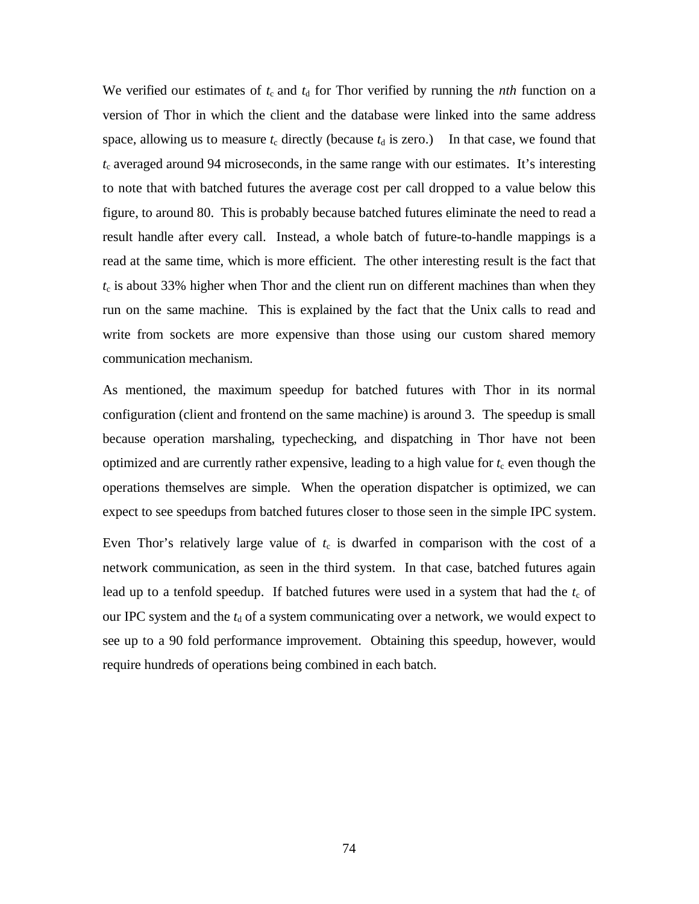We verified our estimates of $t_c$ and $t_d$ for Thor verified by running the *nth* function on a version of Thor in which the client and the database were linked into the same address space, allowing us to measure $t_c$ directly (because $t_d$ is zero.) In that case, we found that $t_c$ averaged around 94 microseconds, in the same range with our estimates. It's interesting to note that with batched futures the average cost per call dropped to a value below this figure, to around 80. This is probably because batched futures eliminate the need to read a result handle after every call. Instead, a whole batch of future-to-handle mappings is a read at the same time, which is more efficient. The other interesting result is the fact that $t_c$ is about 33% higher when Thor and the client run on different machines than when they run on the same machine. This is explained by the fact that the Unix calls to read and write from sockets are more expensive than those using our custom shared memory communication mechanism.

As mentioned, the maximum speedup for batched futures with Thor in its normal configuration (client and frontend on the same machine) is around 3. The speedup is small because operation marshaling, typechecking, and dispatching in Thor have not been optimized and are currently rather expensive, leading to a high value for $t_c$ even though the operations themselves are simple. When the operation dispatcher is optimized, we can expect to see speedups from batched futures closer to those seen in the simple IPC system.

Even Thor's relatively large value of $t_c$ is dwarfed in comparison with the cost of a network communication, as seen in the third system. In that case, batched futures again lead up to a tenfold speedup. If batched futures were used in a system that had the $t_c$ of our IPC system and the $t_d$ of a system communicating over a network, we would expect to see up to a 90 fold performance improvement. Obtaining this speedup, however, would require hundreds of operations being combined in each batch.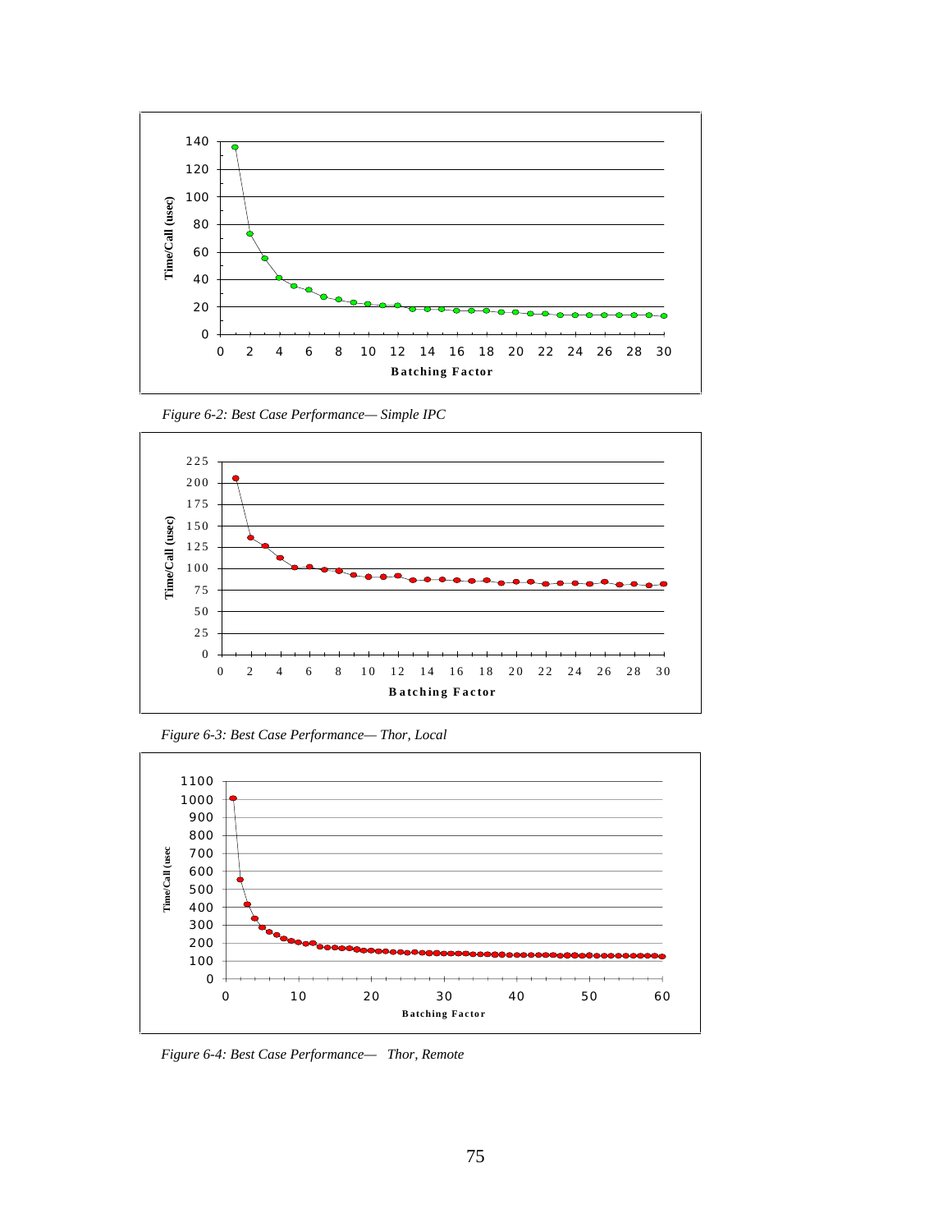*Figure 6-2: Best Case Performance— Simple IPC*

*Figure 6-3: Best Case Performance— Thor, Local*

*Figure 6-4: Best Case Performance— Thor, Remote*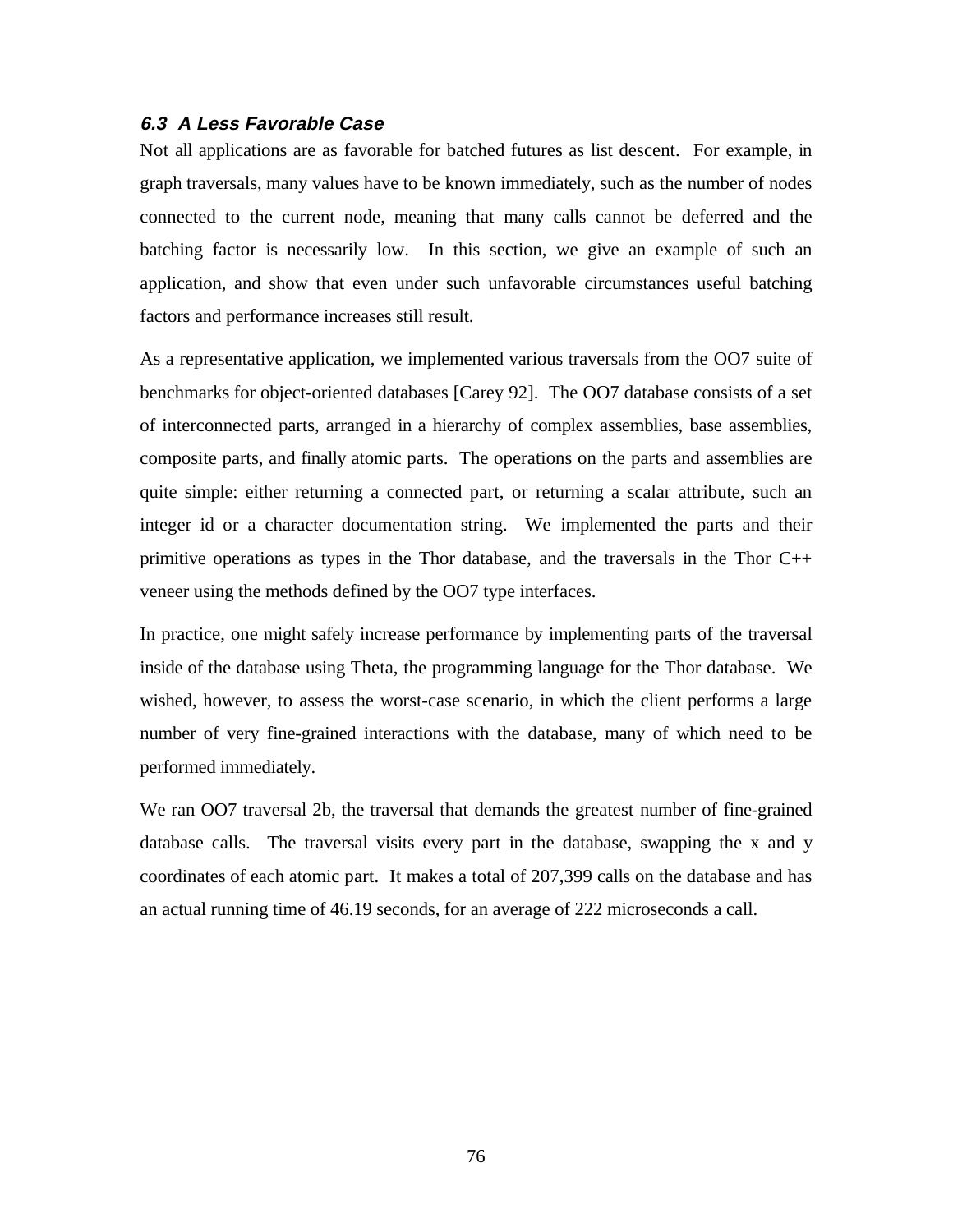### 6.3 A Less Favorable Case

Not all applications are as favorable for batched futures as list descent. For example, in graph traversals, many values have to be known immediately, such as the number of nodes connected to the current node, meaning that many calls cannot be deferred and the batching factor is necessarily low. In this section, we give an example of such an application, and show that even under such unfavorable circumstances useful batching factors and performance increases still result.

As a representative application, we implemented various traversals from the OO7 suite of benchmarks for object-oriented databases [Carey 92]. The OO7 database consists of a set of interconnected parts, arranged in a hierarchy of complex assemblies, base assemblies, composite parts, and finally atomic parts. The operations on the parts and assemblies are quite simple: either returning a connected part, or returning a scalar attribute, such an integer id or a character documentation string. We implemented the parts and their primitive operations as types in the Thor database, and the traversals in the Thor C++ veneer using the methods defined by the OO7 type interfaces.

In practice, one might safely increase performance by implementing parts of the traversal inside of the database using Theta, the programming language for the Thor database. We wished, however, to assess the worst-case scenario, in which the client performs a large number of very fine-grained interactions with the database, many of which need to be performed immediately.

We ran OO7 traversal 2b, the traversal that demands the greatest number of fine-grained database calls. The traversal visits every part in the database, swapping the x and y coordinates of each atomic part. It makes a total of 207,399 calls on the database and has an actual running time of 46.19 seconds, for an average of 222 microseconds a call.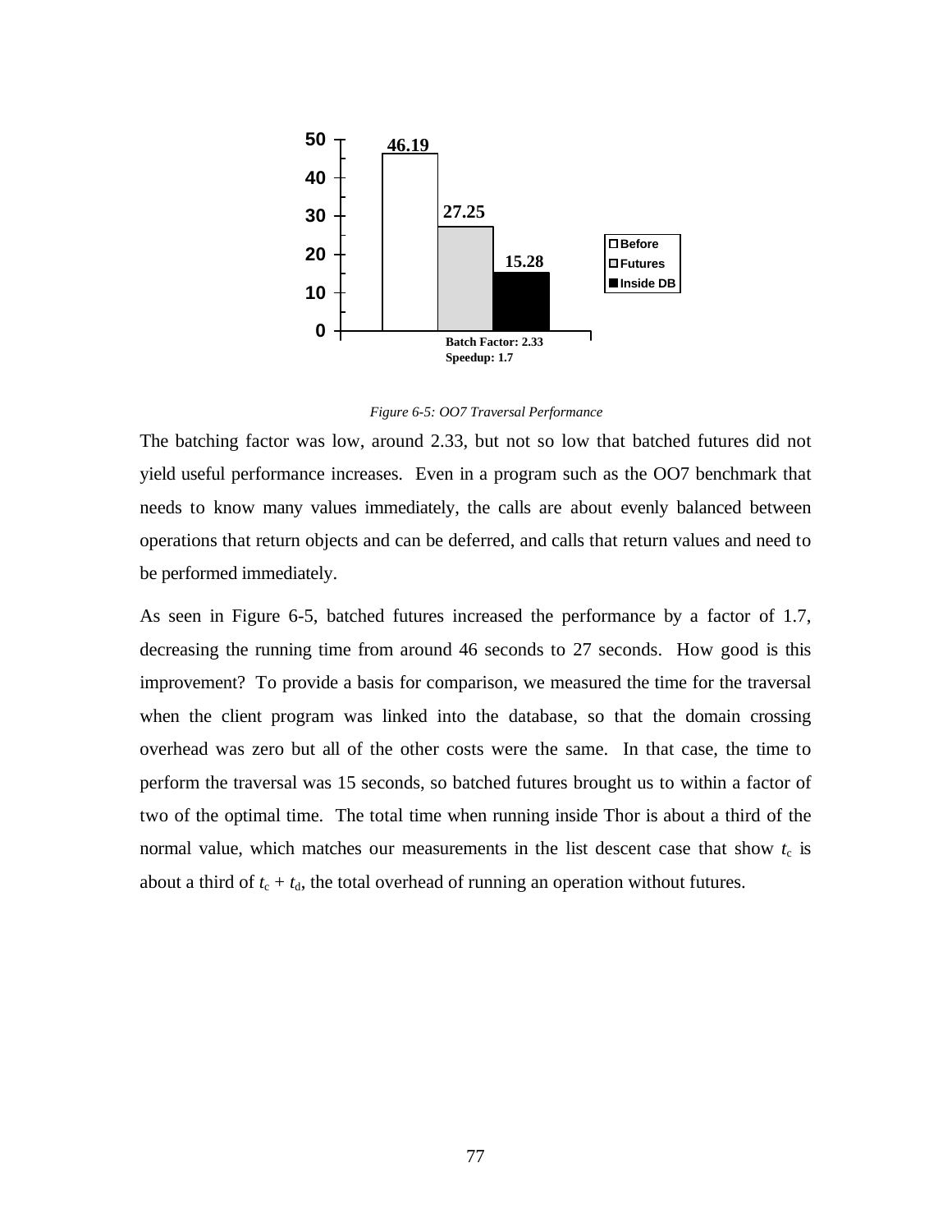*Figure 6-5: OO7 Traversal Performance*

The batching factor was low, around 2.33, but not so low that batched futures did not yield useful performance increases. Even in a program such as the OO7 benchmark that needs to know many values immediately, the calls are about evenly balanced between operations that return objects and can be deferred, and calls that return values and need to be performed immediately.

As seen in Figure 6-5, batched futures increased the performance by a factor of 1.7, decreasing the running time from around 46 seconds to 27 seconds. How good is this improvement? To provide a basis for comparison, we measured the time for the traversal when the client program was linked into the database, so that the domain crossing overhead was zero but all of the other costs were the same. In that case, the time to perform the traversal was 15 seconds, so batched futures brought us to within a factor of two of the optimal time. The total time when running inside Thor is about a third of the normal value, which matches our measurements in the list descent case that show $t_c$ is about a third of $t_c + t_d$, the total overhead of running an operation without futures.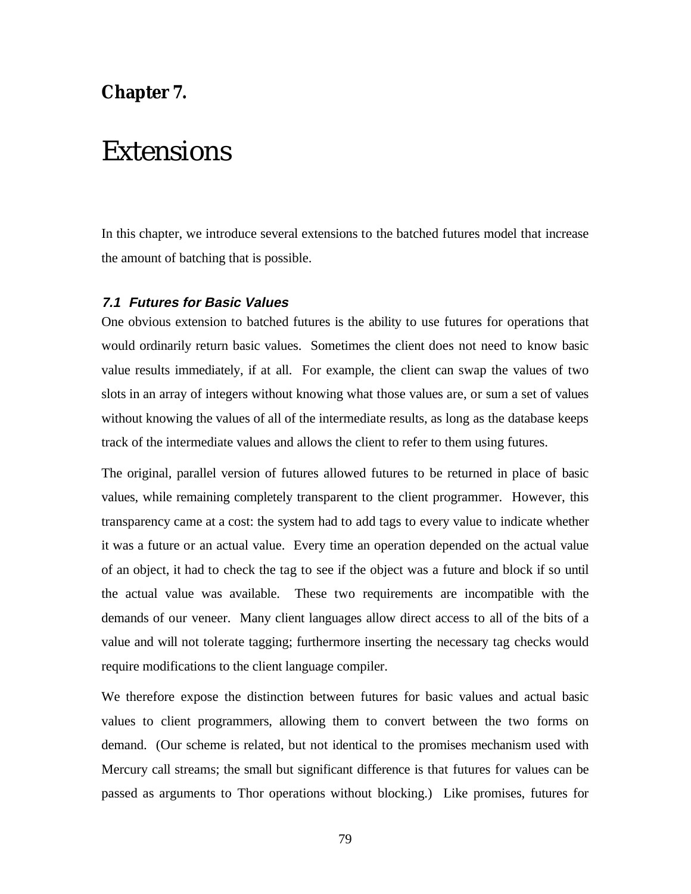# Chapter 7.

# Extensions

In this chapter, we introduce several extensions to the batched futures model that increase the amount of batching that is possible.

### *7.1 Futures for Basic Values*

One obvious extension to batched futures is the ability to use futures for operations that would ordinarily return basic values. Sometimes the client does not need to know basic value results immediately, if at all. For example, the client can swap the values of two slots in an array of integers without knowing what those values are, or sum a set of values without knowing the values of all of the intermediate results, as long as the database keeps track of the intermediate values and allows the client to refer to them using futures.

The original, parallel version of futures allowed futures to be returned in place of basic values, while remaining completely transparent to the client programmer. However, this transparency came at a cost: the system had to add tags to every value to indicate whether it was a future or an actual value. Every time an operation depended on the actual value of an object, it had to check the tag to see if the object was a future and block if so until the actual value was available. These two requirements are incompatible with the demands of our veneer. Many client languages allow direct access to all of the bits of a value and will not tolerate tagging; furthermore inserting the necessary tag checks would require modifications to the client language compiler.

We therefore expose the distinction between futures for basic values and actual basic values to client programmers, allowing them to convert between the two forms on demand. (Our scheme is related, but not identical to the promises mechanism used with Mercury call streams; the small but significant difference is that futures for values can be passed as arguments to Thor operations without blocking.) Like promises, futures for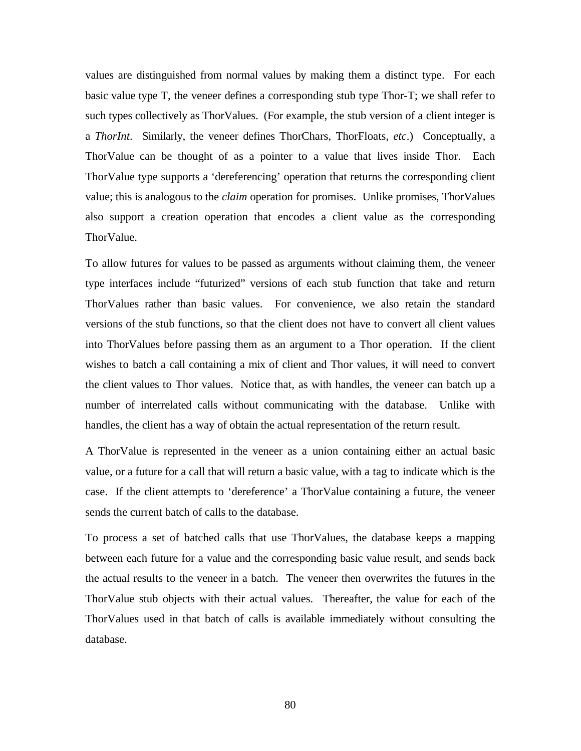values are distinguished from normal values by making them a distinct type. For each basic value type T, the veneer defines a corresponding stub type Thor-T; we shall refer to such types collectively as ThorValues. (For example, the stub version of a client integer is a *ThorInt*. Similarly, the veneer defines ThorChars, ThorFloats, *etc*.) Conceptually, a ThorValue can be thought of as a pointer to a value that lives inside Thor. Each ThorValue type supports a 'dereferencing' operation that returns the corresponding client value; this is analogous to the *claim* operation for promises. Unlike promises, ThorValues also support a creation operation that encodes a client value as the corresponding ThorValue.

To allow futures for values to be passed as arguments without claiming them, the veneer type interfaces include "futurized" versions of each stub function that take and return ThorValues rather than basic values. For convenience, we also retain the standard versions of the stub functions, so that the client does not have to convert all client values into ThorValues before passing them as an argument to a Thor operation. If the client wishes to batch a call containing a mix of client and Thor values, it will need to convert the client values to Thor values. Notice that, as with handles, the veneer can batch up a number of interrelated calls without communicating with the database. Unlike with handles, the client has a way of obtain the actual representation of the return result.

A ThorValue is represented in the veneer as a union containing either an actual basic value, or a future for a call that will return a basic value, with a tag to indicate which is the case. If the client attempts to 'dereference' a ThorValue containing a future, the veneer sends the current batch of calls to the database.

To process a set of batched calls that use ThorValues, the database keeps a mapping between each future for a value and the corresponding basic value result, and sends back the actual results to the veneer in a batch. The veneer then overwrites the futures in the ThorValue stub objects with their actual values. Thereafter, the value for each of the ThorValues used in that batch of calls is available immediately without consulting the database.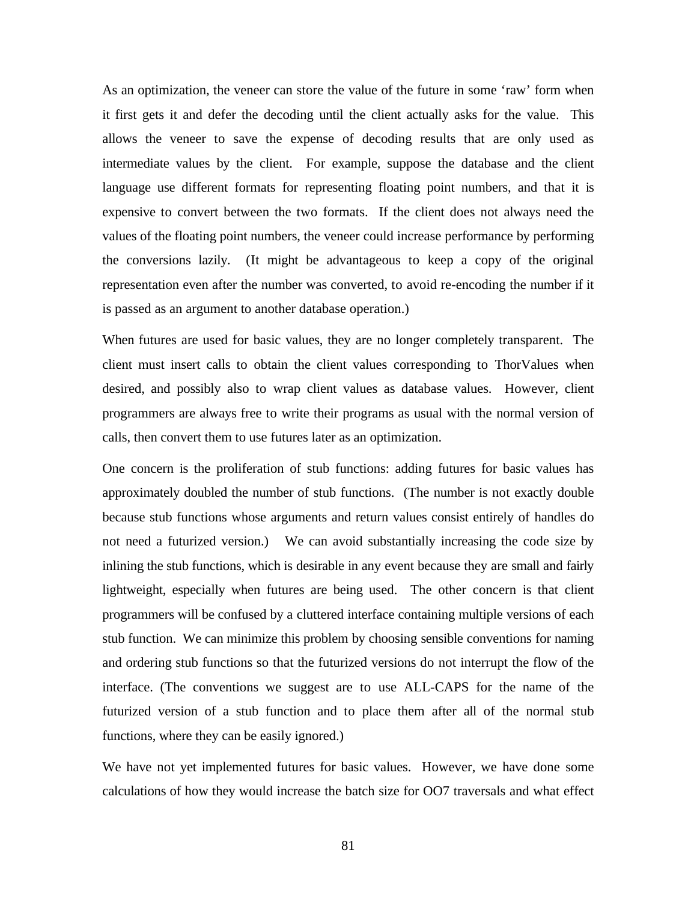As an optimization, the veneer can store the value of the future in some 'raw' form when it first gets it and defer the decoding until the client actually asks for the value. This allows the veneer to save the expense of decoding results that are only used as intermediate values by the client. For example, suppose the database and the client language use different formats for representing floating point numbers, and that it is expensive to convert between the two formats. If the client does not always need the values of the floating point numbers, the veneer could increase performance by performing the conversions lazily. (It might be advantageous to keep a copy of the original representation even after the number was converted, to avoid re-encoding the number if it is passed as an argument to another database operation.)

When futures are used for basic values, they are no longer completely transparent. The client must insert calls to obtain the client values corresponding to ThorValues when desired, and possibly also to wrap client values as database values. However, client programmers are always free to write their programs as usual with the normal version of calls, then convert them to use futures later as an optimization.

One concern is the proliferation of stub functions: adding futures for basic values has approximately doubled the number of stub functions. (The number is not exactly double because stub functions whose arguments and return values consist entirely of handles do not need a futurized version.) We can avoid substantially increasing the code size by inlining the stub functions, which is desirable in any event because they are small and fairly lightweight, especially when futures are being used. The other concern is that client programmers will be confused by a cluttered interface containing multiple versions of each stub function. We can minimize this problem by choosing sensible conventions for naming and ordering stub functions so that the futurized versions do not interrupt the flow of the interface. (The conventions we suggest are to use ALL-CAPS for the name of the futurized version of a stub function and to place them after all of the normal stub functions, where they can be easily ignored.)

We have not yet implemented futures for basic values. However, we have done some calculations of how they would increase the batch size for OO7 traversals and what effect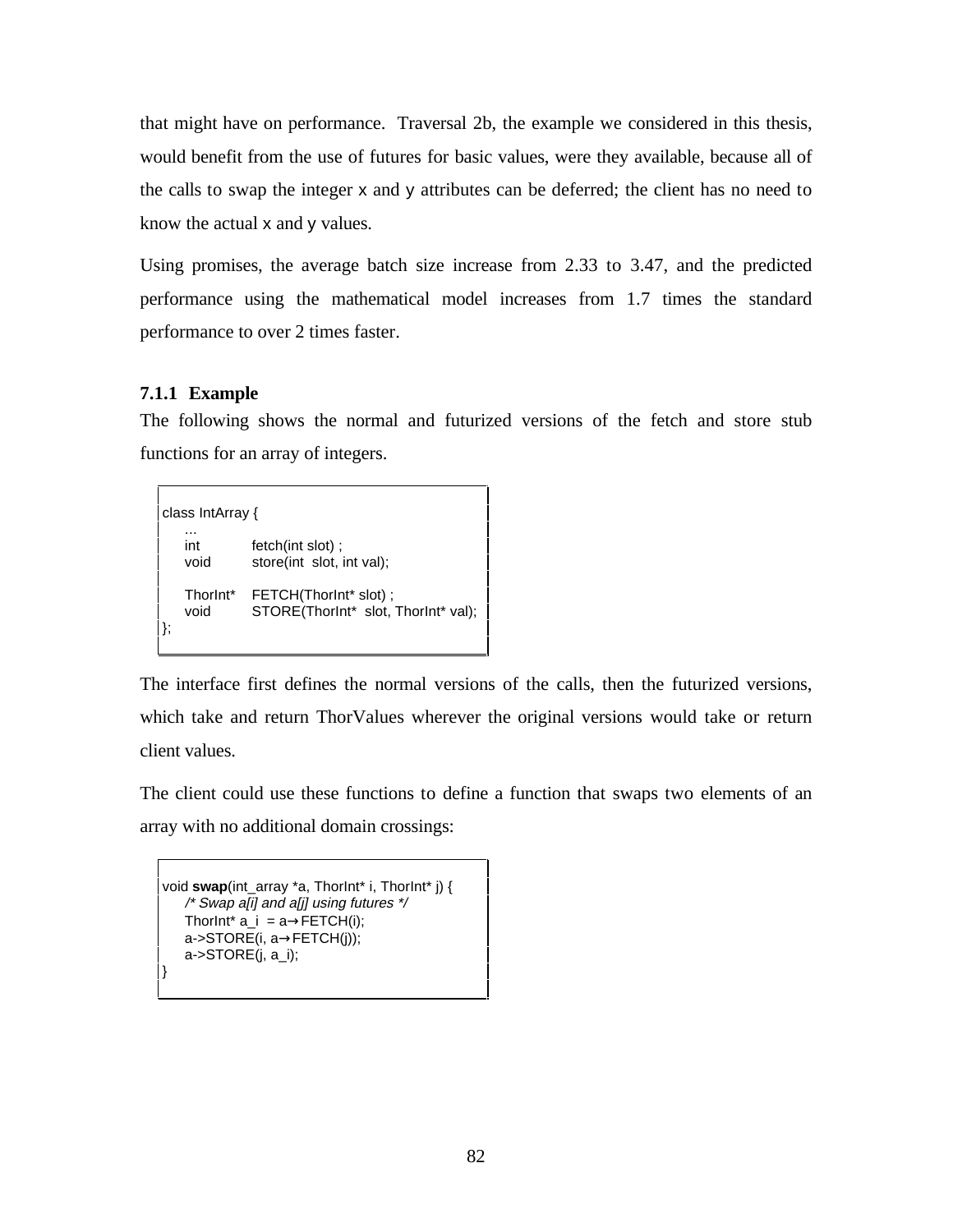that might have on performance. Traversal 2b, the example we considered in this thesis, would benefit from the use of futures for basic values, were they available, because all of the calls to swap the integer x and y attributes can be deferred; the client has no need to know the actual x and y values.

Using promises, the average batch size increase from 2.33 to 3.47, and the predicted performance using the mathematical model increases from 1.7 times the standard performance to over 2 times faster.

### 7.1.1 Example

The following shows the normal and futurized versions of the fetch and store stub functions for an array of integers.

```
class IntArray {
     ...
     int          fetch(int slot) ;
     void         store(int  slot, int val);

     ThorInt*     FETCH(ThorInt* slot) ;
     void         STORE(ThorInt*  slot, ThorInt* val);
};
```

The interface first defines the normal versions of the calls, then the futurized versions, which take and return ThorValues wherever the original versions would take or return client values.

The client could use these functions to define a function that swaps two elements of an array with no additional domain crossings:

```
void swap(int_array *a, ThorInt* i, ThorInt* j) {
     /* Swap a[i] and a[j] using futures */
     ThorInt* a_i  = a→FETCH(i);
     a->STORE(i, a→FETCH(j));
     a->STORE(j, a_i);
}
```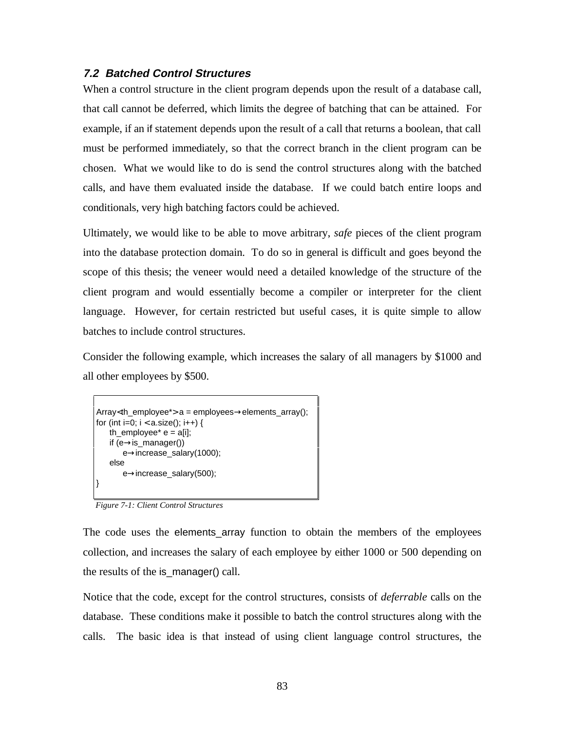### *7.2 Batched Control Structures*

When a control structure in the client program depends upon the result of a database call, that call cannot be deferred, which limits the degree of batching that can be attained. For example, if an if statement depends upon the result of a call that returns a boolean, that call must be performed immediately, so that the correct branch in the client program can be chosen. What we would like to do is send the control structures along with the batched calls, and have them evaluated inside the database. If we could batch entire loops and conditionals, very high batching factors could be achieved.

Ultimately, we would like to be able to move arbitrary, *safe* pieces of the client program into the database protection domain. To do so in general is difficult and goes beyond the scope of this thesis; the veneer would need a detailed knowledge of the structure of the client program and would essentially become a compiler or interpreter for the client language. However, for certain restricted but useful cases, it is quite simple to allow batches to include control structures.

Consider the following example, which increases the salary of all managers by $1000 and all other employees by $500.

```
Array<th_employee*> a = employees→elements_array();
for (int i=0; i < a.size(); i++) {
    th_employee* e = a[i];
    if (e→is_manager())
        e→increase_salary(1000);
    else
        e→increase_salary(500);
}
```

*Figure 7-1: Client Control Structures*

The code uses the elements_array function to obtain the members of the employees collection, and increases the salary of each employee by either 1000 or 500 depending on the results of the is_manager() call.

Notice that the code, except for the control structures, consists of *deferrable* calls on the database. These conditions make it possible to batch the control structures along with the calls. The basic idea is that instead of using client language control structures, the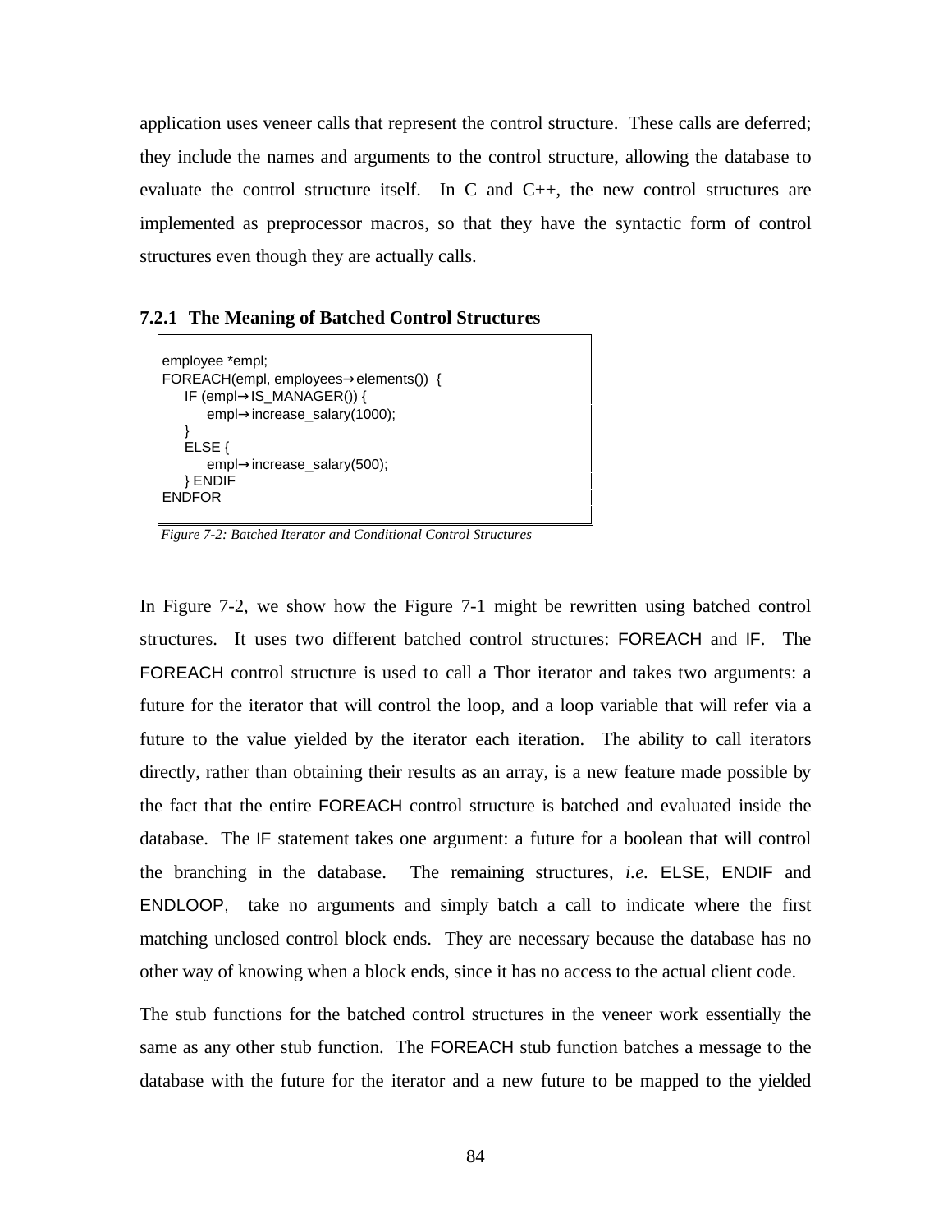application uses veneer calls that represent the control structure. These calls are deferred; they include the names and arguments to the control structure, allowing the database to evaluate the control structure itself. In C and C++, the new control structures are implemented as preprocessor macros, so that they have the syntactic form of control structures even though they are actually calls.

### 7.2.1 The Meaning of Batched Control Structures

```
employee *empl;
FOREACH(empl, employees→elements()) {
    IF (empl→IS_MANAGER()) {
        empl→increase_salary(1000);
    }
    ELSE {
        empl→increase_salary(500);
    } ENDIF
ENDFOR
```

*Figure 7-2: Batched Iterator and Conditional Control Structures*

In Figure 7-2, we show how the Figure 7-1 might be rewritten using batched control structures. It uses two different batched control structures: FOREACH and IF. The FOREACH control structure is used to call a Thor iterator and takes two arguments: a future for the iterator that will control the loop, and a loop variable that will refer via a future to the value yielded by the iterator each iteration. The ability to call iterators directly, rather than obtaining their results as an array, is a new feature made possible by the fact that the entire FOREACH control structure is batched and evaluated inside the database. The IF statement takes one argument: a future for a boolean that will control the branching in the database. The remaining structures, *i.e.* ELSE, ENDIF and ENDLOOP, take no arguments and simply batch a call to indicate where the first matching unclosed control block ends. They are necessary because the database has no other way of knowing when a block ends, since it has no access to the actual client code.

The stub functions for the batched control structures in the veneer work essentially the same as any other stub function. The FOREACH stub function batches a message to the database with the future for the iterator and a new future to be mapped to the yielded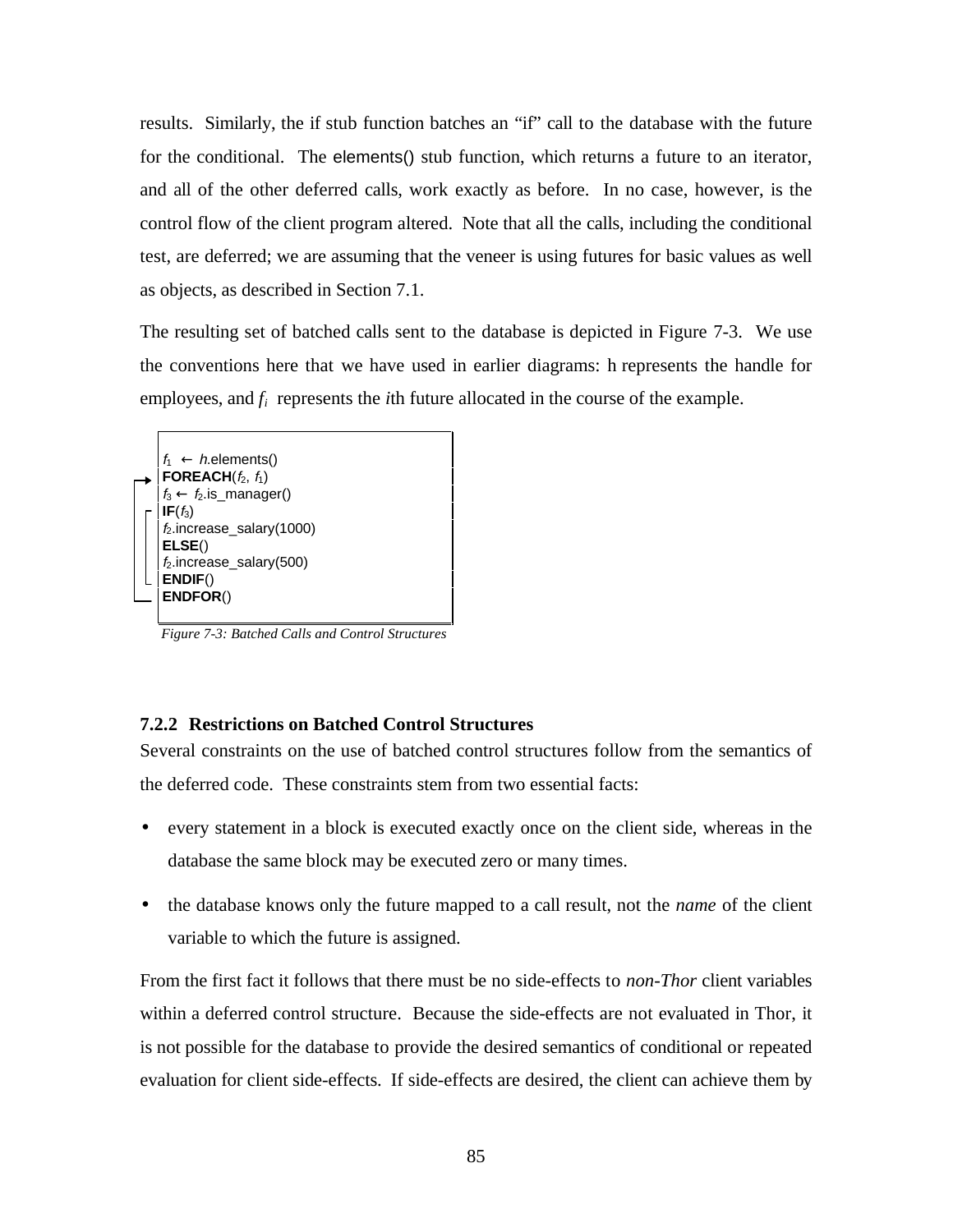results. Similarly, the if stub function batches an "if" call to the database with the future for the conditional. The elements() stub function, which returns a future to an iterator, and all of the other deferred calls, work exactly as before. In no case, however, is the control flow of the client program altered. Note that all the calls, including the conditional test, are deferred; we are assuming that the veneer is using futures for basic values as well as objects, as described in Section 7.1.

The resulting set of batched calls sent to the database is depicted in Figure 7-3. We use the conventions here that we have used in earlier diagrams: h represents the handle for employees, and $f_i$ represents the *i*th future allocated in the course of the example.

```
f1 ← h.elements()
FOREACH(f2, f1)
f3 ← f2.is_manager()
IF(f3)
f2.increase_salary(1000)
ELSE()
f2.increase_salary(500)
ENDIF()
ENDFOR()
```

*Figure 7-3: Batched Calls and Control Structures*

### 7.2.2 Restrictions on Batched Control Structures

Several constraints on the use of batched control structures follow from the semantics of the deferred code. These constraints stem from two essential facts:

- every statement in a block is executed exactly once on the client side, whereas in the database the same block may be executed zero or many times.
- the database knows only the future mapped to a call result, not the *name* of the client variable to which the future is assigned.

From the first fact it follows that there must be no side-effects to *non-Thor* client variables within a deferred control structure. Because the side-effects are not evaluated in Thor, it is not possible for the database to provide the desired semantics of conditional or repeated evaluation for client side-effects. If side-effects are desired, the client can achieve them by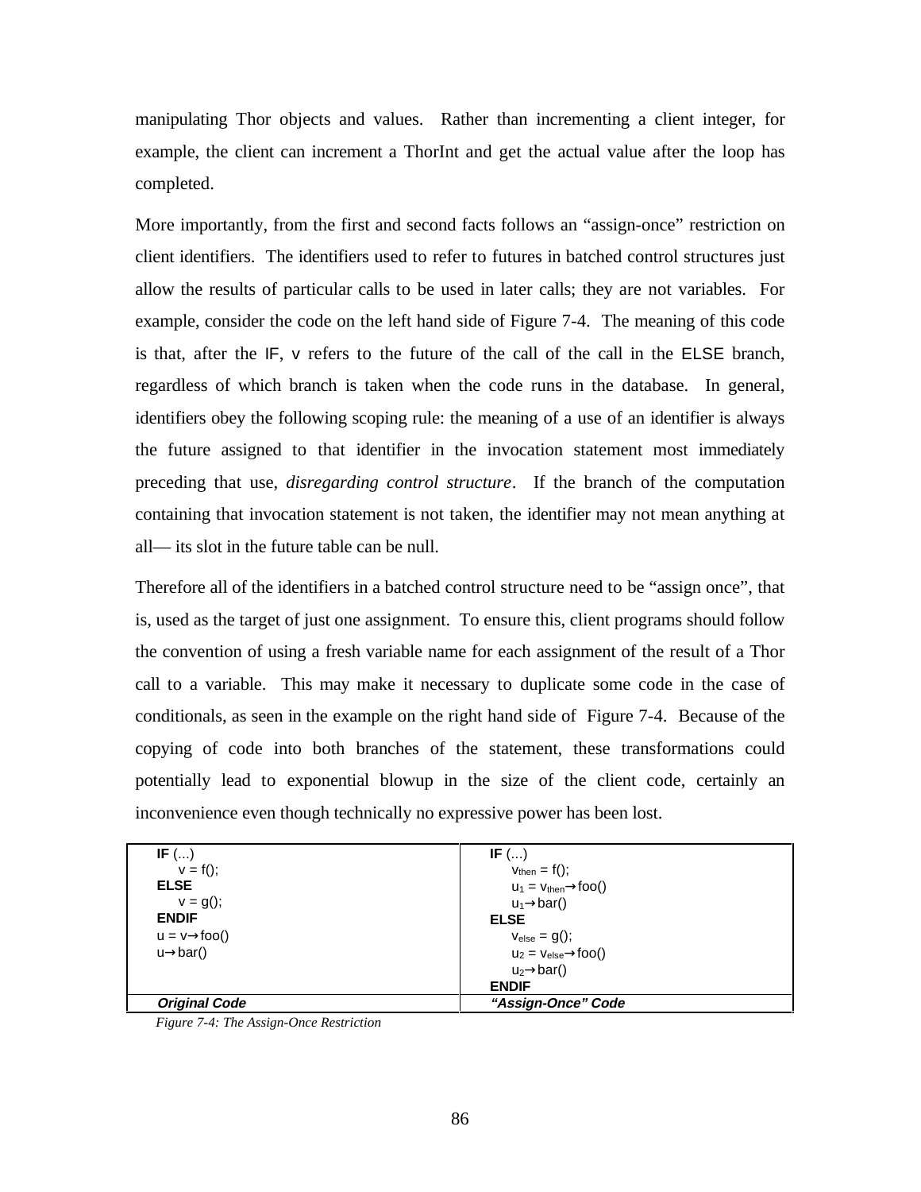manipulating Thor objects and values. Rather than incrementing a client integer, for example, the client can increment a ThorInt and get the actual value after the loop has completed.

More importantly, from the first and second facts follows an "assign-once" restriction on client identifiers. The identifiers used to refer to futures in batched control structures just allow the results of particular calls to be used in later calls; they are not variables. For example, consider the code on the left hand side of Figure 7-4. The meaning of this code is that, after the IF, v refers to the future of the call of the call in the ELSE branch, regardless of which branch is taken when the code runs in the database. In general, identifiers obey the following scoping rule: the meaning of a use of an identifier is always the future assigned to that identifier in the invocation statement most immediately preceding that use, *disregarding control structure*. If the branch of the computation containing that invocation statement is not taken, the identifier may not mean anything at all— its slot in the future table can be null.

Therefore all of the identifiers in a batched control structure need to be "assign once", that is, used as the target of just one assignment. To ensure this, client programs should follow the convention of using a fresh variable name for each assignment of the result of a Thor call to a variable. This may make it necessary to duplicate some code in the case of conditionals, as seen in the example on the right hand side of Figure 7-4. Because of the copying of code into both branches of the statement, these transformations could potentially lead to exponential blowup in the size of the client code, certainly an inconvenience even though technically no expressive power has been lost.

| Original Code | "Assign-Once" Code |
|---|---|
| **IF** (...)<br>&nbsp;&nbsp;&nbsp;&nbsp;v = f();<br>**ELSE**<br>&nbsp;&nbsp;&nbsp;&nbsp;v = g();<br>**ENDIF**<br>u = v→foo()<br>u→bar() | **IF** (...)<br>&nbsp;&nbsp;&nbsp;&nbsp;$v_{then}$ = f();<br>&nbsp;&nbsp;&nbsp;&nbsp;$u_1$ = $v_{then}$→foo()<br>&nbsp;&nbsp;&nbsp;&nbsp;$u_1$→bar()<br>**ELSE**<br>&nbsp;&nbsp;&nbsp;&nbsp;$v_{else}$ = g();<br>&nbsp;&nbsp;&nbsp;&nbsp;$u_2$ = $v_{else}$→foo()<br>&nbsp;&nbsp;&nbsp;&nbsp;$u_2$→bar()<br>**ENDIF** |

*Figure 7-4: The Assign-Once Restriction*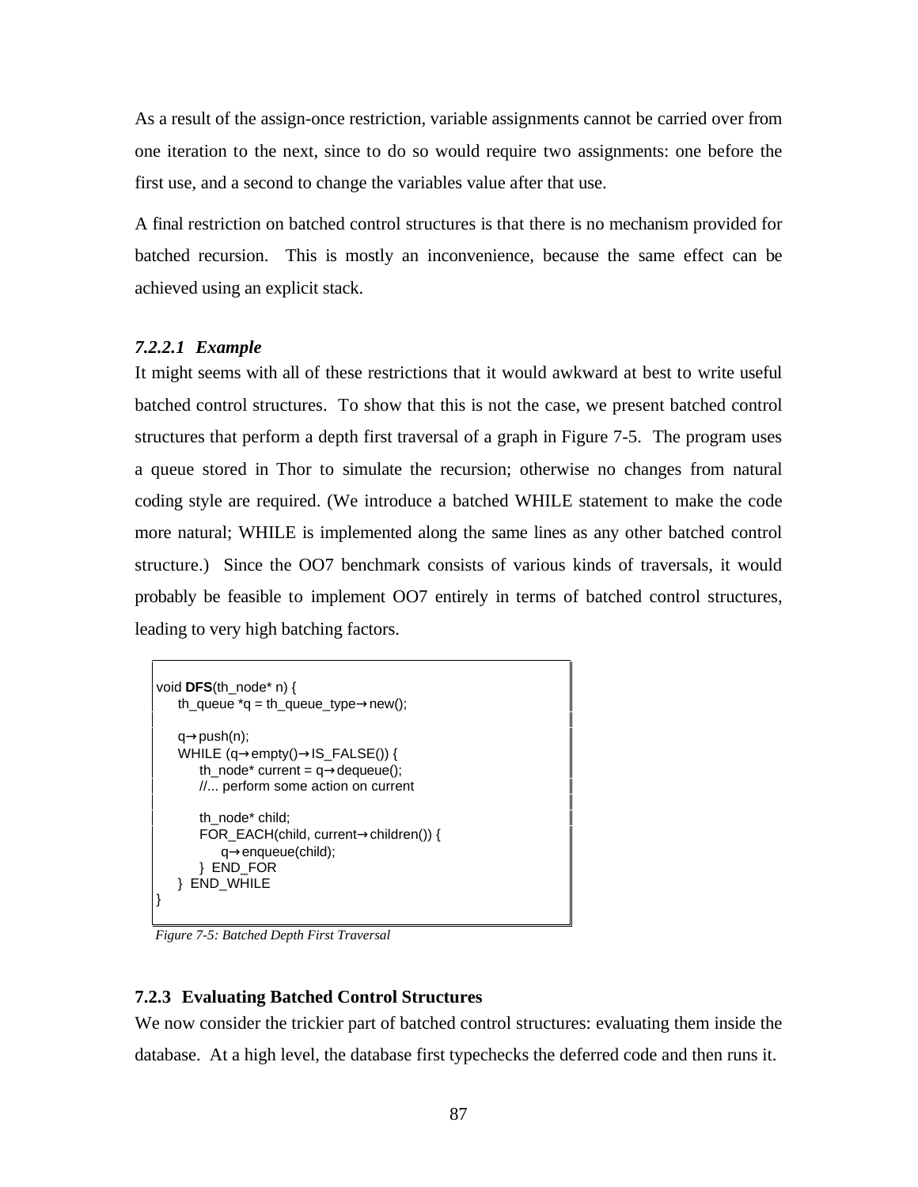As a result of the assign-once restriction, variable assignments cannot be carried over from one iteration to the next, since to do so would require two assignments: one before the first use, and a second to change the variables value after that use.

A final restriction on batched control structures is that there is no mechanism provided for batched recursion. This is mostly an inconvenience, because the same effect can be achieved using an explicit stack.

#### *7.2.2.1 Example*

It might seems with all of these restrictions that it would awkward at best to write useful batched control structures. To show that this is not the case, we present batched control structures that perform a depth first traversal of a graph in Figure 7-5. The program uses a queue stored in Thor to simulate the recursion; otherwise no changes from natural coding style are required. (We introduce a batched WHILE statement to make the code more natural; WHILE is implemented along the same lines as any other batched control structure.) Since the OO7 benchmark consists of various kinds of traversals, it would probably be feasible to implement OO7 entirely in terms of batched control structures, leading to very high batching factors.

```
void DFS(th_node* n) {
    th_queue *q = th_queue_type→new();

    q→push(n);
    WHILE (q→empty()→IS_FALSE()) {
        th_node* current = q→dequeue();
        //... perform some action on current

        th_node* child;
        FOR_EACH(child, current→children()) {
            q→enqueue(child);
        }  END_FOR
    }  END_WHILE
}
```

*Figure 7-5: Batched Depth First Traversal*

### 7.2.3 Evaluating Batched Control Structures

We now consider the trickier part of batched control structures: evaluating them inside the database. At a high level, the database first typechecks the deferred code and then runs it.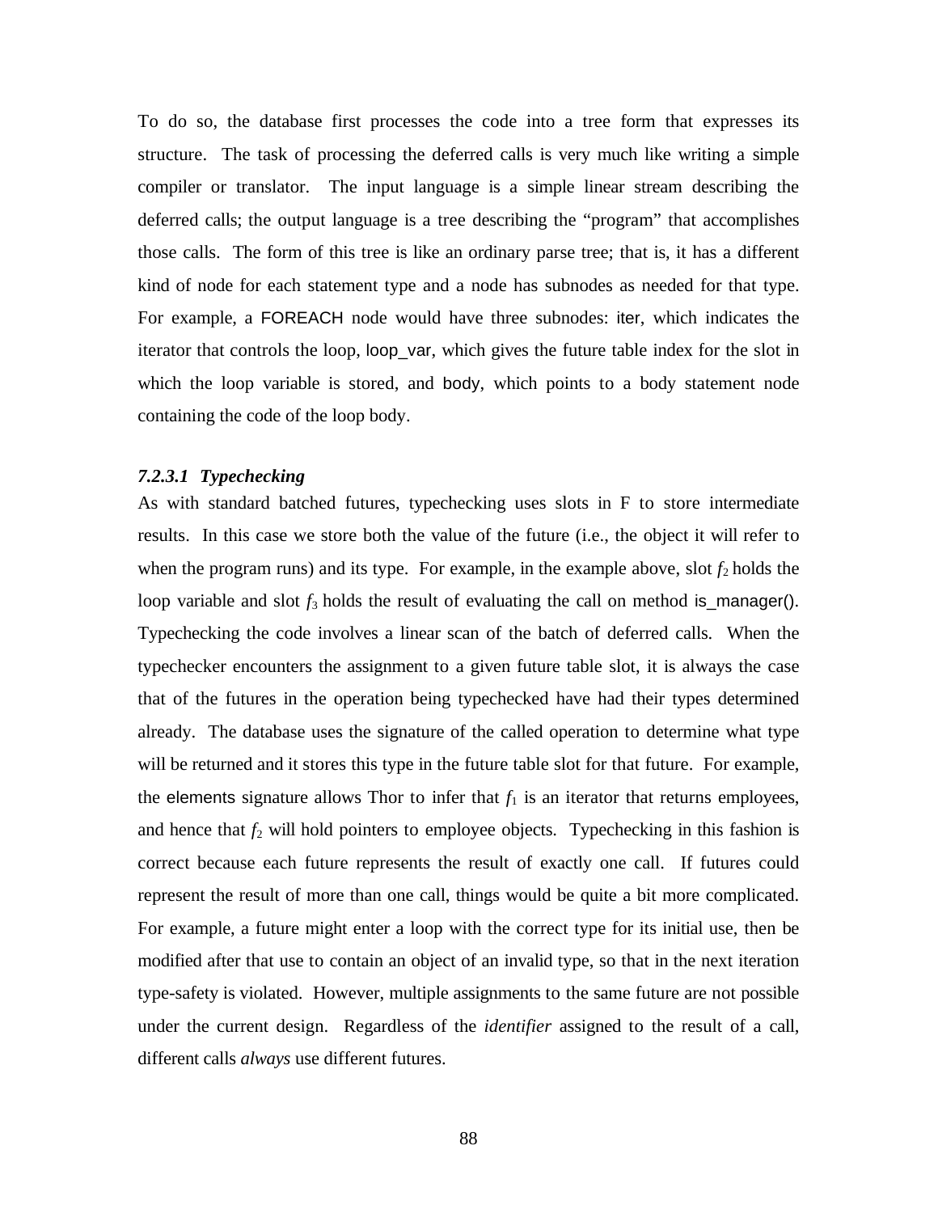To do so, the database first processes the code into a tree form that expresses its structure. The task of processing the deferred calls is very much like writing a simple compiler or translator. The input language is a simple linear stream describing the deferred calls; the output language is a tree describing the "program" that accomplishes those calls. The form of this tree is like an ordinary parse tree; that is, it has a different kind of node for each statement type and a node has subnodes as needed for that type. For example, a FOREACH node would have three subnodes: iter, which indicates the iterator that controls the loop, loop_var, which gives the future table index for the slot in which the loop variable is stored, and body, which points to a body statement node containing the code of the loop body.

#### *7.2.3.1 Typechecking*

As with standard batched futures, typechecking uses slots in F to store intermediate results. In this case we store both the value of the future (i.e., the object it will refer to when the program runs) and its type. For example, in the example above, slot $f_2$ holds the loop variable and slot $f_3$ holds the result of evaluating the call on method is_manager(). Typechecking the code involves a linear scan of the batch of deferred calls. When the typechecker encounters the assignment to a given future table slot, it is always the case that of the futures in the operation being typechecked have had their types determined already. The database uses the signature of the called operation to determine what type will be returned and it stores this type in the future table slot for that future. For example, the elements signature allows Thor to infer that $f_1$ is an iterator that returns employees, and hence that $f_2$ will hold pointers to employee objects. Typechecking in this fashion is correct because each future represents the result of exactly one call. If futures could represent the result of more than one call, things would be quite a bit more complicated. For example, a future might enter a loop with the correct type for its initial use, then be modified after that use to contain an object of an invalid type, so that in the next iteration type-safety is violated. However, multiple assignments to the same future are not possible under the current design. Regardless of the *identifier* assigned to the result of a call, different calls *always* use different futures.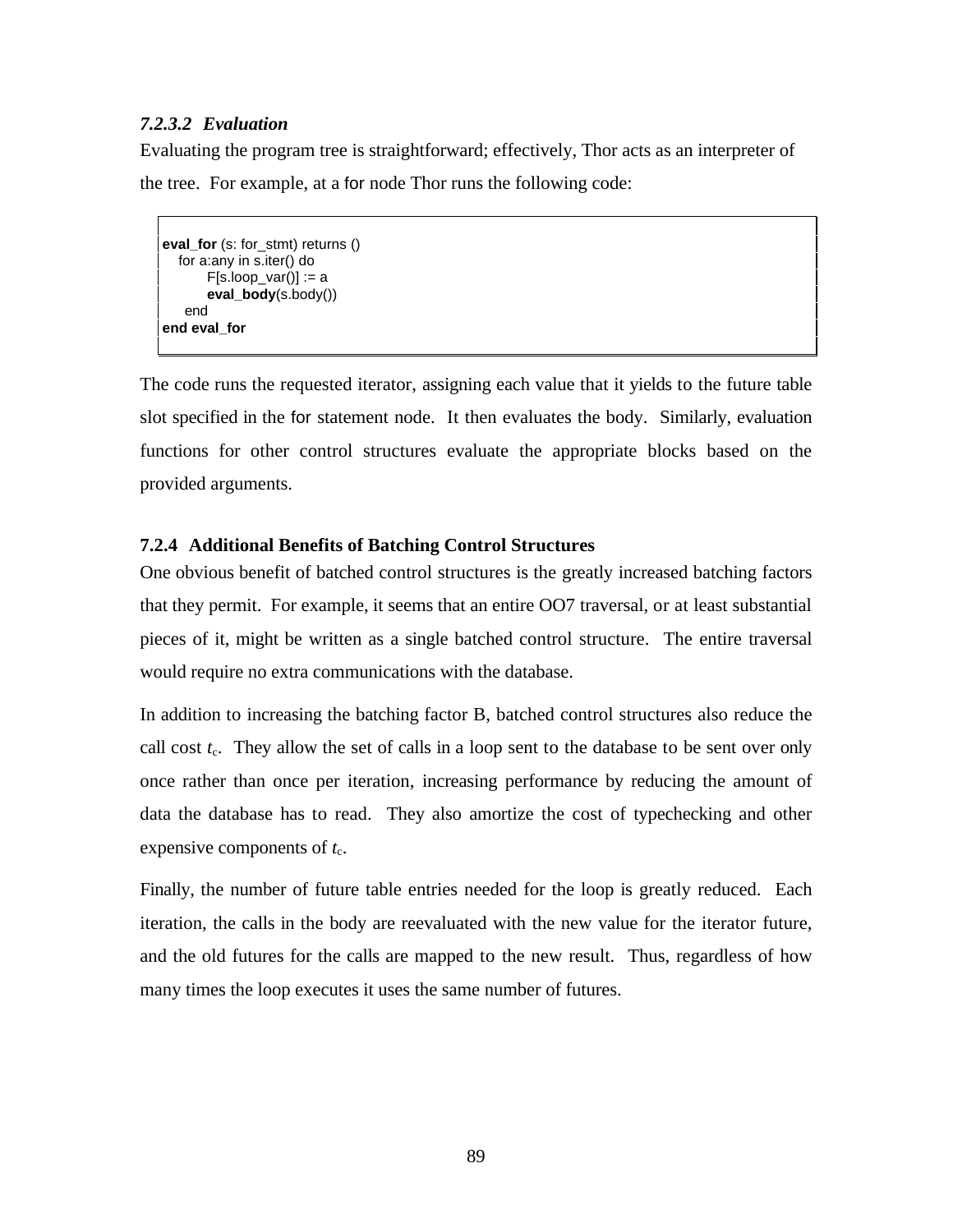#### *7.2.3.2 Evaluation*

Evaluating the program tree is straightforward; effectively, Thor acts as an interpreter of the tree. For example, at a for node Thor runs the following code:

```
eval_for (s: for_stmt) returns ()
   for a:any in s.iter() do
        F[s.loop_var()] := a
        eval_body(s.body())
     end
end eval_for
```

The code runs the requested iterator, assigning each value that it yields to the future table slot specified in the for statement node. It then evaluates the body. Similarly, evaluation functions for other control structures evaluate the appropriate blocks based on the provided arguments.

### 7.2.4 Additional Benefits of Batching Control Structures

One obvious benefit of batched control structures is the greatly increased batching factors that they permit. For example, it seems that an entire OO7 traversal, or at least substantial pieces of it, might be written as a single batched control structure. The entire traversal would require no extra communications with the database.

In addition to increasing the batching factor B, batched control structures also reduce the call cost $t_c$. They allow the set of calls in a loop sent to the database to be sent over only once rather than once per iteration, increasing performance by reducing the amount of data the database has to read. They also amortize the cost of typechecking and other expensive components of $t_c$.

Finally, the number of future table entries needed for the loop is greatly reduced. Each iteration, the calls in the body are reevaluated with the new value for the iterator future, and the old futures for the calls are mapped to the new result. Thus, regardless of how many times the loop executes it uses the same number of futures.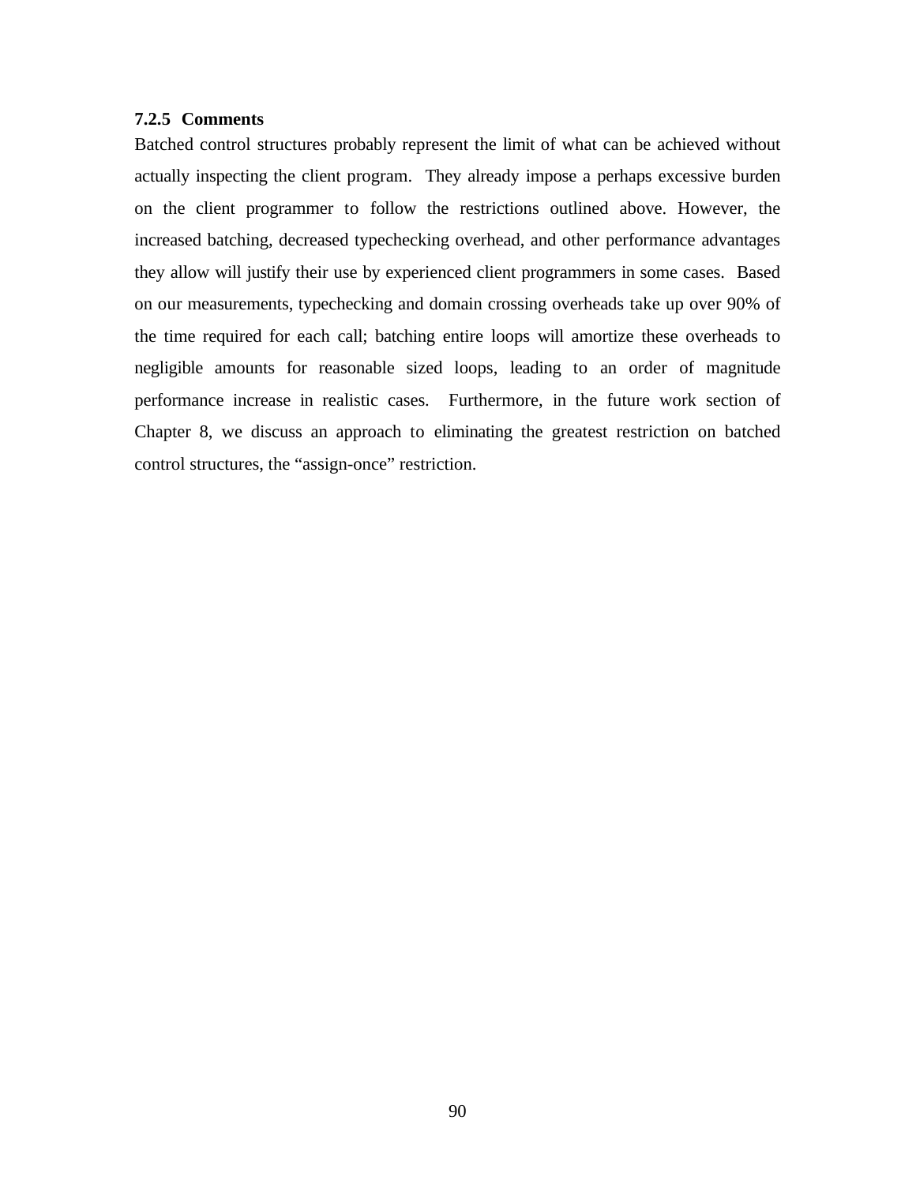### 7.2.5 Comments

Batched control structures probably represent the limit of what can be achieved without actually inspecting the client program. They already impose a perhaps excessive burden on the client programmer to follow the restrictions outlined above. However, the increased batching, decreased typechecking overhead, and other performance advantages they allow will justify their use by experienced client programmers in some cases. Based on our measurements, typechecking and domain crossing overheads take up over 90% of the time required for each call; batching entire loops will amortize these overheads to negligible amounts for reasonable sized loops, leading to an order of magnitude performance increase in realistic cases. Furthermore, in the future work section of Chapter 8, we discuss an approach to eliminating the greatest restriction on batched control structures, the "assign-once" restriction.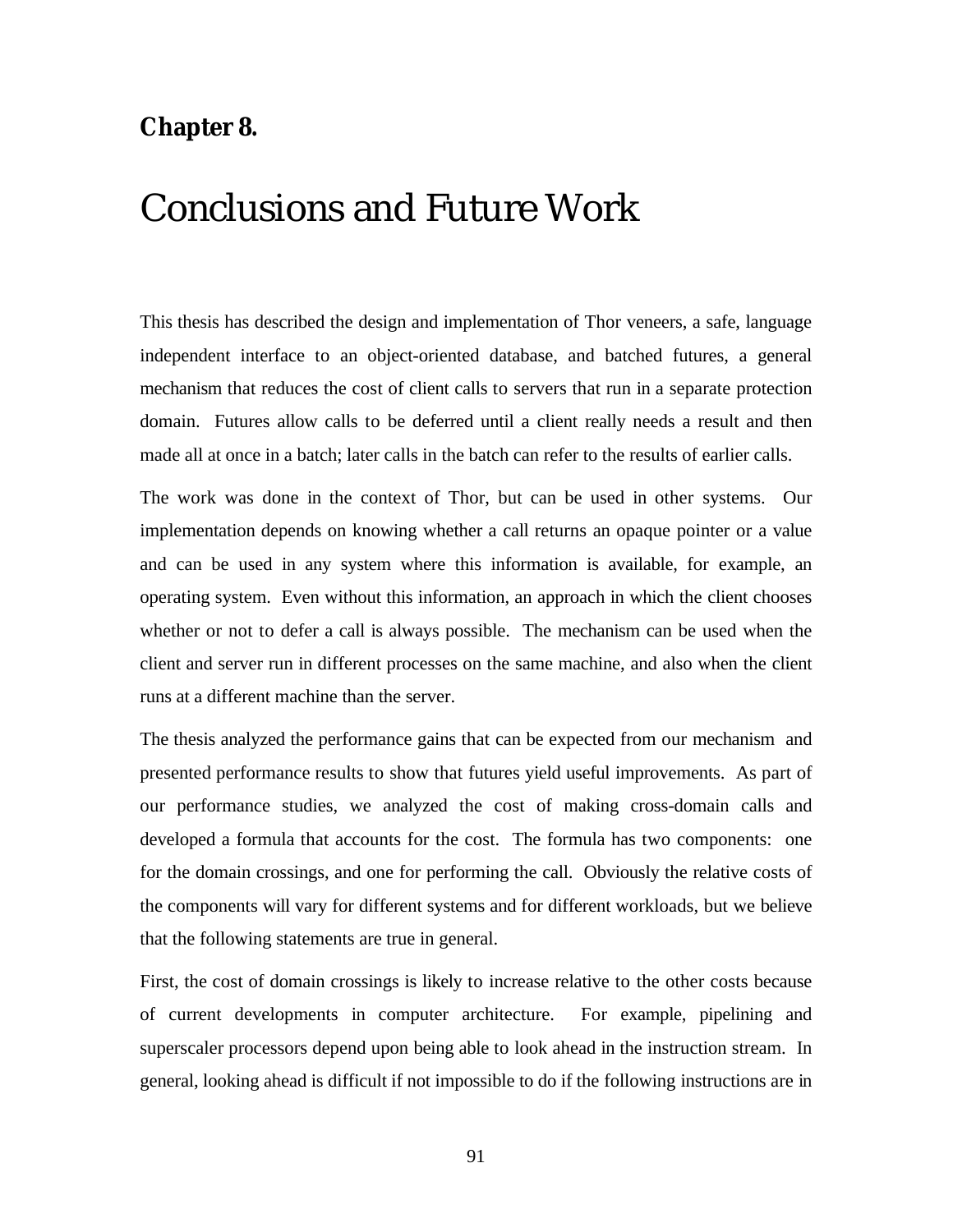**Chapter 8.**

# Conclusions and Future Work

This thesis has described the design and implementation of Thor veneers, a safe, language independent interface to an object-oriented database, and batched futures, a general mechanism that reduces the cost of client calls to servers that run in a separate protection domain. Futures allow calls to be deferred until a client really needs a result and then made all at once in a batch; later calls in the batch can refer to the results of earlier calls.

The work was done in the context of Thor, but can be used in other systems. Our implementation depends on knowing whether a call returns an opaque pointer or a value and can be used in any system where this information is available, for example, an operating system. Even without this information, an approach in which the client chooses whether or not to defer a call is always possible. The mechanism can be used when the client and server run in different processes on the same machine, and also when the client runs at a different machine than the server.

The thesis analyzed the performance gains that can be expected from our mechanism and presented performance results to show that futures yield useful improvements. As part of our performance studies, we analyzed the cost of making cross-domain calls and developed a formula that accounts for the cost. The formula has two components: one for the domain crossings, and one for performing the call. Obviously the relative costs of the components will vary for different systems and for different workloads, but we believe that the following statements are true in general.

First, the cost of domain crossings is likely to increase relative to the other costs because of current developments in computer architecture. For example, pipelining and superscaler processors depend upon being able to look ahead in the instruction stream. In general, looking ahead is difficult if not impossible to do if the following instructions are in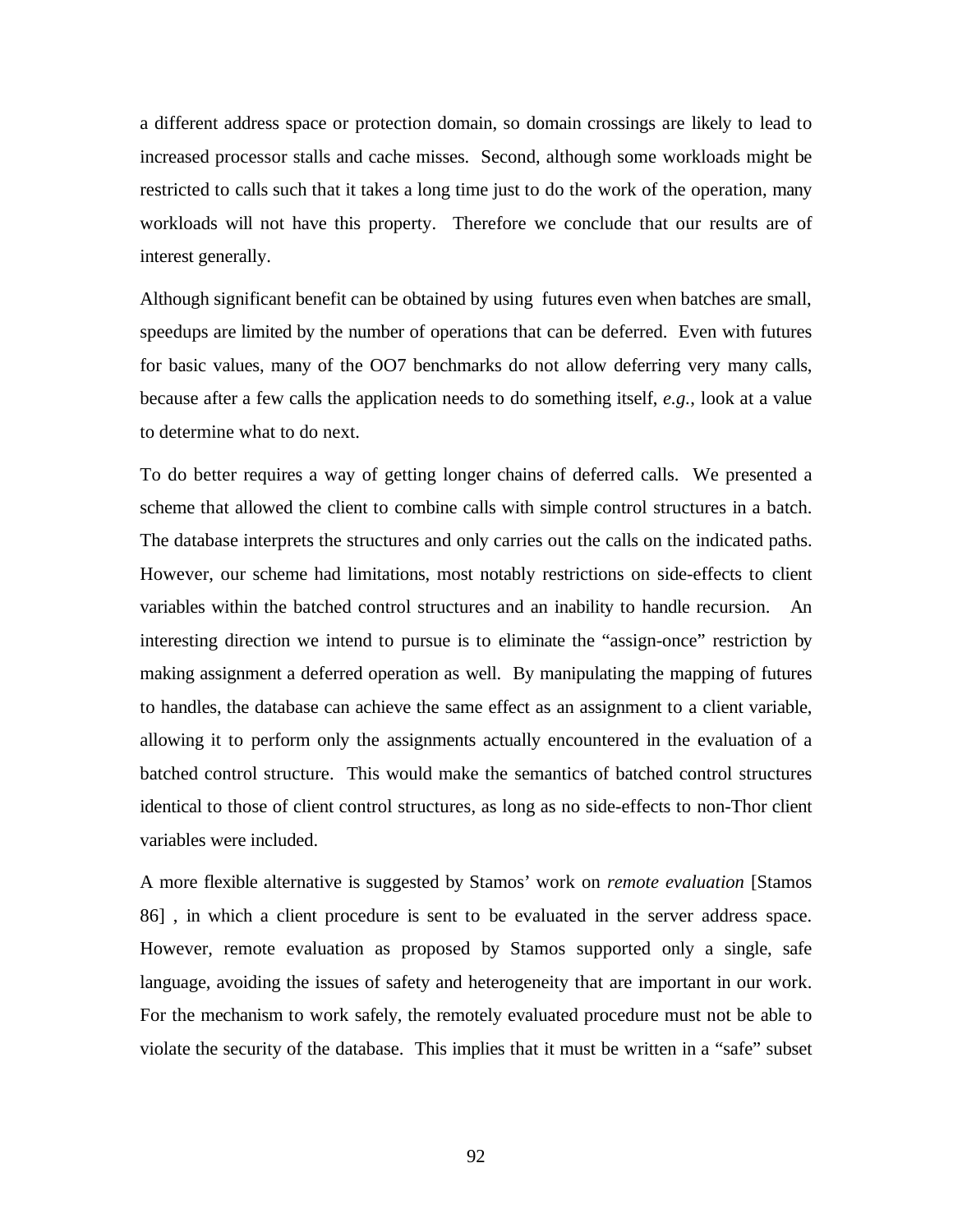a different address space or protection domain, so domain crossings are likely to lead to increased processor stalls and cache misses. Second, although some workloads might be restricted to calls such that it takes a long time just to do the work of the operation, many workloads will not have this property. Therefore we conclude that our results are of interest generally.

Although significant benefit can be obtained by using futures even when batches are small, speedups are limited by the number of operations that can be deferred. Even with futures for basic values, many of the OO7 benchmarks do not allow deferring very many calls, because after a few calls the application needs to do something itself, *e.g.*, look at a value to determine what to do next.

To do better requires a way of getting longer chains of deferred calls. We presented a scheme that allowed the client to combine calls with simple control structures in a batch. The database interprets the structures and only carries out the calls on the indicated paths. However, our scheme had limitations, most notably restrictions on side-effects to client variables within the batched control structures and an inability to handle recursion. An interesting direction we intend to pursue is to eliminate the "assign-once" restriction by making assignment a deferred operation as well. By manipulating the mapping of futures to handles, the database can achieve the same effect as an assignment to a client variable, allowing it to perform only the assignments actually encountered in the evaluation of a batched control structure. This would make the semantics of batched control structures identical to those of client control structures, as long as no side-effects to non-Thor client variables were included.

A more flexible alternative is suggested by Stamos' work on *remote evaluation* [Stamos 86] , in which a client procedure is sent to be evaluated in the server address space. However, remote evaluation as proposed by Stamos supported only a single, safe language, avoiding the issues of safety and heterogeneity that are important in our work. For the mechanism to work safely, the remotely evaluated procedure must not be able to violate the security of the database. This implies that it must be written in a "safe" subset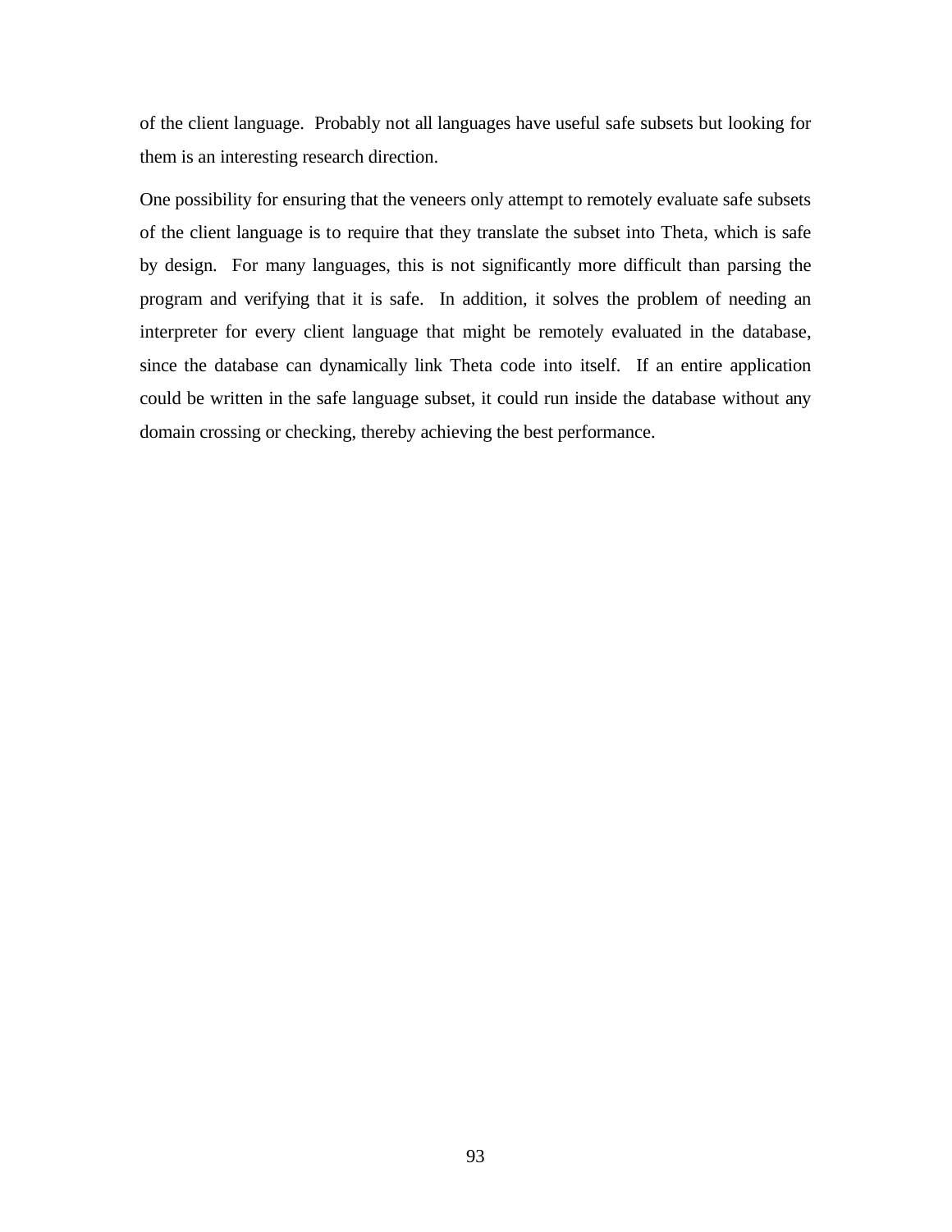of the client language. Probably not all languages have useful safe subsets but looking for them is an interesting research direction.

One possibility for ensuring that the veneers only attempt to remotely evaluate safe subsets of the client language is to require that they translate the subset into Theta, which is safe by design. For many languages, this is not significantly more difficult than parsing the program and verifying that it is safe. In addition, it solves the problem of needing an interpreter for every client language that might be remotely evaluated in the database, since the database can dynamically link Theta code into itself. If an entire application could be written in the safe language subset, it could run inside the database without any domain crossing or checking, thereby achieving the best performance.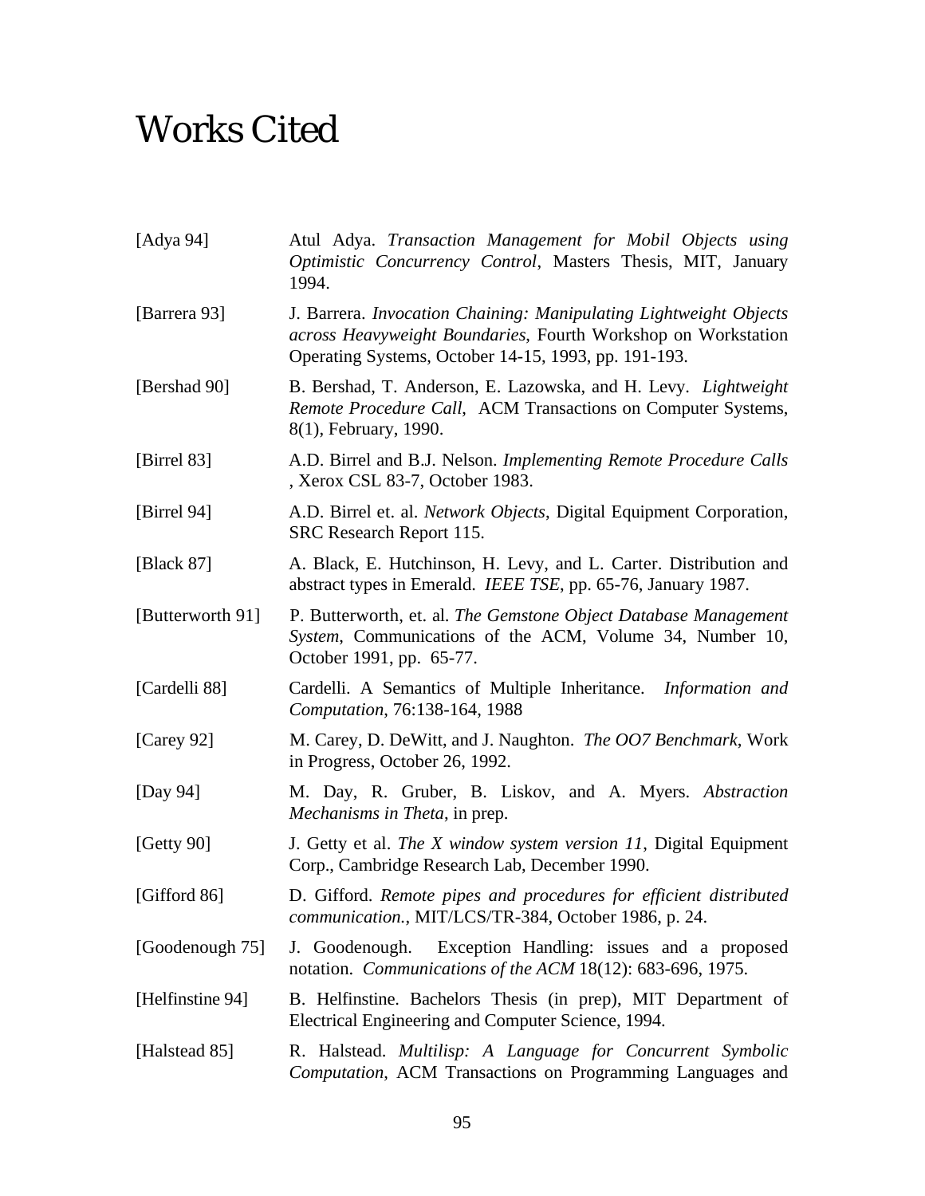# Works Cited

[Adya 94] Atul Adya. *Transaction Management for Mobil Objects using Optimistic Concurrency Control*, Masters Thesis, MIT, January 1994.

[Barrera 93] J. Barrera. *Invocation Chaining: Manipulating Lightweight Objects across Heavyweight Boundaries*, Fourth Workshop on Workstation Operating Systems, October 14-15, 1993, pp. 191-193.

[Bershad 90] B. Bershad, T. Anderson, E. Lazowska, and H. Levy. *Lightweight Remote Procedure Call*, ACM Transactions on Computer Systems, 8(1), February, 1990.

[Birrel 83] A.D. Birrel and B.J. Nelson. *Implementing Remote Procedure Calls* , Xerox CSL 83-7, October 1983.

[Birrel 94] A.D. Birrel et. al. *Network Objects*, Digital Equipment Corporation, SRC Research Report 115.

[Black 87] A. Black, E. Hutchinson, H. Levy, and L. Carter. Distribution and abstract types in Emerald. *IEEE TSE*, pp. 65-76, January 1987.

[Butterworth 91] P. Butterworth, et. al. *The Gemstone Object Database Management System*, Communications of the ACM, Volume 34, Number 10, October 1991, pp. 65-77.

[Cardelli 88] Cardelli. A Semantics of Multiple Inheritance. *Information and Computation*, 76:138-164, 1988

[Carey 92] M. Carey, D. DeWitt, and J. Naughton. *The OO7 Benchmark*, Work in Progress, October 26, 1992.

[Day 94] M. Day, R. Gruber, B. Liskov, and A. Myers. *Abstraction Mechanisms in Theta*, in prep.

[Getty 90] J. Getty et al. *The X window system version 11*, Digital Equipment Corp., Cambridge Research Lab, December 1990.

[Gifford 86] D. Gifford. *Remote pipes and procedures for efficient distributed communication.*, MIT/LCS/TR-384, October 1986, p. 24.

[Goodenough 75] J. Goodenough. Exception Handling: issues and a proposed notation. *Communications of the ACM* 18(12): 683-696, 1975.

[Helfinstine 94] B. Helfinstine. Bachelors Thesis (in prep), MIT Department of Electrical Engineering and Computer Science, 1994.

[Halstead 85] R. Halstead. *Multilisp: A Language for Concurrent Symbolic Computation*, ACM Transactions on Programming Languages and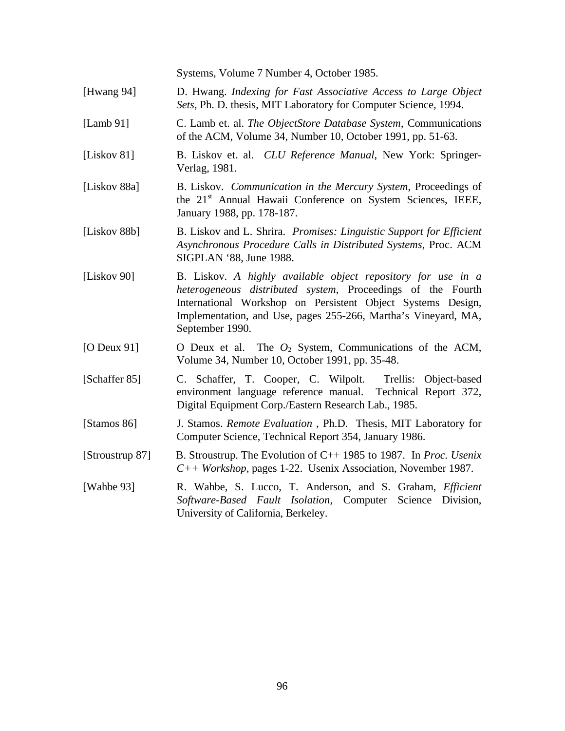Systems, Volume 7 Number 4, October 1985.

[Hwang 94] D. Hwang. *Indexing for Fast Associative Access to Large Object Sets*, Ph. D. thesis, MIT Laboratory for Computer Science, 1994.

[Lamb 91] C. Lamb et. al. *The ObjectStore Database System*, Communications of the ACM, Volume 34, Number 10, October 1991, pp. 51-63.

[Liskov 81] B. Liskov et. al. *CLU Reference Manual*, New York: Springer-Verlag, 1981.

[Liskov 88a] B. Liskov. *Communication in the Mercury System*, Proceedings of the 21st Annual Hawaii Conference on System Sciences, IEEE, January 1988, pp. 178-187.

[Liskov 88b] B. Liskov and L. Shrira. *Promises: Linguistic Support for Efficient Asynchronous Procedure Calls in Distributed Systems*, Proc. ACM SIGPLAN '88, June 1988.

[Liskov 90] B. Liskov. *A highly available object repository for use in a heterogeneous distributed system*, Proceedings of the Fourth International Workshop on Persistent Object Systems Design, Implementation, and Use, pages 255-266, Martha's Vineyard, MA, September 1990.

[O Deux 91] O Deux et al. The $O_2$ System, Communications of the ACM, Volume 34, Number 10, October 1991, pp. 35-48.

[Schaffer 85] C. Schaffer, T. Cooper, C. Wilpolt. Trellis: Object-based environment language reference manual. Technical Report 372, Digital Equipment Corp./Eastern Research Lab., 1985.

[Stamos 86] J. Stamos. *Remote Evaluation* , Ph.D. Thesis, MIT Laboratory for Computer Science, Technical Report 354, January 1986.

[Stroustrup 87] B. Stroustrup. The Evolution of C++ 1985 to 1987. In *Proc. Usenix C++ Workshop*, pages 1-22. Usenix Association, November 1987.

[Wahbe 93] R. Wahbe, S. Lucco, T. Anderson, and S. Graham, *Efficient Software-Based Fault Isolation*, Computer Science Division, University of California, Berkeley.